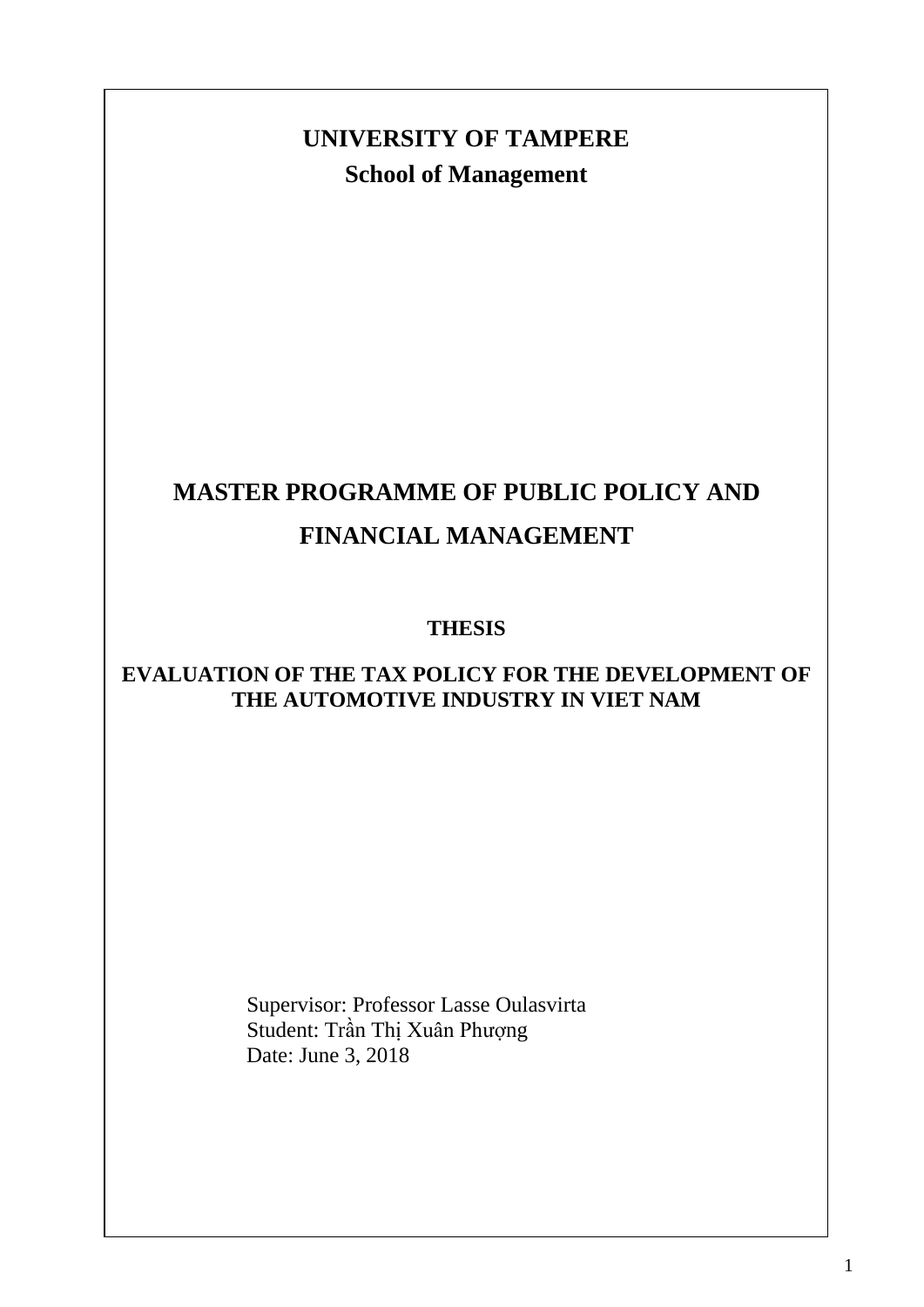**UNIVERSITY OF TAMPERE**

**School of Management**

# MASTER PROGRAMME OF PUBLIC POLICY AND FINANCIAL MANAGEMENT

**THESIS**

## EVALUATION OF THE TAX POLICY FOR THE DEVELOPMENT OF THE AUTOMOTIVE INDUSTRY IN VIET NAM

Supervisor: Professor Lasse Oulasvirta
Student: Trần Thị Xuân Phượng
Date: June 3, 2018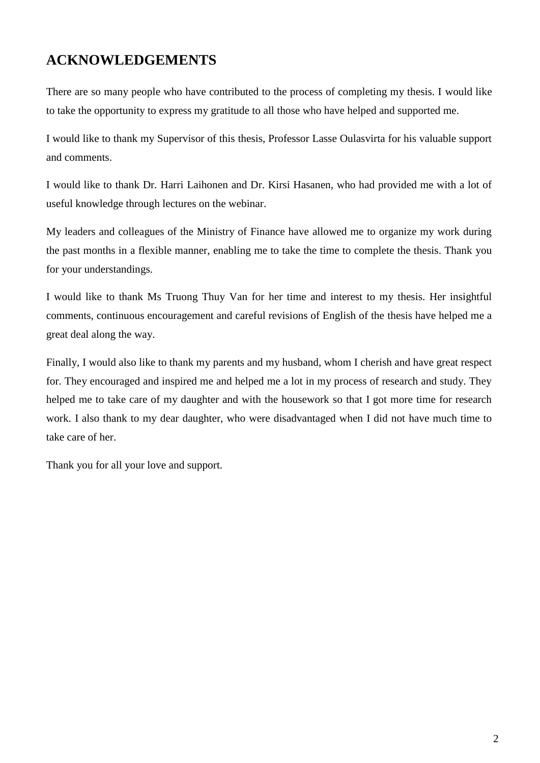# ACKNOWLEDGEMENTS

There are so many people who have contributed to the process of completing my thesis. I would like to take the opportunity to express my gratitude to all those who have helped and supported me.

I would like to thank my Supervisor of this thesis, Professor Lasse Oulasvirta for his valuable support and comments.

I would like to thank Dr. Harri Laihonen and Dr. Kirsi Hasanen, who had provided me with a lot of useful knowledge through lectures on the webinar.

My leaders and colleagues of the Ministry of Finance have allowed me to organize my work during the past months in a flexible manner, enabling me to take the time to complete the thesis. Thank you for your understandings.

I would like to thank Ms Truong Thuy Van for her time and interest to my thesis. Her insightful comments, continuous encouragement and careful revisions of English of the thesis have helped me a great deal along the way.

Finally, I would also like to thank my parents and my husband, whom I cherish and have great respect for. They encouraged and inspired me and helped me a lot in my process of research and study. They helped me to take care of my daughter and with the housework so that I got more time for research work. I also thank to my dear daughter, who were disadvantaged when I did not have much time to take care of her.

Thank you for all your love and support.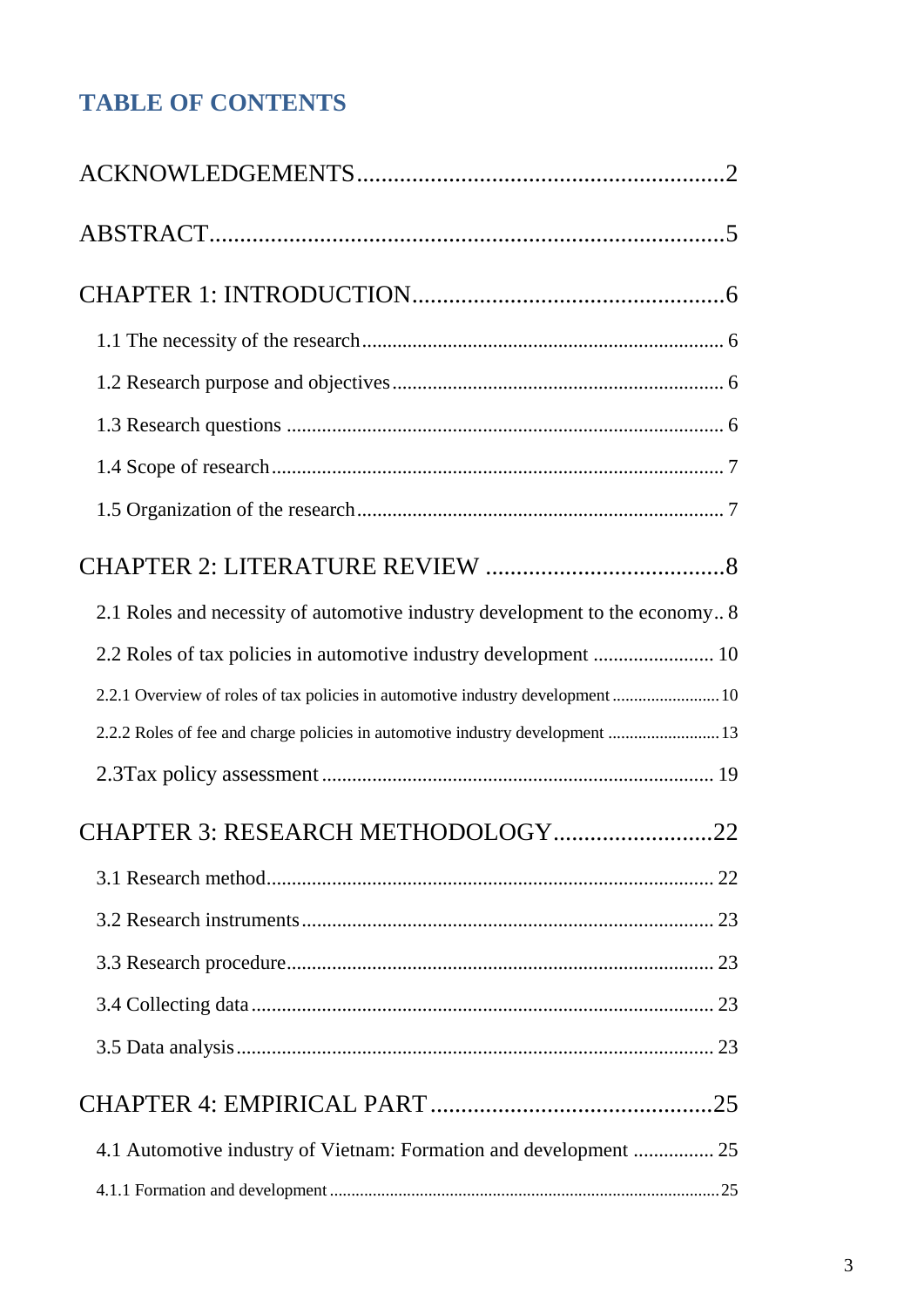## TABLE OF CONTENTS

ACKNOWLEDGEMENTS...........................................................2

ABSTRACT...................................................................................5

CHAPTER 1: INTRODUCTION..................................................6

- 1.1 The necessity of the research....................................................................... 6
- 1.2 Research purpose and objectives................................................................. 6
- 1.3 Research questions ...................................................................................... 6
- 1.4 Scope of research.......................................................................................... 7
- 1.5 Organization of the research........................................................................ 7

CHAPTER 2: LITERATURE REVIEW .......................................8

- 2.1 Roles and necessity of automotive industry development to the economy.. 8
- 2.2 Roles of tax policies in automotive industry development ........................ 10
  - 2.2.1 Overview of roles of tax policies in automotive industry development........................10
  - 2.2.2 Roles of fee and charge policies in automotive industry development .........................13
- 2.3Tax policy assessment............................................................................. 19

CHAPTER 3: RESEARCH METHODOLOGY..........................22

- 3.1 Research method........................................................................................ 22
- 3.2 Research instruments................................................................................. 23
- 3.3 Research procedure.................................................................................... 23
- 3.4 Collecting data............................................................................................ 23
- 3.5 Data analysis.............................................................................................. 23

CHAPTER 4: EMPIRICAL PART ..............................................25

- 4.1 Automotive industry of Vietnam: Formation and development ................ 25
  - 4.1.1 Formation and development..........................................................................................25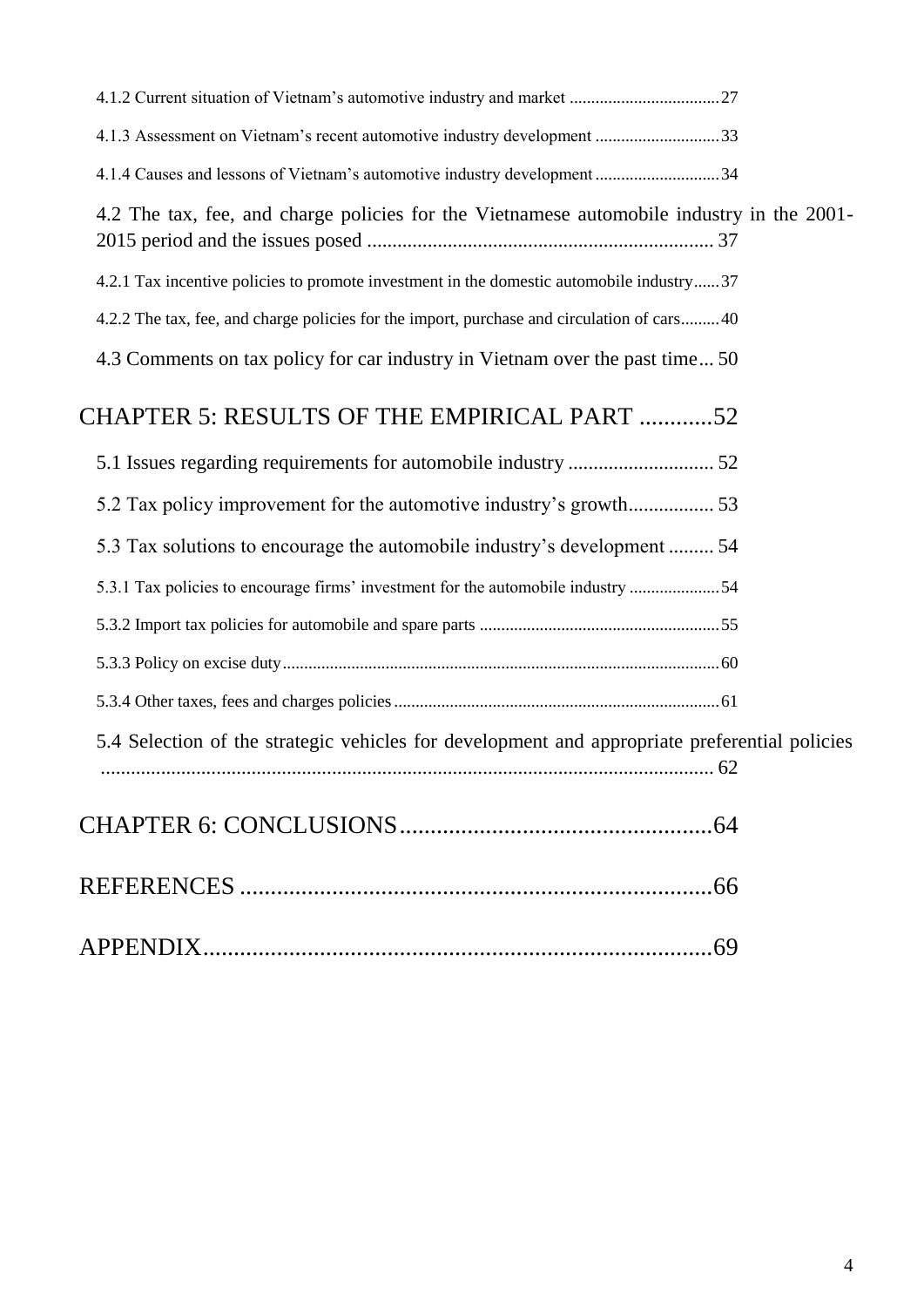4.1.2 Current situation of Vietnam's automotive industry and market ....................................27

4.1.3 Assessment on Vietnam's recent automotive industry development .............................33

4.1.4 Causes and lessons of Vietnam's automotive industry development .............................34

4.2 The tax, fee, and charge policies for the Vietnamese automobile industry in the 2001-2015 period and the issues posed .................................................................... 37

4.2.1 Tax incentive policies to promote investment in the domestic automobile industry......37

4.2.2 The tax, fee, and charge policies for the import, purchase and circulation of cars.........40

4.3 Comments on tax policy for car industry in Vietnam over the past time... 50

CHAPTER 5: RESULTS OF THE EMPIRICAL PART ............52

5.1 Issues regarding requirements for automobile industry ............................ 52

5.2 Tax policy improvement for the automotive industry's growth................. 53

5.3 Tax solutions to encourage the automobile industry's development ......... 54

5.3.1 Tax policies to encourage firms' investment for the automobile industry .....................54

5.3.2 Import tax policies for automobile and spare parts ........................................................55

5.3.3 Policy on excise duty......................................................................................................60

5.3.4 Other taxes, fees and charges policies............................................................................61

5.4 Selection of the strategic vehicles for development and appropriate preferential policies ........................................................................................................ 62

CHAPTER 6: CONCLUSIONS...................................................64

REFERENCES .............................................................................66

APPENDIX...................................................................................69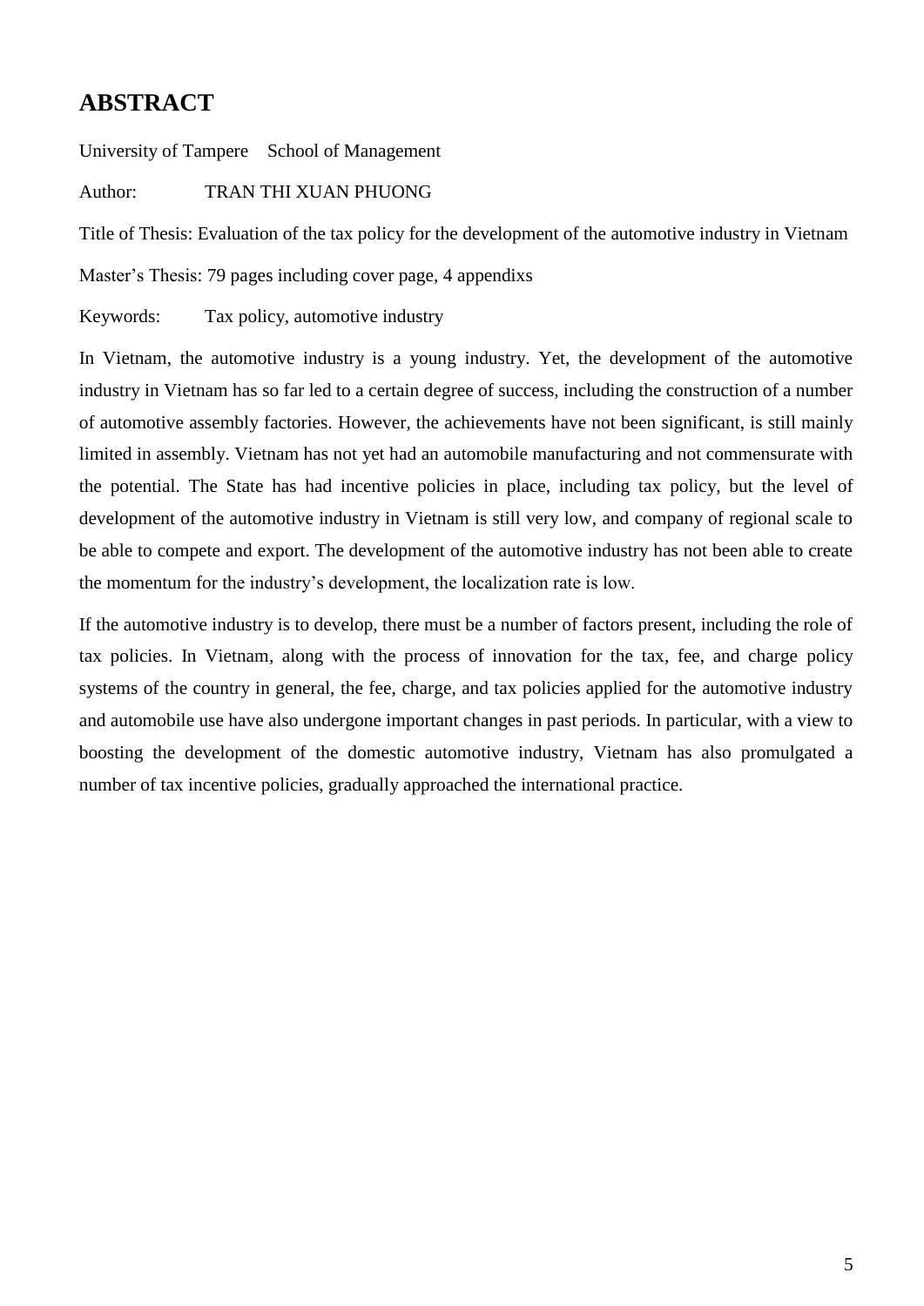# ABSTRACT

University of Tampere School of Management

Author: TRAN THI XUAN PHUONG

Title of Thesis: Evaluation of the tax policy for the development of the automotive industry in Vietnam

Master's Thesis: 79 pages including cover page, 4 appendixs

Keywords: Tax policy, automotive industry

In Vietnam, the automotive industry is a young industry. Yet, the development of the automotive industry in Vietnam has so far led to a certain degree of success, including the construction of a number of automotive assembly factories. However, the achievements have not been significant, is still mainly limited in assembly. Vietnam has not yet had an automobile manufacturing and not commensurate with the potential. The State has had incentive policies in place, including tax policy, but the level of development of the automotive industry in Vietnam is still very low, and company of regional scale to be able to compete and export. The development of the automotive industry has not been able to create the momentum for the industry's development, the localization rate is low.

If the automotive industry is to develop, there must be a number of factors present, including the role of tax policies. In Vietnam, along with the process of innovation for the tax, fee, and charge policy systems of the country in general, the fee, charge, and tax policies applied for the automotive industry and automobile use have also undergone important changes in past periods. In particular, with a view to boosting the development of the domestic automotive industry, Vietnam has also promulgated a number of tax incentive policies, gradually approached the international practice.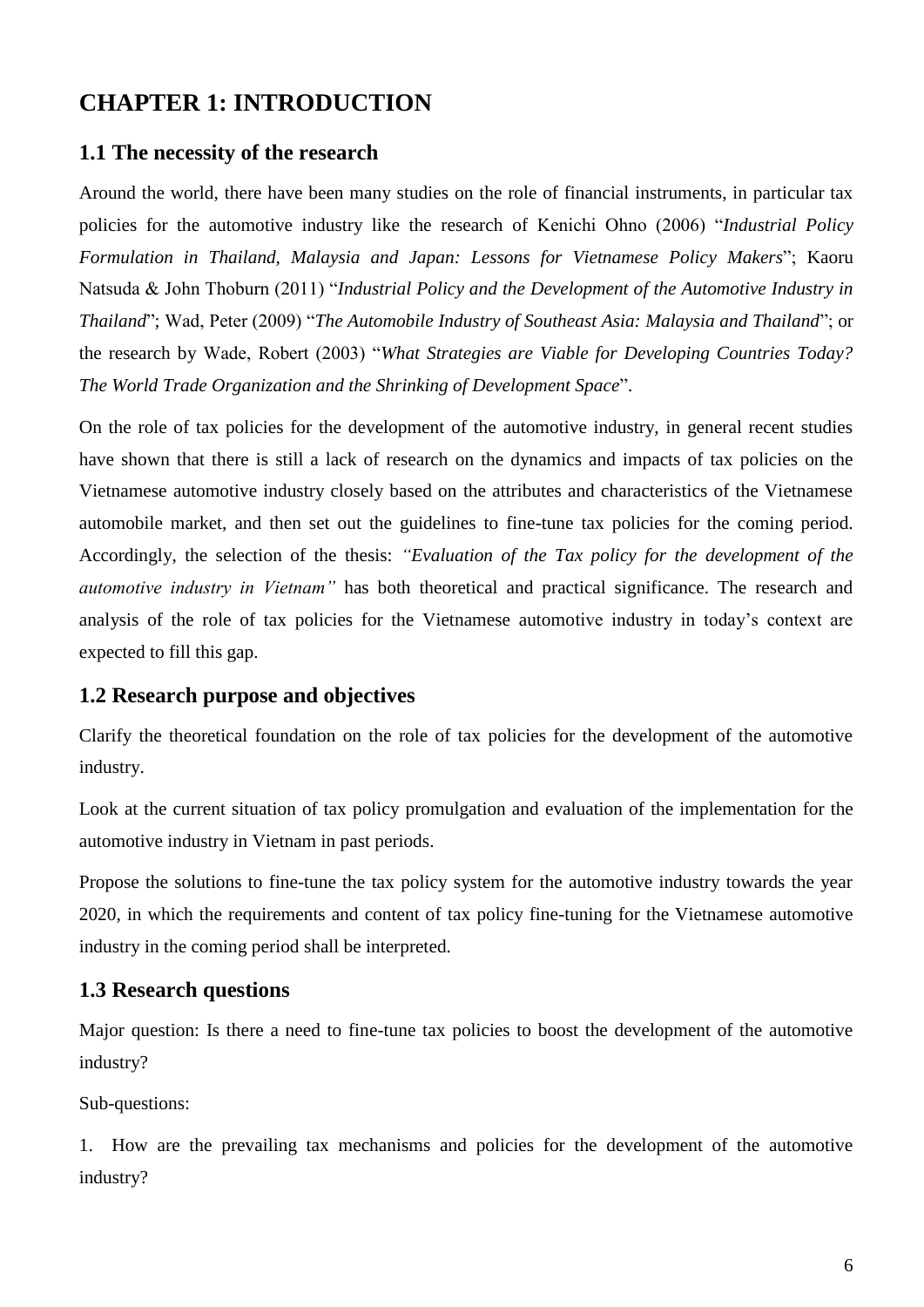# CHAPTER 1: INTRODUCTION

## 1.1 The necessity of the research

Around the world, there have been many studies on the role of financial instruments, in particular tax policies for the automotive industry like the research of Kenichi Ohno (2006) "*Industrial Policy Formulation in Thailand, Malaysia and Japan: Lessons for Vietnamese Policy Makers*"; Kaoru Natsuda & John Thoburn (2011) "*Industrial Policy and the Development of the Automotive Industry in Thailand*"; Wad, Peter (2009) "*The Automobile Industry of Southeast Asia: Malaysia and Thailand*"; or the research by Wade, Robert (2003) "*What Strategies are Viable for Developing Countries Today? The World Trade Organization and the Shrinking of Development Space*".

On the role of tax policies for the development of the automotive industry, in general recent studies have shown that there is still a lack of research on the dynamics and impacts of tax policies on the Vietnamese automotive industry closely based on the attributes and characteristics of the Vietnamese automobile market, and then set out the guidelines to fine-tune tax policies for the coming period. Accordingly, the selection of the thesis: *"Evaluation of the Tax policy for the development of the automotive industry in Vietnam"* has both theoretical and practical significance. The research and analysis of the role of tax policies for the Vietnamese automotive industry in today's context are expected to fill this gap.

## 1.2 Research purpose and objectives

Clarify the theoretical foundation on the role of tax policies for the development of the automotive industry.

Look at the current situation of tax policy promulgation and evaluation of the implementation for the automotive industry in Vietnam in past periods.

Propose the solutions to fine-tune the tax policy system for the automotive industry towards the year 2020, in which the requirements and content of tax policy fine-tuning for the Vietnamese automotive industry in the coming period shall be interpreted.

## 1.3 Research questions

Major question: Is there a need to fine-tune tax policies to boost the development of the automotive industry?

Sub-questions:

1. How are the prevailing tax mechanisms and policies for the development of the automotive industry?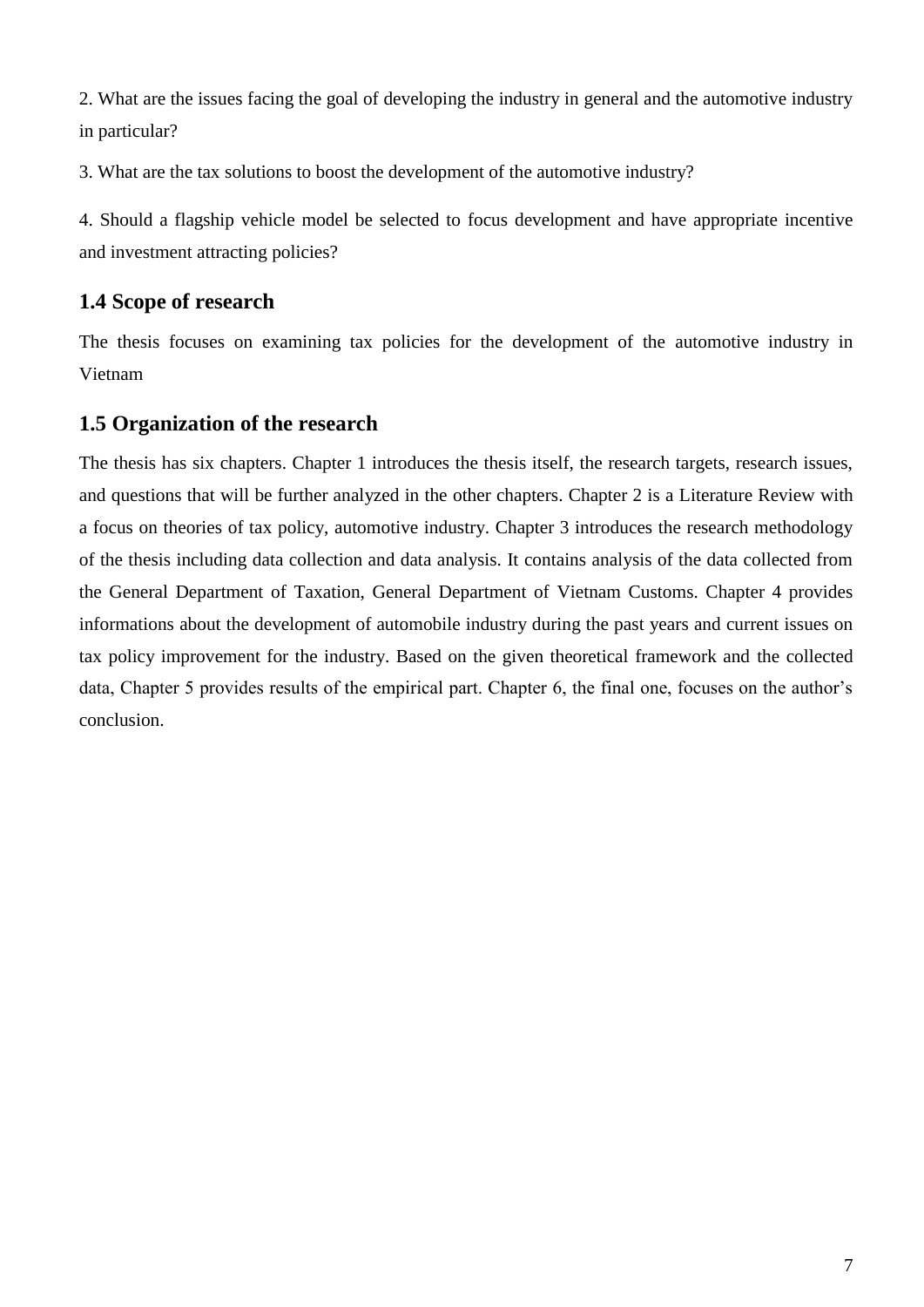2. What are the issues facing the goal of developing the industry in general and the automotive industry in particular?

3. What are the tax solutions to boost the development of the automotive industry?

4. Should a flagship vehicle model be selected to focus development and have appropriate incentive and investment attracting policies?

## 1.4 Scope of research

The thesis focuses on examining tax policies for the development of the automotive industry in Vietnam

## 1.5 Organization of the research

The thesis has six chapters. Chapter 1 introduces the thesis itself, the research targets, research issues, and questions that will be further analyzed in the other chapters. Chapter 2 is a Literature Review with a focus on theories of tax policy, automotive industry. Chapter 3 introduces the research methodology of the thesis including data collection and data analysis. It contains analysis of the data collected from the General Department of Taxation, General Department of Vietnam Customs. Chapter 4 provides informations about the development of automobile industry during the past years and current issues on tax policy improvement for the industry. Based on the given theoretical framework and the collected data, Chapter 5 provides results of the empirical part. Chapter 6, the final one, focuses on the author's conclusion.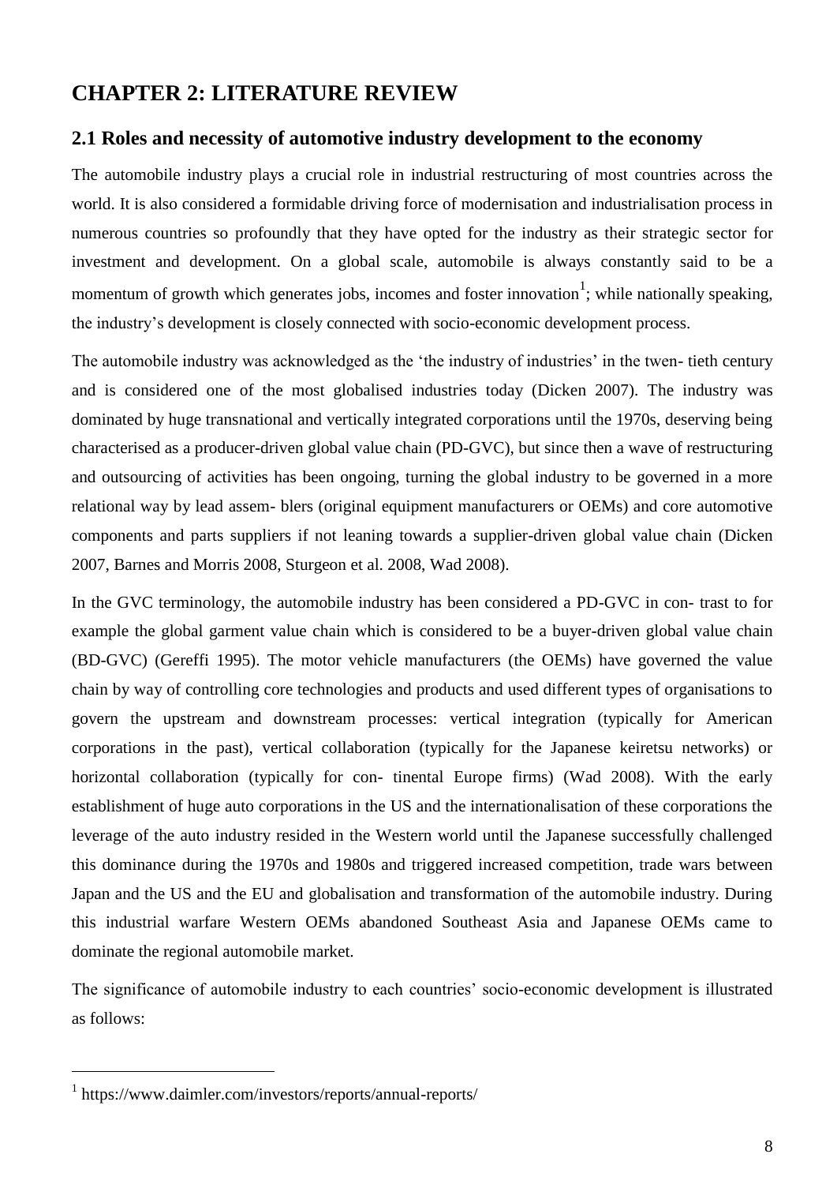# CHAPTER 2: LITERATURE REVIEW

## 2.1 Roles and necessity of automotive industry development to the economy

The automobile industry plays a crucial role in industrial restructuring of most countries across the world. It is also considered a formidable driving force of modernisation and industrialisation process in numerous countries so profoundly that they have opted for the industry as their strategic sector for investment and development. On a global scale, automobile is always constantly said to be a momentum of growth which generates jobs, incomes and foster innovation[1]; while nationally speaking, the industry's development is closely connected with socio-economic development process.

The automobile industry was acknowledged as the 'the industry of industries' in the twen- tieth century and is considered one of the most globalised industries today (Dicken 2007). The industry was dominated by huge transnational and vertically integrated corporations until the 1970s, deserving being characterised as a producer-driven global value chain (PD-GVC), but since then a wave of restructuring and outsourcing of activities has been ongoing, turning the global industry to be governed in a more relational way by lead assem- blers (original equipment manufacturers or OEMs) and core automotive components and parts suppliers if not leaning towards a supplier-driven global value chain (Dicken 2007, Barnes and Morris 2008, Sturgeon et al. 2008, Wad 2008).

In the GVC terminology, the automobile industry has been considered a PD-GVC in con- trast to for example the global garment value chain which is considered to be a buyer-driven global value chain (BD-GVC) (Gereffi 1995). The motor vehicle manufacturers (the OEMs) have governed the value chain by way of controlling core technologies and products and used different types of organisations to govern the upstream and downstream processes: vertical integration (typically for American corporations in the past), vertical collaboration (typically for the Japanese keiretsu networks) or horizontal collaboration (typically for con- tinental Europe firms) (Wad 2008). With the early establishment of huge auto corporations in the US and the internationalisation of these corporations the leverage of the auto industry resided in the Western world until the Japanese successfully challenged this dominance during the 1970s and 1980s and triggered increased competition, trade wars between Japan and the US and the EU and globalisation and transformation of the automobile industry. During this industrial warfare Western OEMs abandoned Southeast Asia and Japanese OEMs came to dominate the regional automobile market.

The significance of automobile industry to each countries' socio-economic development is illustrated as follows:

---

[1] https://www.daimler.com/investors/reports/annual-reports/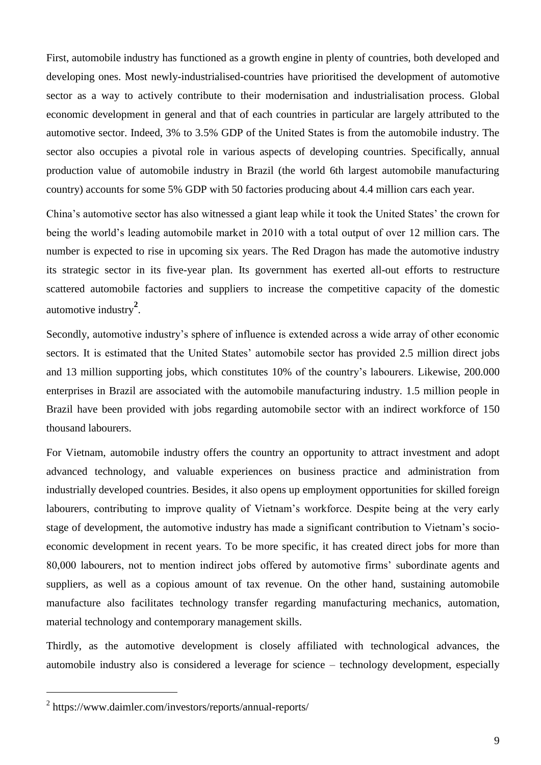First, automobile industry has functioned as a growth engine in plenty of countries, both developed and developing ones. Most newly-industrialised-countries have prioritised the development of automotive sector as a way to actively contribute to their modernisation and industrialisation process. Global economic development in general and that of each countries in particular are largely attributed to the automotive sector. Indeed, 3% to 3.5% GDP of the United States is from the automobile industry. The sector also occupies a pivotal role in various aspects of developing countries. Specifically, annual production value of automobile industry in Brazil (the world 6th largest automobile manufacturing country) accounts for some 5% GDP with 50 factories producing about 4.4 million cars each year.

China's automotive sector has also witnessed a giant leap while it took the United States' the crown for being the world's leading automobile market in 2010 with a total output of over 12 million cars. The number is expected to rise in upcoming six years. The Red Dragon has made the automotive industry its strategic sector in its five-year plan. Its government has exerted all-out efforts to restructure scattered automobile factories and suppliers to increase the competitive capacity of the domestic automotive industry[2].

Secondly, automotive industry's sphere of influence is extended across a wide array of other economic sectors. It is estimated that the United States' automobile sector has provided 2.5 million direct jobs and 13 million supporting jobs, which constitutes 10% of the country's labourers. Likewise, 200.000 enterprises in Brazil are associated with the automobile manufacturing industry. 1.5 million people in Brazil have been provided with jobs regarding automobile sector with an indirect workforce of 150 thousand labourers.

For Vietnam, automobile industry offers the country an opportunity to attract investment and adopt advanced technology, and valuable experiences on business practice and administration from industrially developed countries. Besides, it also opens up employment opportunities for skilled foreign labourers, contributing to improve quality of Vietnam's workforce. Despite being at the very early stage of development, the automotive industry has made a significant contribution to Vietnam's socio-economic development in recent years. To be more specific, it has created direct jobs for more than 80,000 labourers, not to mention indirect jobs offered by automotive firms' subordinate agents and suppliers, as well as a copious amount of tax revenue. On the other hand, sustaining automobile manufacture also facilitates technology transfer regarding manufacturing mechanics, automation, material technology and contemporary management skills.

Thirdly, as the automotive development is closely affiliated with technological advances, the automobile industry also is considered a leverage for science – technology development, especially

[2] https://www.daimler.com/investors/reports/annual-reports/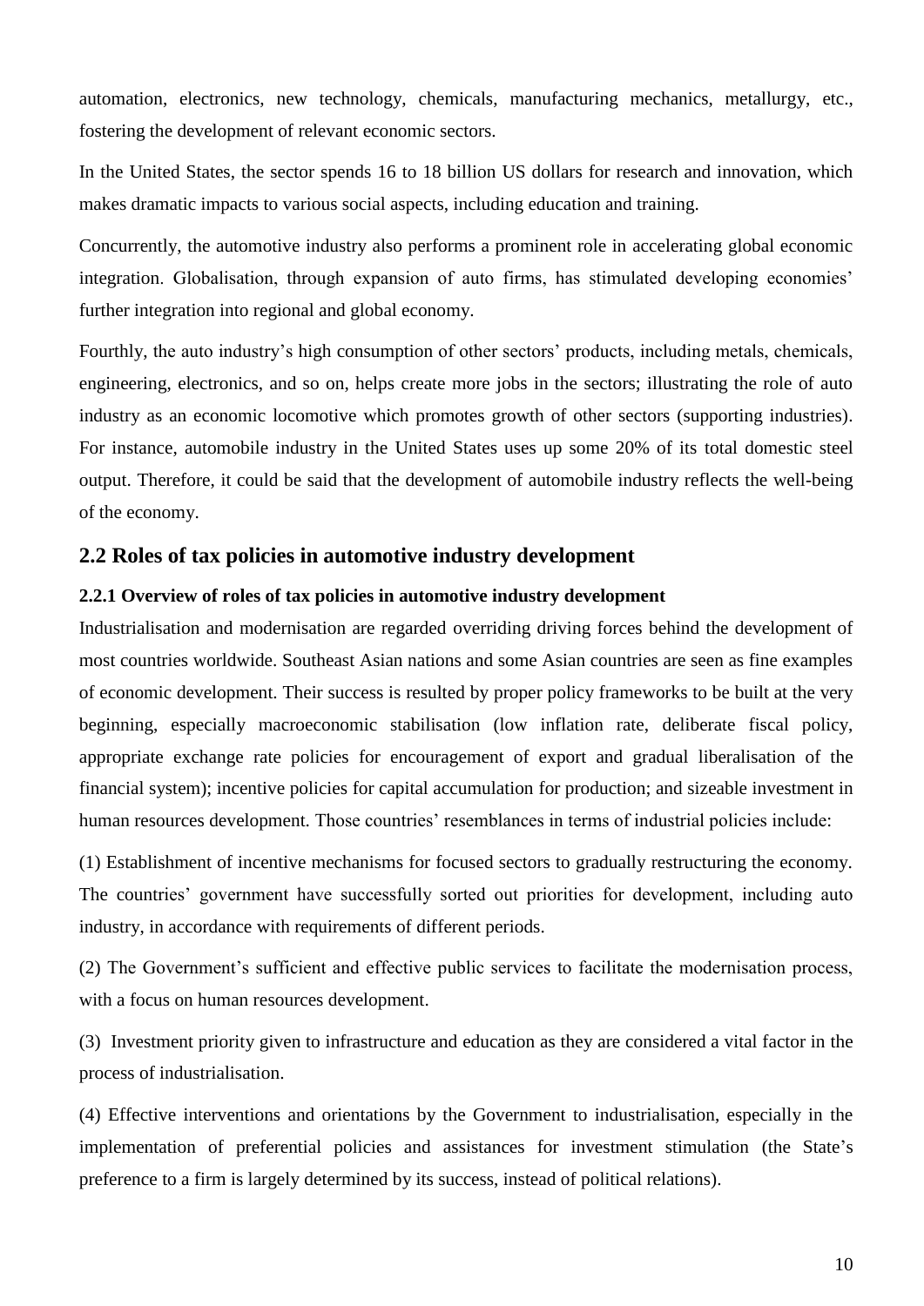automation, electronics, new technology, chemicals, manufacturing mechanics, metallurgy, etc., fostering the development of relevant economic sectors.

In the United States, the sector spends 16 to 18 billion US dollars for research and innovation, which makes dramatic impacts to various social aspects, including education and training.

Concurrently, the automotive industry also performs a prominent role in accelerating global economic integration. Globalisation, through expansion of auto firms, has stimulated developing economies' further integration into regional and global economy.

Fourthly, the auto industry's high consumption of other sectors' products, including metals, chemicals, engineering, electronics, and so on, helps create more jobs in the sectors; illustrating the role of auto industry as an economic locomotive which promotes growth of other sectors (supporting industries). For instance, automobile industry in the United States uses up some 20% of its total domestic steel output. Therefore, it could be said that the development of automobile industry reflects the well-being of the economy.

## 2.2 Roles of tax policies in automotive industry development

### 2.2.1 Overview of roles of tax policies in automotive industry development

Industrialisation and modernisation are regarded overriding driving forces behind the development of most countries worldwide. Southeast Asian nations and some Asian countries are seen as fine examples of economic development. Their success is resulted by proper policy frameworks to be built at the very beginning, especially macroeconomic stabilisation (low inflation rate, deliberate fiscal policy, appropriate exchange rate policies for encouragement of export and gradual liberalisation of the financial system); incentive policies for capital accumulation for production; and sizeable investment in human resources development. Those countries' resemblances in terms of industrial policies include:

(1) Establishment of incentive mechanisms for focused sectors to gradually restructuring the economy. The countries' government have successfully sorted out priorities for development, including auto industry, in accordance with requirements of different periods.

(2) The Government's sufficient and effective public services to facilitate the modernisation process, with a focus on human resources development.

(3) Investment priority given to infrastructure and education as they are considered a vital factor in the process of industrialisation.

(4) Effective interventions and orientations by the Government to industrialisation, especially in the implementation of preferential policies and assistances for investment stimulation (the State's preference to a firm is largely determined by its success, instead of political relations).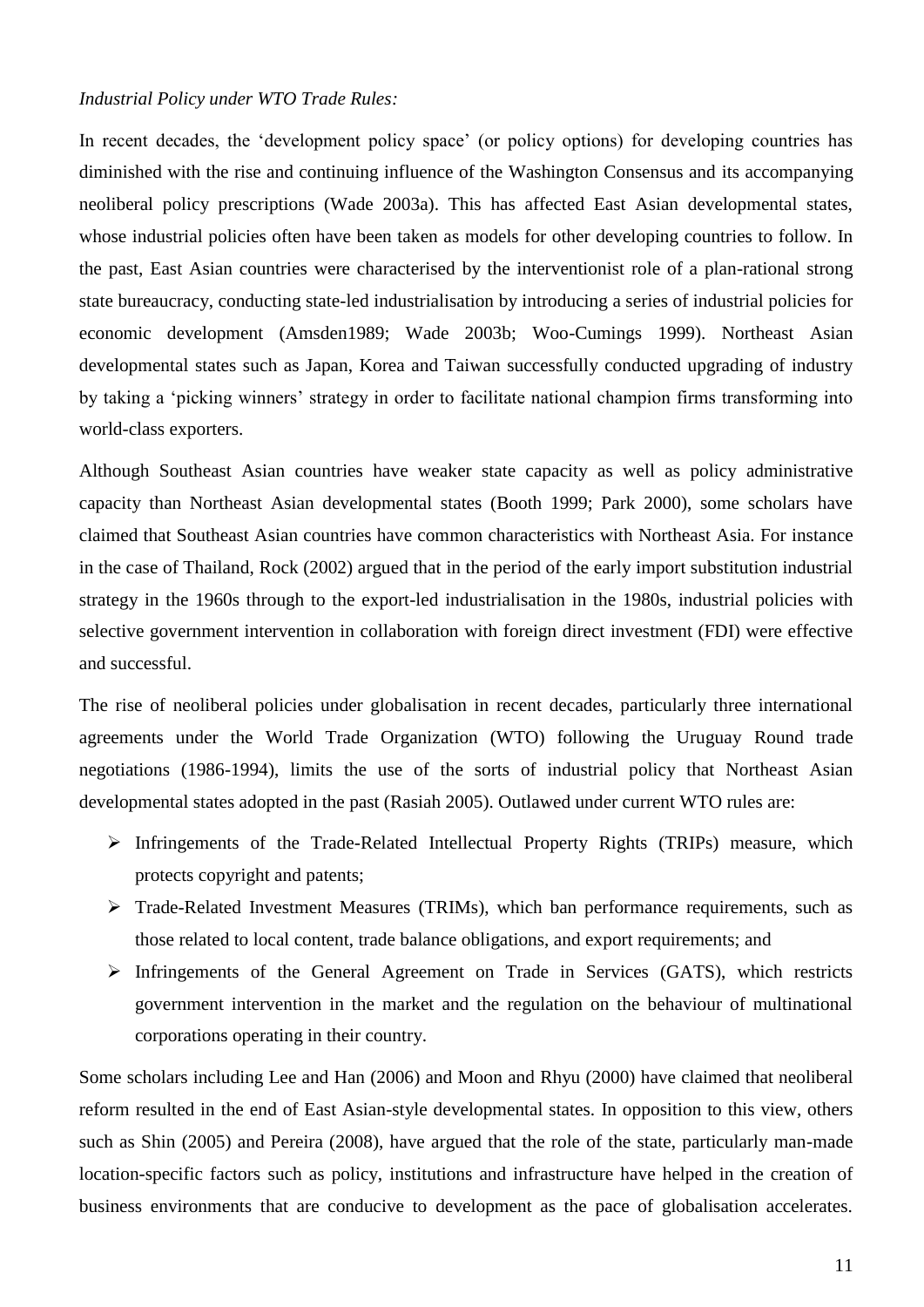*Industrial Policy under WTO Trade Rules:*

In recent decades, the 'development policy space' (or policy options) for developing countries has diminished with the rise and continuing influence of the Washington Consensus and its accompanying neoliberal policy prescriptions (Wade 2003a). This has affected East Asian developmental states, whose industrial policies often have been taken as models for other developing countries to follow. In the past, East Asian countries were characterised by the interventionist role of a plan-rational strong state bureaucracy, conducting state-led industrialisation by introducing a series of industrial policies for economic development (Amsden1989; Wade 2003b; Woo-Cumings 1999). Northeast Asian developmental states such as Japan, Korea and Taiwan successfully conducted upgrading of industry by taking a 'picking winners' strategy in order to facilitate national champion firms transforming into world-class exporters.

Although Southeast Asian countries have weaker state capacity as well as policy administrative capacity than Northeast Asian developmental states (Booth 1999; Park 2000), some scholars have claimed that Southeast Asian countries have common characteristics with Northeast Asia. For instance in the case of Thailand, Rock (2002) argued that in the period of the early import substitution industrial strategy in the 1960s through to the export-led industrialisation in the 1980s, industrial policies with selective government intervention in collaboration with foreign direct investment (FDI) were effective and successful.

The rise of neoliberal policies under globalisation in recent decades, particularly three international agreements under the World Trade Organization (WTO) following the Uruguay Round trade negotiations (1986-1994), limits the use of the sorts of industrial policy that Northeast Asian developmental states adopted in the past (Rasiah 2005). Outlawed under current WTO rules are:

- Infringements of the Trade-Related Intellectual Property Rights (TRIPs) measure, which protects copyright and patents;
- Trade-Related Investment Measures (TRIMs), which ban performance requirements, such as those related to local content, trade balance obligations, and export requirements; and
- Infringements of the General Agreement on Trade in Services (GATS), which restricts government intervention in the market and the regulation on the behaviour of multinational corporations operating in their country.

Some scholars including Lee and Han (2006) and Moon and Rhyu (2000) have claimed that neoliberal reform resulted in the end of East Asian-style developmental states. In opposition to this view, others such as Shin (2005) and Pereira (2008), have argued that the role of the state, particularly man-made location-specific factors such as policy, institutions and infrastructure have helped in the creation of business environments that are conducive to development as the pace of globalisation accelerates.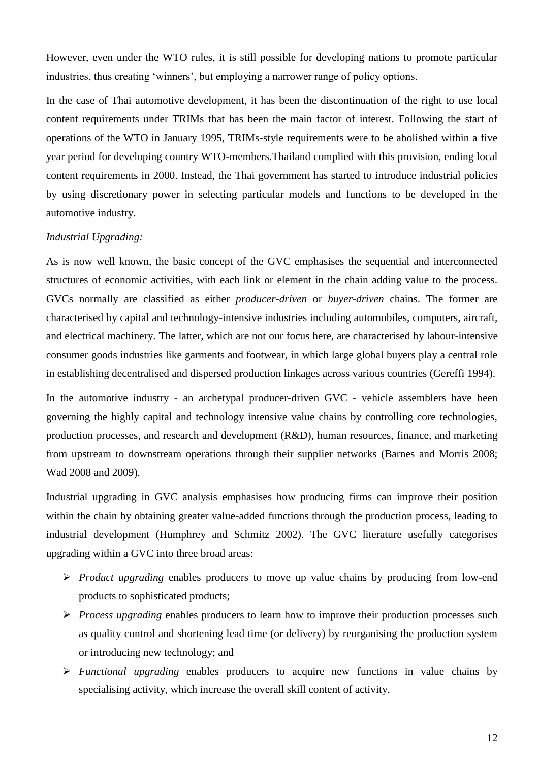However, even under the WTO rules, it is still possible for developing nations to promote particular industries, thus creating 'winners', but employing a narrower range of policy options.

In the case of Thai automotive development, it has been the discontinuation of the right to use local content requirements under TRIMs that has been the main factor of interest. Following the start of operations of the WTO in January 1995, TRIMs-style requirements were to be abolished within a five year period for developing country WTO-members.Thailand complied with this provision, ending local content requirements in 2000. Instead, the Thai government has started to introduce industrial policies by using discretionary power in selecting particular models and functions to be developed in the automotive industry.

*Industrial Upgrading:*

As is now well known, the basic concept of the GVC emphasises the sequential and interconnected structures of economic activities, with each link or element in the chain adding value to the process. GVCs normally are classified as either *producer-driven* or *buyer-driven* chains. The former are characterised by capital and technology-intensive industries including automobiles, computers, aircraft, and electrical machinery. The latter, which are not our focus here, are characterised by labour-intensive consumer goods industries like garments and footwear, in which large global buyers play a central role in establishing decentralised and dispersed production linkages across various countries (Gereffi 1994).

In the automotive industry - an archetypal producer-driven GVC - vehicle assemblers have been governing the highly capital and technology intensive value chains by controlling core technologies, production processes, and research and development (R&D), human resources, finance, and marketing from upstream to downstream operations through their supplier networks (Barnes and Morris 2008; Wad 2008 and 2009).

Industrial upgrading in GVC analysis emphasises how producing firms can improve their position within the chain by obtaining greater value-added functions through the production process, leading to industrial development (Humphrey and Schmitz 2002). The GVC literature usefully categorises upgrading within a GVC into three broad areas:

- *Product upgrading* enables producers to move up value chains by producing from low-end products to sophisticated products;
- *Process upgrading* enables producers to learn how to improve their production processes such as quality control and shortening lead time (or delivery) by reorganising the production system or introducing new technology; and
- *Functional upgrading* enables producers to acquire new functions in value chains by specialising activity, which increase the overall skill content of activity.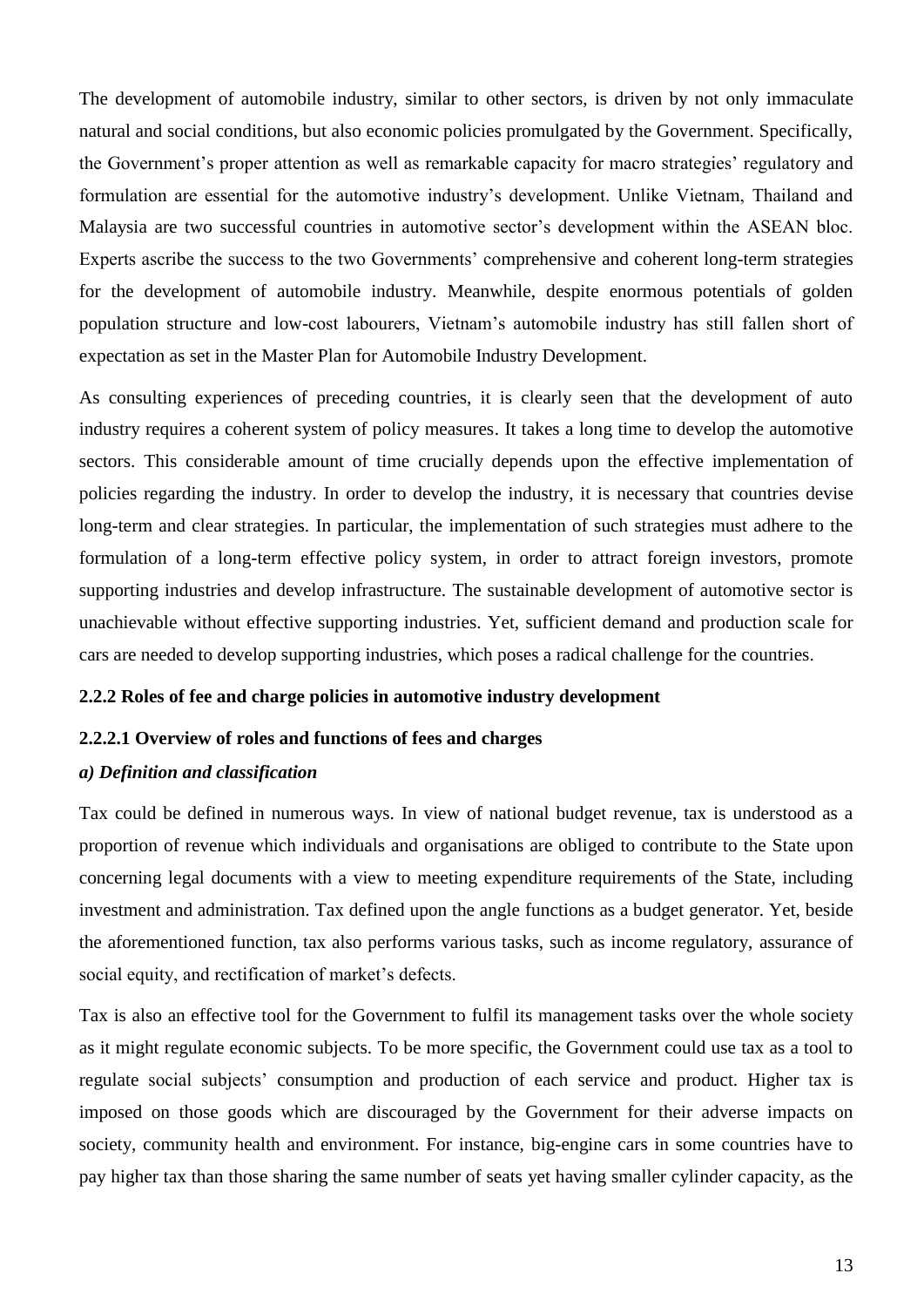The development of automobile industry, similar to other sectors, is driven by not only immaculate natural and social conditions, but also economic policies promulgated by the Government. Specifically, the Government's proper attention as well as remarkable capacity for macro strategies' regulatory and formulation are essential for the automotive industry's development. Unlike Vietnam, Thailand and Malaysia are two successful countries in automotive sector's development within the ASEAN bloc. Experts ascribe the success to the two Governments' comprehensive and coherent long-term strategies for the development of automobile industry. Meanwhile, despite enormous potentials of golden population structure and low-cost labourers, Vietnam's automobile industry has still fallen short of expectation as set in the Master Plan for Automobile Industry Development.

As consulting experiences of preceding countries, it is clearly seen that the development of auto industry requires a coherent system of policy measures. It takes a long time to develop the automotive sectors. This considerable amount of time crucially depends upon the effective implementation of policies regarding the industry. In order to develop the industry, it is necessary that countries devise long-term and clear strategies. In particular, the implementation of such strategies must adhere to the formulation of a long-term effective policy system, in order to attract foreign investors, promote supporting industries and develop infrastructure. The sustainable development of automotive sector is unachievable without effective supporting industries. Yet, sufficient demand and production scale for cars are needed to develop supporting industries, which poses a radical challenge for the countries.

### 2.2.2 Roles of fee and charge policies in automotive industry development

#### 2.2.2.1 Overview of roles and functions of fees and charges

***a) Definition and classification***

Tax could be defined in numerous ways. In view of national budget revenue, tax is understood as a proportion of revenue which individuals and organisations are obliged to contribute to the State upon concerning legal documents with a view to meeting expenditure requirements of the State, including investment and administration. Tax defined upon the angle functions as a budget generator. Yet, beside the aforementioned function, tax also performs various tasks, such as income regulatory, assurance of social equity, and rectification of market's defects.

Tax is also an effective tool for the Government to fulfil its management tasks over the whole society as it might regulate economic subjects. To be more specific, the Government could use tax as a tool to regulate social subjects' consumption and production of each service and product. Higher tax is imposed on those goods which are discouraged by the Government for their adverse impacts on society, community health and environment. For instance, big-engine cars in some countries have to pay higher tax than those sharing the same number of seats yet having smaller cylinder capacity, as the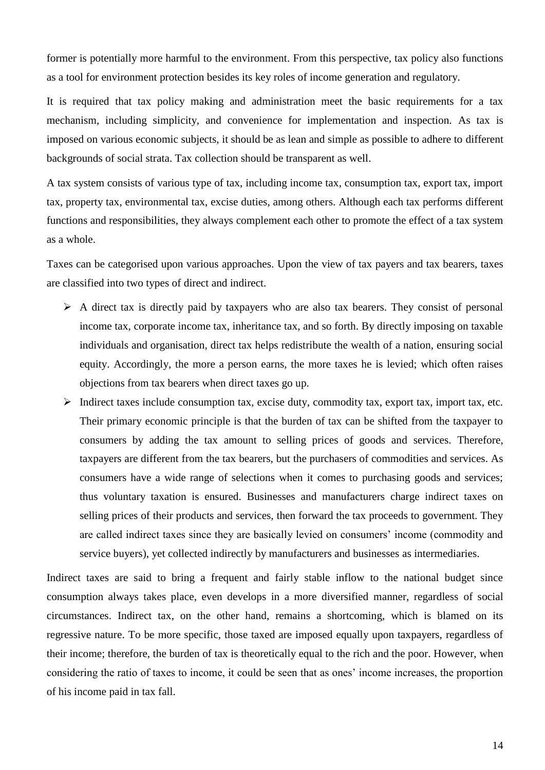former is potentially more harmful to the environment. From this perspective, tax policy also functions as a tool for environment protection besides its key roles of income generation and regulatory.

It is required that tax policy making and administration meet the basic requirements for a tax mechanism, including simplicity, and convenience for implementation and inspection. As tax is imposed on various economic subjects, it should be as lean and simple as possible to adhere to different backgrounds of social strata. Tax collection should be transparent as well.

A tax system consists of various type of tax, including income tax, consumption tax, export tax, import tax, property tax, environmental tax, excise duties, among others. Although each tax performs different functions and responsibilities, they always complement each other to promote the effect of a tax system as a whole.

Taxes can be categorised upon various approaches. Upon the view of tax payers and tax bearers, taxes are classified into two types of direct and indirect.

- A direct tax is directly paid by taxpayers who are also tax bearers. They consist of personal income tax, corporate income tax, inheritance tax, and so forth. By directly imposing on taxable individuals and organisation, direct tax helps redistribute the wealth of a nation, ensuring social equity. Accordingly, the more a person earns, the more taxes he is levied; which often raises objections from tax bearers when direct taxes go up.
- Indirect taxes include consumption tax, excise duty, commodity tax, export tax, import tax, etc. Their primary economic principle is that the burden of tax can be shifted from the taxpayer to consumers by adding the tax amount to selling prices of goods and services. Therefore, taxpayers are different from the tax bearers, but the purchasers of commodities and services. As consumers have a wide range of selections when it comes to purchasing goods and services; thus voluntary taxation is ensured. Businesses and manufacturers charge indirect taxes on selling prices of their products and services, then forward the tax proceeds to government. They are called indirect taxes since they are basically levied on consumers' income (commodity and service buyers), yet collected indirectly by manufacturers and businesses as intermediaries.

Indirect taxes are said to bring a frequent and fairly stable inflow to the national budget since consumption always takes place, even develops in a more diversified manner, regardless of social circumstances. Indirect tax, on the other hand, remains a shortcoming, which is blamed on its regressive nature. To be more specific, those taxed are imposed equally upon taxpayers, regardless of their income; therefore, the burden of tax is theoretically equal to the rich and the poor. However, when considering the ratio of taxes to income, it could be seen that as ones' income increases, the proportion of his income paid in tax fall.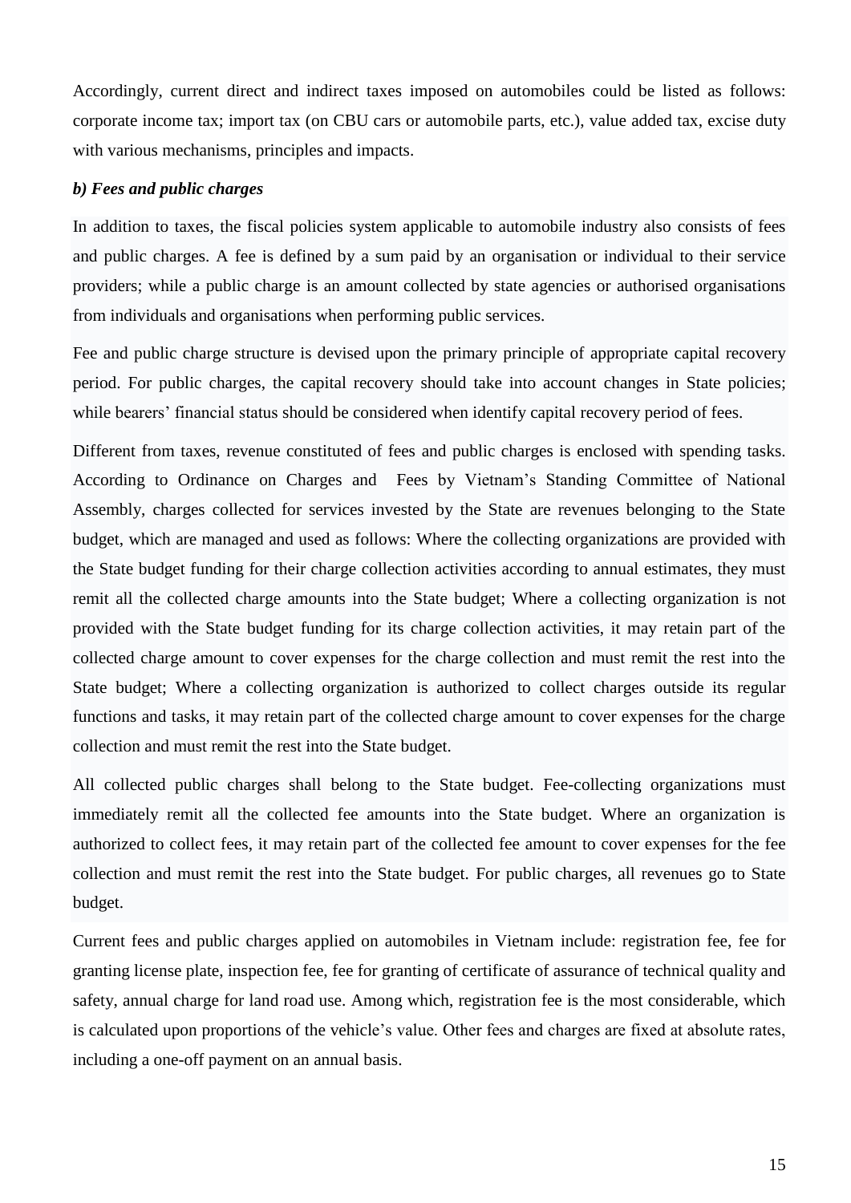Accordingly, current direct and indirect taxes imposed on automobiles could be listed as follows: corporate income tax; import tax (on CBU cars or automobile parts, etc.), value added tax, excise duty with various mechanisms, principles and impacts.

***b) Fees and public charges***

In addition to taxes, the fiscal policies system applicable to automobile industry also consists of fees and public charges. A fee is defined by a sum paid by an organisation or individual to their service providers; while a public charge is an amount collected by state agencies or authorised organisations from individuals and organisations when performing public services.

Fee and public charge structure is devised upon the primary principle of appropriate capital recovery period. For public charges, the capital recovery should take into account changes in State policies; while bearers' financial status should be considered when identify capital recovery period of fees.

Different from taxes, revenue constituted of fees and public charges is enclosed with spending tasks. According to Ordinance on Charges and Fees by Vietnam's Standing Committee of National Assembly, charges collected for services invested by the State are revenues belonging to the State budget, which are managed and used as follows: Where the collecting organizations are provided with the State budget funding for their charge collection activities according to annual estimates, they must remit all the collected charge amounts into the State budget; Where a collecting organization is not provided with the State budget funding for its charge collection activities, it may retain part of the collected charge amount to cover expenses for the charge collection and must remit the rest into the State budget; Where a collecting organization is authorized to collect charges outside its regular functions and tasks, it may retain part of the collected charge amount to cover expenses for the charge collection and must remit the rest into the State budget.

All collected public charges shall belong to the State budget. Fee-collecting organizations must immediately remit all the collected fee amounts into the State budget. Where an organization is authorized to collect fees, it may retain part of the collected fee amount to cover expenses for the fee collection and must remit the rest into the State budget. For public charges, all revenues go to State budget.

Current fees and public charges applied on automobiles in Vietnam include: registration fee, fee for granting license plate, inspection fee, fee for granting of certificate of assurance of technical quality and safety, annual charge for land road use. Among which, registration fee is the most considerable, which is calculated upon proportions of the vehicle's value. Other fees and charges are fixed at absolute rates, including a one-off payment on an annual basis.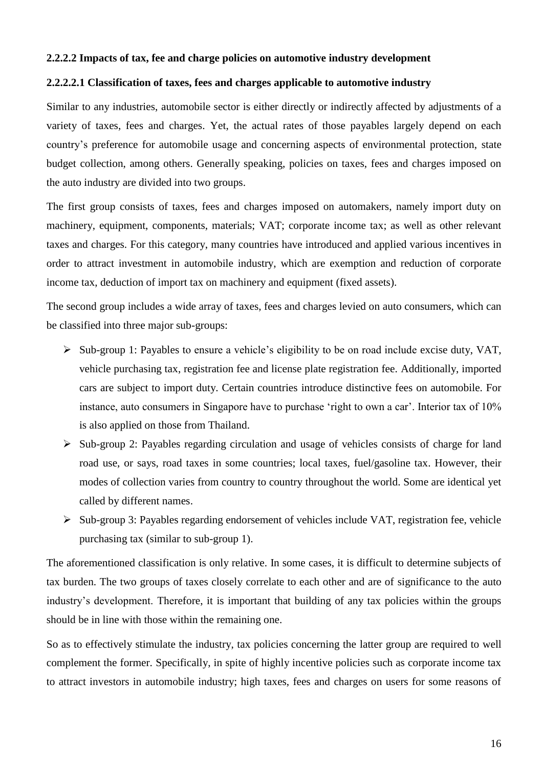**2.2.2.2 Impacts of tax, fee and charge policies on automotive industry development**

**2.2.2.2.1 Classification of taxes, fees and charges applicable to automotive industry**

Similar to any industries, automobile sector is either directly or indirectly affected by adjustments of a variety of taxes, fees and charges. Yet, the actual rates of those payables largely depend on each country's preference for automobile usage and concerning aspects of environmental protection, state budget collection, among others. Generally speaking, policies on taxes, fees and charges imposed on the auto industry are divided into two groups.

The first group consists of taxes, fees and charges imposed on automakers, namely import duty on machinery, equipment, components, materials; VAT; corporate income tax; as well as other relevant taxes and charges. For this category, many countries have introduced and applied various incentives in order to attract investment in automobile industry, which are exemption and reduction of corporate income tax, deduction of import tax on machinery and equipment (fixed assets).

The second group includes a wide array of taxes, fees and charges levied on auto consumers, which can be classified into three major sub-groups:

- Sub-group 1: Payables to ensure a vehicle's eligibility to be on road include excise duty, VAT, vehicle purchasing tax, registration fee and license plate registration fee. Additionally, imported cars are subject to import duty. Certain countries introduce distinctive fees on automobile. For instance, auto consumers in Singapore have to purchase 'right to own a car'. Interior tax of 10% is also applied on those from Thailand.
- Sub-group 2: Payables regarding circulation and usage of vehicles consists of charge for land road use, or says, road taxes in some countries; local taxes, fuel/gasoline tax. However, their modes of collection varies from country to country throughout the world. Some are identical yet called by different names.
- Sub-group 3: Payables regarding endorsement of vehicles include VAT, registration fee, vehicle purchasing tax (similar to sub-group 1).

The aforementioned classification is only relative. In some cases, it is difficult to determine subjects of tax burden. The two groups of taxes closely correlate to each other and are of significance to the auto industry's development. Therefore, it is important that building of any tax policies within the groups should be in line with those within the remaining one.

So as to effectively stimulate the industry, tax policies concerning the latter group are required to well complement the former. Specifically, in spite of highly incentive policies such as corporate income tax to attract investors in automobile industry; high taxes, fees and charges on users for some reasons of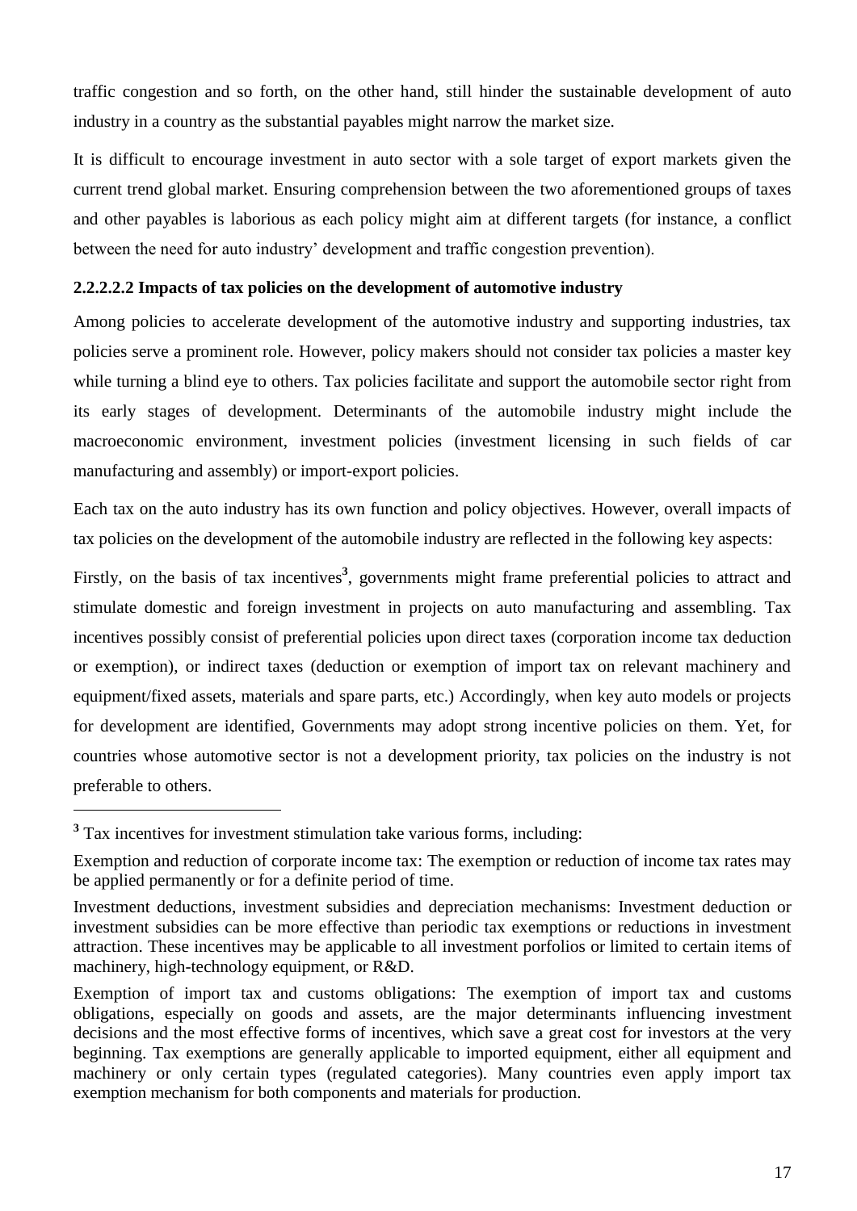traffic congestion and so forth, on the other hand, still hinder the sustainable development of auto industry in a country as the substantial payables might narrow the market size.

It is difficult to encourage investment in auto sector with a sole target of export markets given the current trend global market. Ensuring comprehension between the two aforementioned groups of taxes and other payables is laborious as each policy might aim at different targets (for instance, a conflict between the need for auto industry' development and traffic congestion prevention).

#### 2.2.2.2.2 Impacts of tax policies on the development of automotive industry

Among policies to accelerate development of the automotive industry and supporting industries, tax policies serve a prominent role. However, policy makers should not consider tax policies a master key while turning a blind eye to others. Tax policies facilitate and support the automobile sector right from its early stages of development. Determinants of the automobile industry might include the macroeconomic environment, investment policies (investment licensing in such fields of car manufacturing and assembly) or import-export policies.

Each tax on the auto industry has its own function and policy objectives. However, overall impacts of tax policies on the development of the automobile industry are reflected in the following key aspects:

Firstly, on the basis of tax incentives[3], governments might frame preferential policies to attract and stimulate domestic and foreign investment in projects on auto manufacturing and assembling. Tax incentives possibly consist of preferential policies upon direct taxes (corporation income tax deduction or exemption), or indirect taxes (deduction or exemption of import tax on relevant machinery and equipment/fixed assets, materials and spare parts, etc.) Accordingly, when key auto models or projects for development are identified, Governments may adopt strong incentive policies on them. Yet, for countries whose automotive sector is not a development priority, tax policies on the industry is not preferable to others.

---

[3] Tax incentives for investment stimulation take various forms, including:

Exemption and reduction of corporate income tax: The exemption or reduction of income tax rates may be applied permanently or for a definite period of time.

Investment deductions, investment subsidies and depreciation mechanisms: Investment deduction or investment subsidies can be more effective than periodic tax exemptions or reductions in investment attraction. These incentives may be applicable to all investment porfolios or limited to certain items of machinery, high-technology equipment, or R&D.

Exemption of import tax and customs obligations: The exemption of import tax and customs obligations, especially on goods and assets, are the major determinants influencing investment decisions and the most effective forms of incentives, which save a great cost for investors at the very beginning. Tax exemptions are generally applicable to imported equipment, either all equipment and machinery or only certain types (regulated categories). Many countries even apply import tax exemption mechanism for both components and materials for production.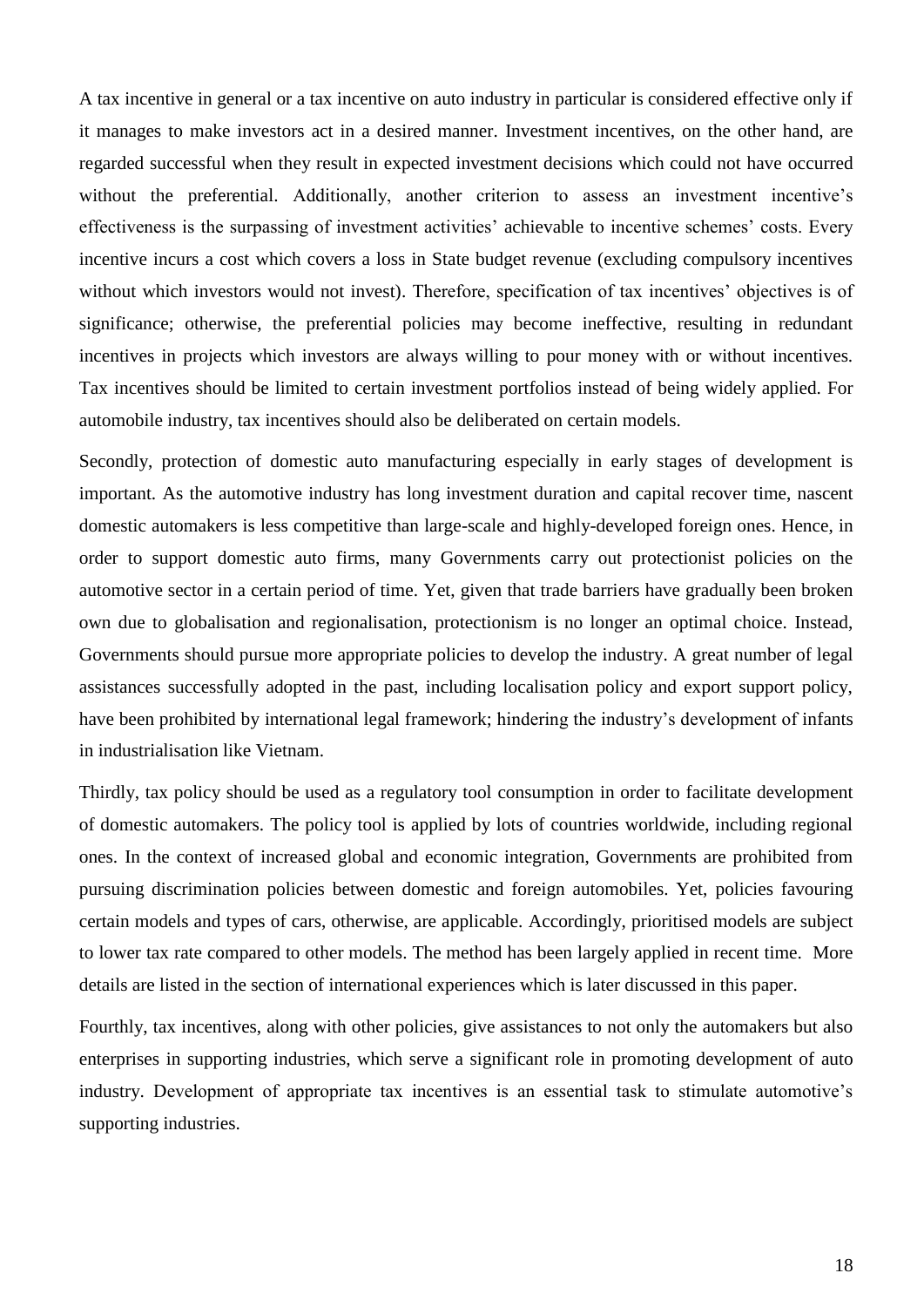A tax incentive in general or a tax incentive on auto industry in particular is considered effective only if it manages to make investors act in a desired manner. Investment incentives, on the other hand, are regarded successful when they result in expected investment decisions which could not have occurred without the preferential. Additionally, another criterion to assess an investment incentive's effectiveness is the surpassing of investment activities' achievable to incentive schemes' costs. Every incentive incurs a cost which covers a loss in State budget revenue (excluding compulsory incentives without which investors would not invest). Therefore, specification of tax incentives' objectives is of significance; otherwise, the preferential policies may become ineffective, resulting in redundant incentives in projects which investors are always willing to pour money with or without incentives. Tax incentives should be limited to certain investment portfolios instead of being widely applied. For automobile industry, tax incentives should also be deliberated on certain models.

Secondly, protection of domestic auto manufacturing especially in early stages of development is important. As the automotive industry has long investment duration and capital recover time, nascent domestic automakers is less competitive than large-scale and highly-developed foreign ones. Hence, in order to support domestic auto firms, many Governments carry out protectionist policies on the automotive sector in a certain period of time. Yet, given that trade barriers have gradually been broken own due to globalisation and regionalisation, protectionism is no longer an optimal choice. Instead, Governments should pursue more appropriate policies to develop the industry. A great number of legal assistances successfully adopted in the past, including localisation policy and export support policy, have been prohibited by international legal framework; hindering the industry's development of infants in industrialisation like Vietnam.

Thirdly, tax policy should be used as a regulatory tool consumption in order to facilitate development of domestic automakers. The policy tool is applied by lots of countries worldwide, including regional ones. In the context of increased global and economic integration, Governments are prohibited from pursuing discrimination policies between domestic and foreign automobiles. Yet, policies favouring certain models and types of cars, otherwise, are applicable. Accordingly, prioritised models are subject to lower tax rate compared to other models. The method has been largely applied in recent time. More details are listed in the section of international experiences which is later discussed in this paper.

Fourthly, tax incentives, along with other policies, give assistances to not only the automakers but also enterprises in supporting industries, which serve a significant role in promoting development of auto industry. Development of appropriate tax incentives is an essential task to stimulate automotive's supporting industries.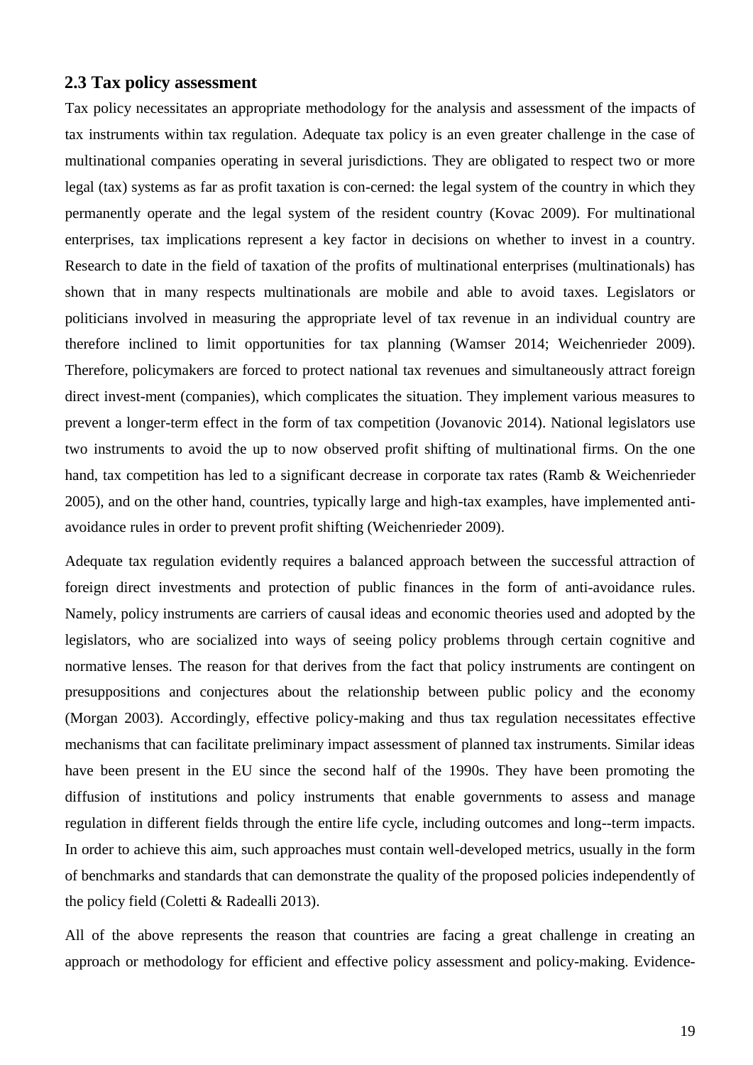## 2.3 Tax policy assessment

Tax policy necessitates an appropriate methodology for the analysis and assessment of the impacts of tax instruments within tax regulation. Adequate tax policy is an even greater challenge in the case of multinational companies operating in several jurisdictions. They are obligated to respect two or more legal (tax) systems as far as profit taxation is con-cerned: the legal system of the country in which they permanently operate and the legal system of the resident country (Kovac 2009). For multinational enterprises, tax implications represent a key factor in decisions on whether to invest in a country. Research to date in the field of taxation of the profits of multinational enterprises (multinationals) has shown that in many respects multinationals are mobile and able to avoid taxes. Legislators or politicians involved in measuring the appropriate level of tax revenue in an individual country are therefore inclined to limit opportunities for tax planning (Wamser 2014; Weichenrieder 2009). Therefore, policymakers are forced to protect national tax revenues and simultaneously attract foreign direct invest-ment (companies), which complicates the situation. They implement various measures to prevent a longer-term effect in the form of tax competition (Jovanovic 2014). National legislators use two instruments to avoid the up to now observed profit shifting of multinational firms. On the one hand, tax competition has led to a significant decrease in corporate tax rates (Ramb & Weichenrieder 2005), and on the other hand, countries, typically large and high-tax examples, have implemented anti-avoidance rules in order to prevent profit shifting (Weichenrieder 2009).

Adequate tax regulation evidently requires a balanced approach between the successful attraction of foreign direct investments and protection of public finances in the form of anti-avoidance rules. Namely, policy instruments are carriers of causal ideas and economic theories used and adopted by the legislators, who are socialized into ways of seeing policy problems through certain cognitive and normative lenses. The reason for that derives from the fact that policy instruments are contingent on presuppositions and conjectures about the relationship between public policy and the economy (Morgan 2003). Accordingly, effective policy-making and thus tax regulation necessitates effective mechanisms that can facilitate preliminary impact assessment of planned tax instruments. Similar ideas have been present in the EU since the second half of the 1990s. They have been promoting the diffusion of institutions and policy instruments that enable governments to assess and manage regulation in different fields through the entire life cycle, including outcomes and long--term impacts. In order to achieve this aim, such approaches must contain well-developed metrics, usually in the form of benchmarks and standards that can demonstrate the quality of the proposed policies independently of the policy field (Coletti & Radealli 2013).

All of the above represents the reason that countries are facing a great challenge in creating an approach or methodology for efficient and effective policy assessment and policy-making. Evidence-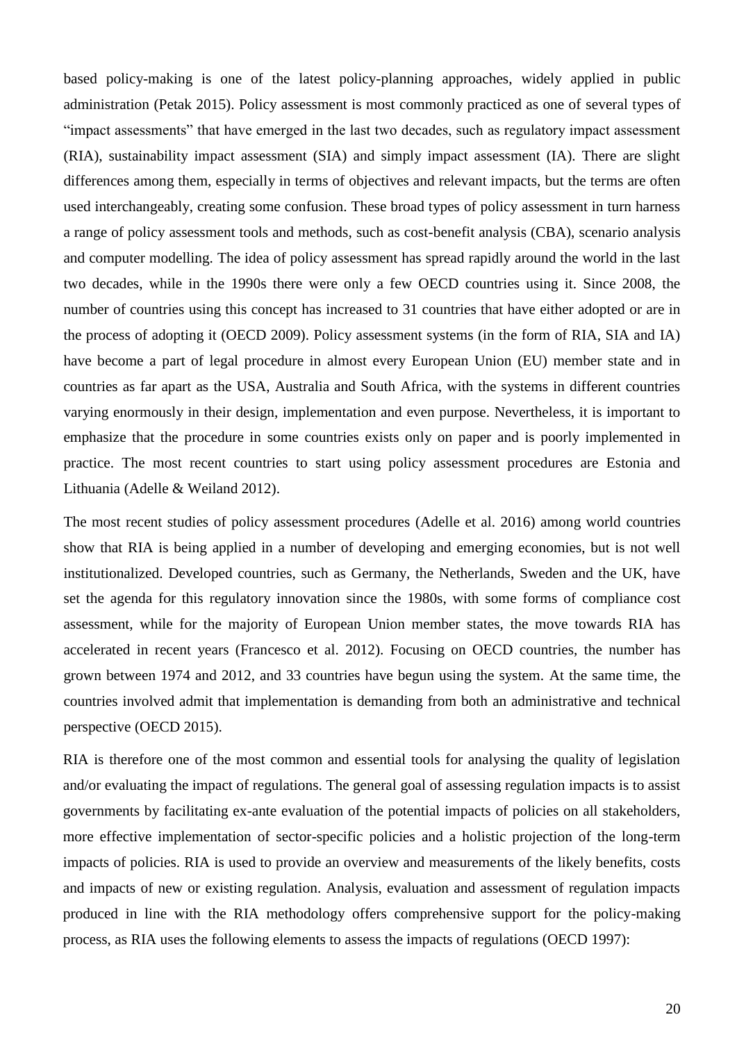based policy-making is one of the latest policy-planning approaches, widely applied in public administration (Petak 2015). Policy assessment is most commonly practiced as one of several types of "impact assessments" that have emerged in the last two decades, such as regulatory impact assessment (RIA), sustainability impact assessment (SIA) and simply impact assessment (IA). There are slight differences among them, especially in terms of objectives and relevant impacts, but the terms are often used interchangeably, creating some confusion. These broad types of policy assessment in turn harness a range of policy assessment tools and methods, such as cost-benefit analysis (CBA), scenario analysis and computer modelling. The idea of policy assessment has spread rapidly around the world in the last two decades, while in the 1990s there were only a few OECD countries using it. Since 2008, the number of countries using this concept has increased to 31 countries that have either adopted or are in the process of adopting it (OECD 2009). Policy assessment systems (in the form of RIA, SIA and IA) have become a part of legal procedure in almost every European Union (EU) member state and in countries as far apart as the USA, Australia and South Africa, with the systems in different countries varying enormously in their design, implementation and even purpose. Nevertheless, it is important to emphasize that the procedure in some countries exists only on paper and is poorly implemented in practice. The most recent countries to start using policy assessment procedures are Estonia and Lithuania (Adelle & Weiland 2012).

The most recent studies of policy assessment procedures (Adelle et al. 2016) among world countries show that RIA is being applied in a number of developing and emerging economies, but is not well institutionalized. Developed countries, such as Germany, the Netherlands, Sweden and the UK, have set the agenda for this regulatory innovation since the 1980s, with some forms of compliance cost assessment, while for the majority of European Union member states, the move towards RIA has accelerated in recent years (Francesco et al. 2012). Focusing on OECD countries, the number has grown between 1974 and 2012, and 33 countries have begun using the system. At the same time, the countries involved admit that implementation is demanding from both an administrative and technical perspective (OECD 2015).

RIA is therefore one of the most common and essential tools for analysing the quality of legislation and/or evaluating the impact of regulations. The general goal of assessing regulation impacts is to assist governments by facilitating ex-ante evaluation of the potential impacts of policies on all stakeholders, more effective implementation of sector-specific policies and a holistic projection of the long-term impacts of policies. RIA is used to provide an overview and measurements of the likely benefits, costs and impacts of new or existing regulation. Analysis, evaluation and assessment of regulation impacts produced in line with the RIA methodology offers comprehensive support for the policy-making process, as RIA uses the following elements to assess the impacts of regulations (OECD 1997):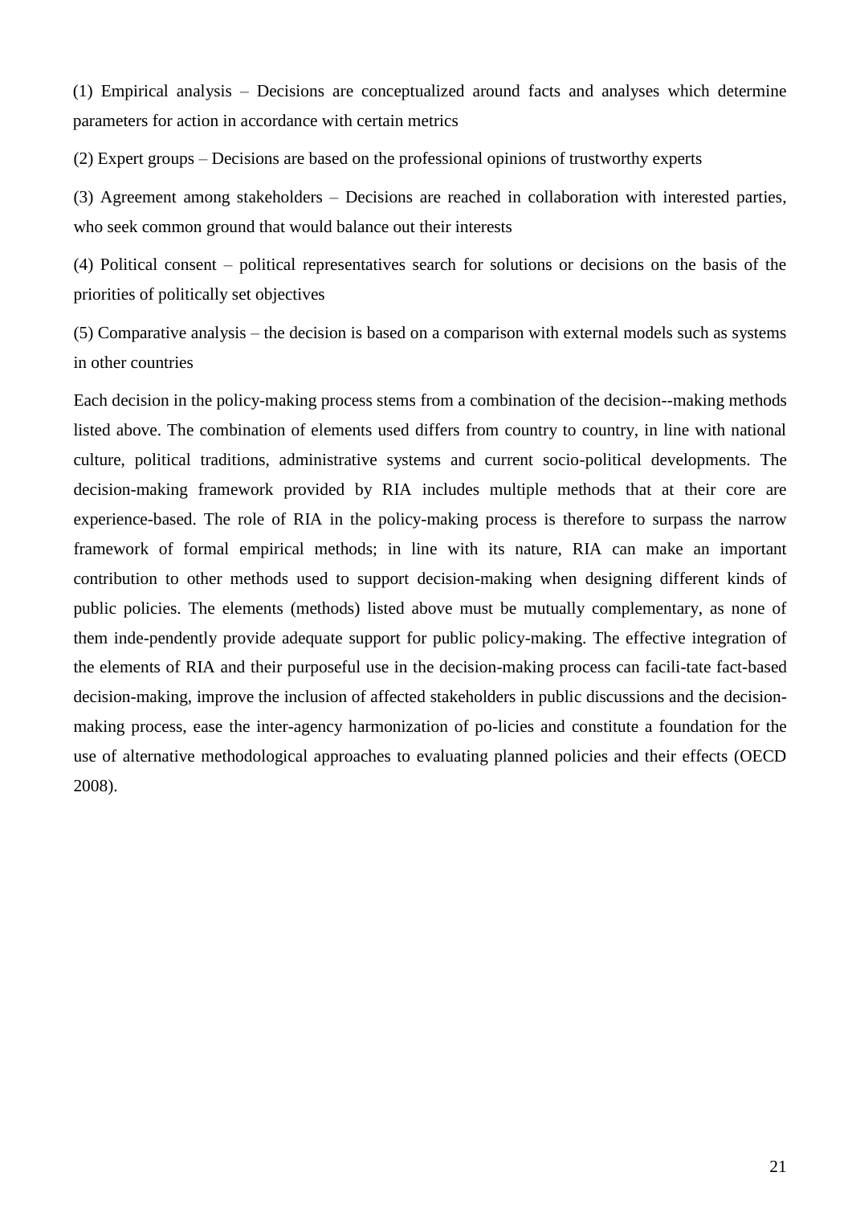(1) Empirical analysis – Decisions are conceptualized around facts and analyses which determine parameters for action in accordance with certain metrics

(2) Expert groups – Decisions are based on the professional opinions of trustworthy experts

(3) Agreement among stakeholders – Decisions are reached in collaboration with interested parties, who seek common ground that would balance out their interests

(4) Political consent – political representatives search for solutions or decisions on the basis of the priorities of politically set objectives

(5) Comparative analysis – the decision is based on a comparison with external models such as systems in other countries

Each decision in the policy-making process stems from a combination of the decision--making methods listed above. The combination of elements used differs from country to country, in line with national culture, political traditions, administrative systems and current socio-political developments. The decision-making framework provided by RIA includes multiple methods that at their core are experience-based. The role of RIA in the policy-making process is therefore to surpass the narrow framework of formal empirical methods; in line with its nature, RIA can make an important contribution to other methods used to support decision-making when designing different kinds of public policies. The elements (methods) listed above must be mutually complementary, as none of them inde-pendently provide adequate support for public policy-making. The effective integration of the elements of RIA and their purposeful use in the decision-making process can facili-tate fact-based decision-making, improve the inclusion of affected stakeholders in public discussions and the decision-making process, ease the inter-agency harmonization of po-licies and constitute a foundation for the use of alternative methodological approaches to evaluating planned policies and their effects (OECD 2008).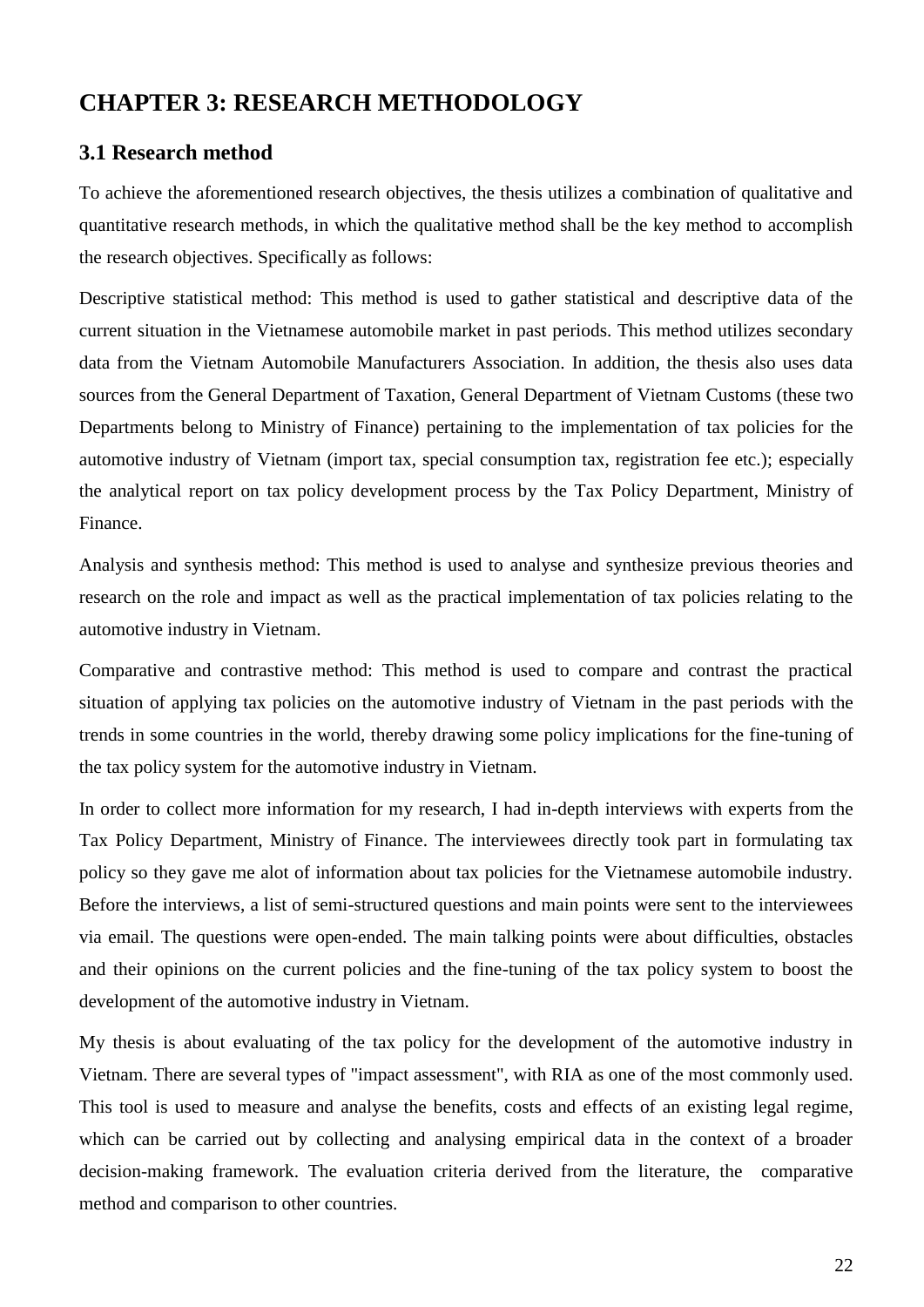# CHAPTER 3: RESEARCH METHODOLOGY

## 3.1 Research method

To achieve the aforementioned research objectives, the thesis utilizes a combination of qualitative and quantitative research methods, in which the qualitative method shall be the key method to accomplish the research objectives. Specifically as follows:

Descriptive statistical method: This method is used to gather statistical and descriptive data of the current situation in the Vietnamese automobile market in past periods. This method utilizes secondary data from the Vietnam Automobile Manufacturers Association. In addition, the thesis also uses data sources from the General Department of Taxation, General Department of Vietnam Customs (these two Departments belong to Ministry of Finance) pertaining to the implementation of tax policies for the automotive industry of Vietnam (import tax, special consumption tax, registration fee etc.); especially the analytical report on tax policy development process by the Tax Policy Department, Ministry of Finance.

Analysis and synthesis method: This method is used to analyse and synthesize previous theories and research on the role and impact as well as the practical implementation of tax policies relating to the automotive industry in Vietnam.

Comparative and contrastive method: This method is used to compare and contrast the practical situation of applying tax policies on the automotive industry of Vietnam in the past periods with the trends in some countries in the world, thereby drawing some policy implications for the fine-tuning of the tax policy system for the automotive industry in Vietnam.

In order to collect more information for my research, I had in-depth interviews with experts from the Tax Policy Department, Ministry of Finance. The interviewees directly took part in formulating tax policy so they gave me alot of information about tax policies for the Vietnamese automobile industry. Before the interviews, a list of semi-structured questions and main points were sent to the interviewees via email. The questions were open-ended. The main talking points were about difficulties, obstacles and their opinions on the current policies and the fine-tuning of the tax policy system to boost the development of the automotive industry in Vietnam.

My thesis is about evaluating of the tax policy for the development of the automotive industry in Vietnam. There are several types of "impact assessment", with RIA as one of the most commonly used. This tool is used to measure and analyse the benefits, costs and effects of an existing legal regime, which can be carried out by collecting and analysing empirical data in the context of a broader decision-making framework. The evaluation criteria derived from the literature, the comparative method and comparison to other countries.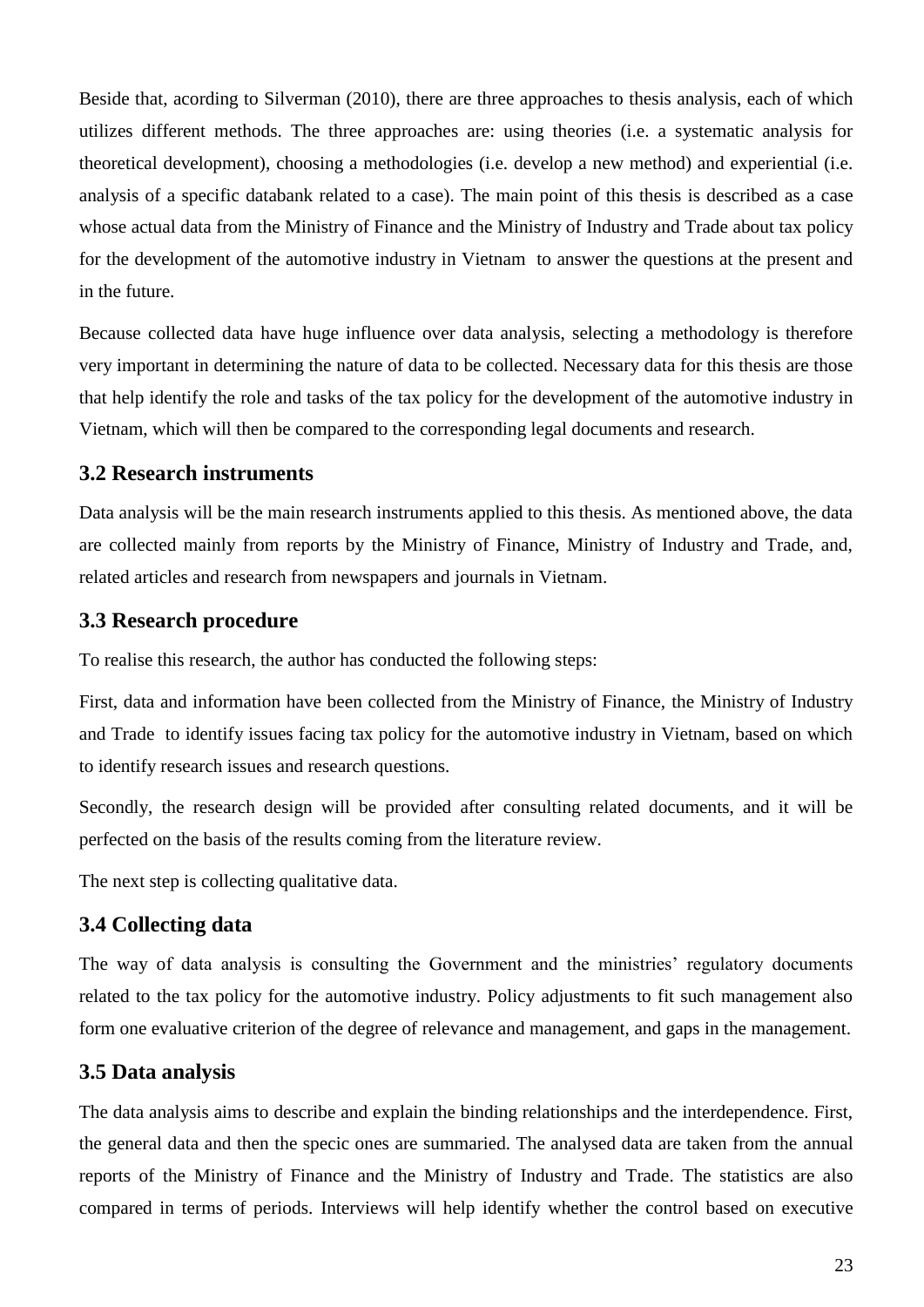Beside that, acording to Silverman (2010), there are three approaches to thesis analysis, each of which utilizes different methods. The three approaches are: using theories (i.e. a systematic analysis for theoretical development), choosing a methodologies (i.e. develop a new method) and experiential (i.e. analysis of a specific databank related to a case). The main point of this thesis is described as a case whose actual data from the Ministry of Finance and the Ministry of Industry and Trade about tax policy for the development of the automotive industry in Vietnam to answer the questions at the present and in the future.

Because collected data have huge influence over data analysis, selecting a methodology is therefore very important in determining the nature of data to be collected. Necessary data for this thesis are those that help identify the role and tasks of the tax policy for the development of the automotive industry in Vietnam, which will then be compared to the corresponding legal documents and research.

### 3.2 Research instruments

Data analysis will be the main research instruments applied to this thesis. As mentioned above, the data are collected mainly from reports by the Ministry of Finance, Ministry of Industry and Trade, and, related articles and research from newspapers and journals in Vietnam.

### 3.3 Research procedure

To realise this research, the author has conducted the following steps:

First, data and information have been collected from the Ministry of Finance, the Ministry of Industry and Trade to identify issues facing tax policy for the automotive industry in Vietnam, based on which to identify research issues and research questions.

Secondly, the research design will be provided after consulting related documents, and it will be perfected on the basis of the results coming from the literature review.

The next step is collecting qualitative data.

### 3.4 Collecting data

The way of data analysis is consulting the Government and the ministries' regulatory documents related to the tax policy for the automotive industry. Policy adjustments to fit such management also form one evaluative criterion of the degree of relevance and management, and gaps in the management.

### 3.5 Data analysis

The data analysis aims to describe and explain the binding relationships and the interdependence. First, the general data and then the specic ones are summaried. The analysed data are taken from the annual reports of the Ministry of Finance and the Ministry of Industry and Trade. The statistics are also compared in terms of periods. Interviews will help identify whether the control based on executive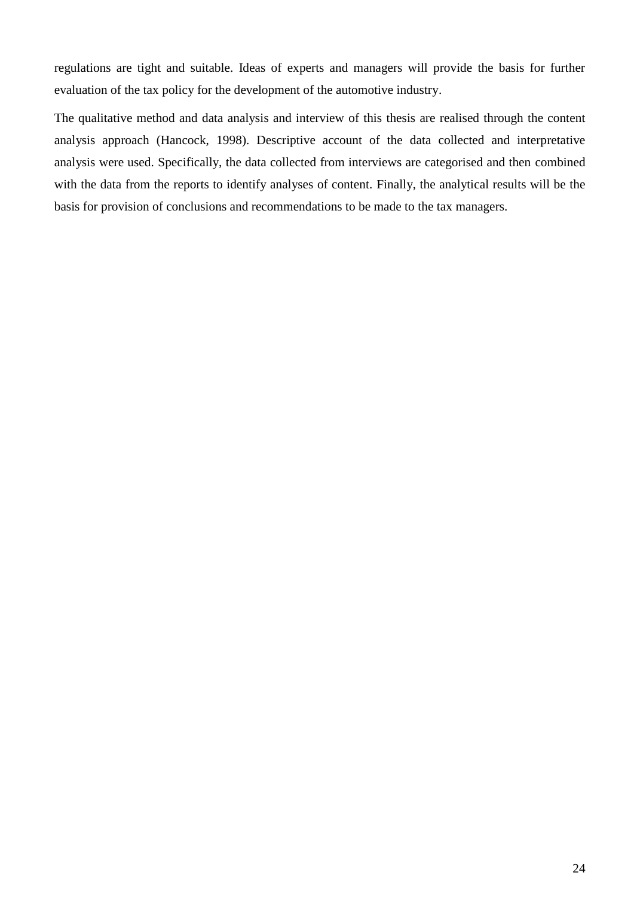regulations are tight and suitable. Ideas of experts and managers will provide the basis for further evaluation of the tax policy for the development of the automotive industry.

The qualitative method and data analysis and interview of this thesis are realised through the content analysis approach (Hancock, 1998). Descriptive account of the data collected and interpretative analysis were used. Specifically, the data collected from interviews are categorised and then combined with the data from the reports to identify analyses of content. Finally, the analytical results will be the basis for provision of conclusions and recommendations to be made to the tax managers.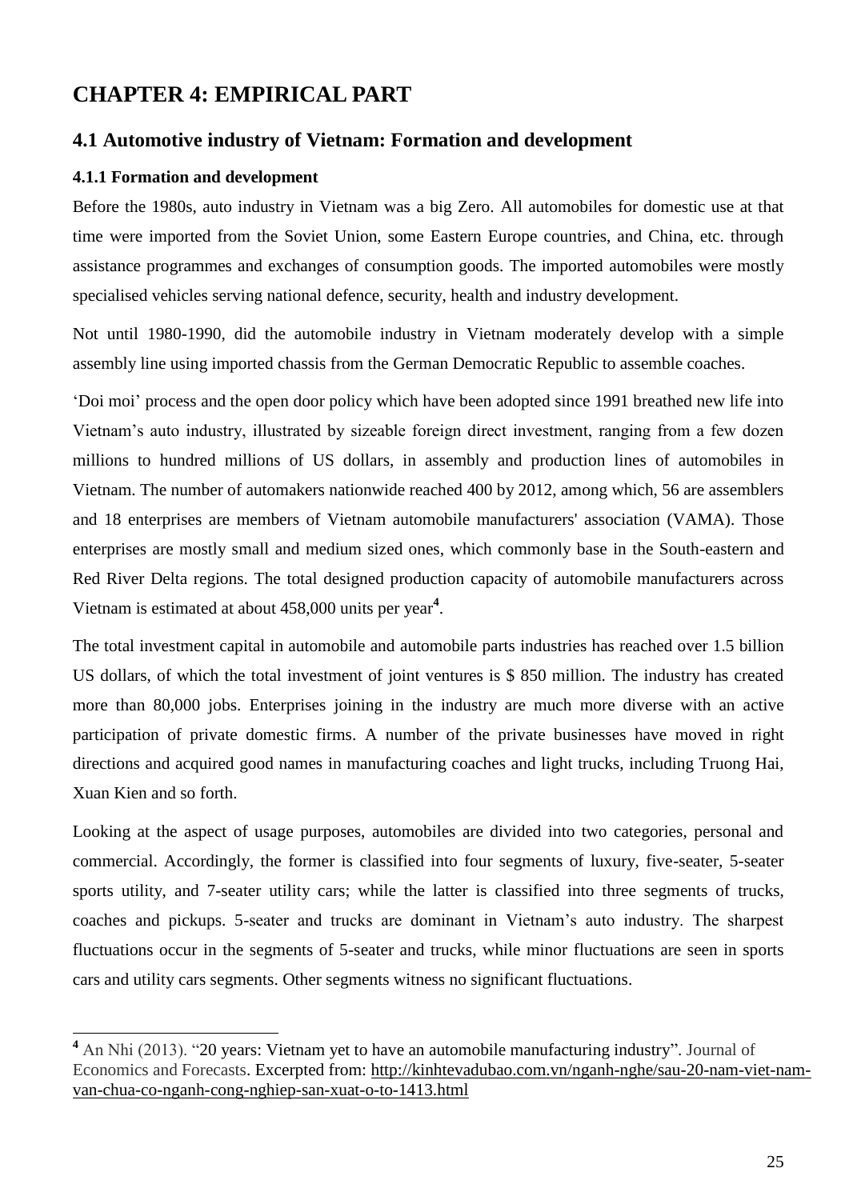# CHAPTER 4: EMPIRICAL PART

## 4.1 Automotive industry of Vietnam: Formation and development

### 4.1.1 Formation and development

Before the 1980s, auto industry in Vietnam was a big Zero. All automobiles for domestic use at that time were imported from the Soviet Union, some Eastern Europe countries, and China, etc. through assistance programmes and exchanges of consumption goods. The imported automobiles were mostly specialised vehicles serving national defence, security, health and industry development.

Not until 1980-1990, did the automobile industry in Vietnam moderately develop with a simple assembly line using imported chassis from the German Democratic Republic to assemble coaches.

'Doi moi' process and the open door policy which have been adopted since 1991 breathed new life into Vietnam's auto industry, illustrated by sizeable foreign direct investment, ranging from a few dozen millions to hundred millions of US dollars, in assembly and production lines of automobiles in Vietnam. The number of automakers nationwide reached 400 by 2012, among which, 56 are assemblers and 18 enterprises are members of Vietnam automobile manufacturers' association (VAMA). Those enterprises are mostly small and medium sized ones, which commonly base in the South-eastern and Red River Delta regions. The total designed production capacity of automobile manufacturers across Vietnam is estimated at about 458,000 units per year[4].

The total investment capital in automobile and automobile parts industries has reached over 1.5 billion US dollars, of which the total investment of joint ventures is $ 850 million. The industry has created more than 80,000 jobs. Enterprises joining in the industry are much more diverse with an active participation of private domestic firms. A number of the private businesses have moved in right directions and acquired good names in manufacturing coaches and light trucks, including Truong Hai, Xuan Kien and so forth.

Looking at the aspect of usage purposes, automobiles are divided into two categories, personal and commercial. Accordingly, the former is classified into four segments of luxury, five-seater, 5-seater sports utility, and 7-seater utility cars; while the latter is classified into three segments of trucks, coaches and pickups. 5-seater and trucks are dominant in Vietnam's auto industry. The sharpest fluctuations occur in the segments of 5-seater and trucks, while minor fluctuations are seen in sports cars and utility cars segments. Other segments witness no significant fluctuations.

---

[4] An Nhi (2013). "20 years: Vietnam yet to have an automobile manufacturing industry". Journal of Economics and Forecasts. Excerpted from: http://kinhtevadubao.com.vn/nganh-nghe/sau-20-nam-viet-nam-van-chua-co-nganh-cong-nghiep-san-xuat-o-to-1413.html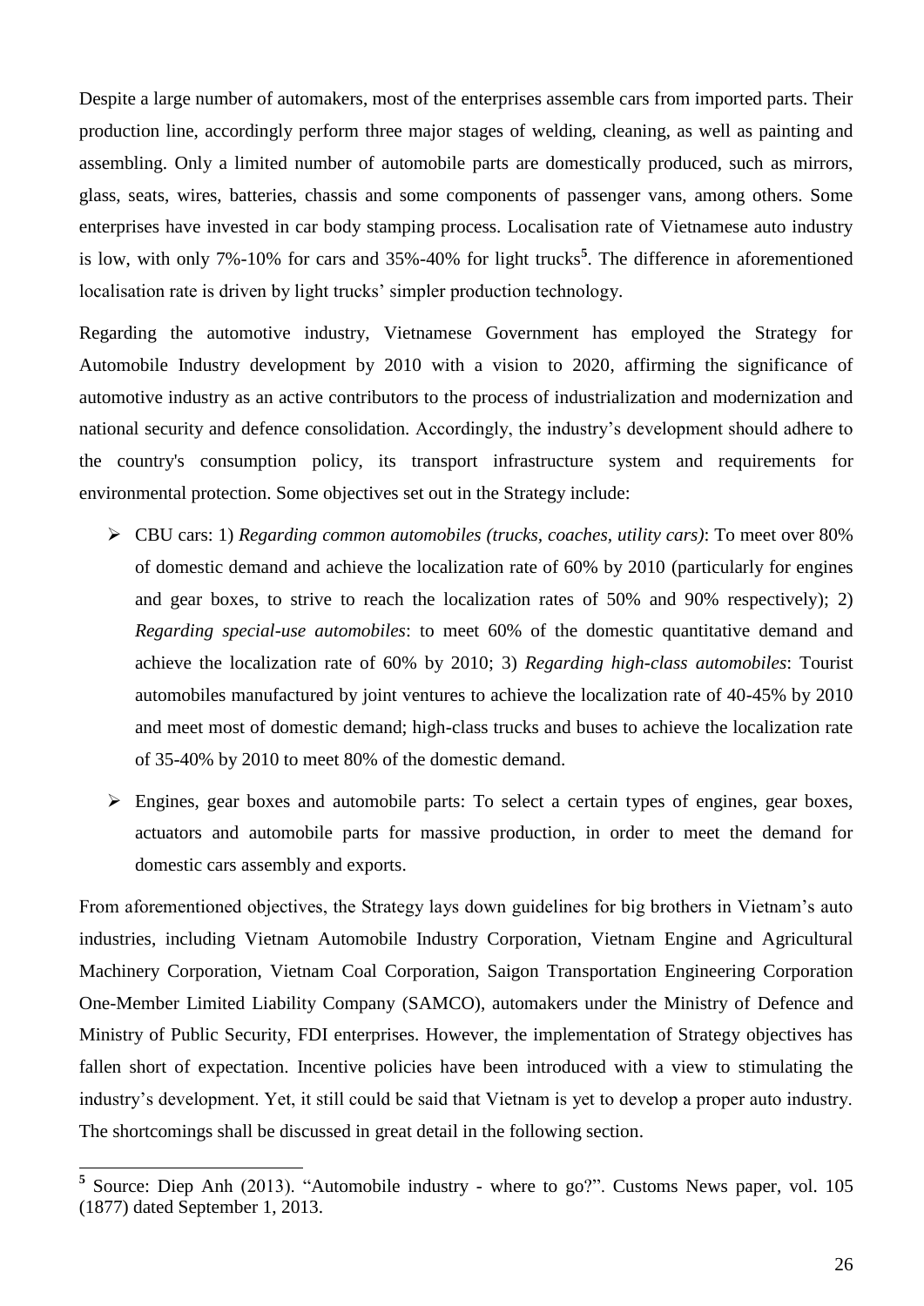Despite a large number of automakers, most of the enterprises assemble cars from imported parts. Their production line, accordingly perform three major stages of welding, cleaning, as well as painting and assembling. Only a limited number of automobile parts are domestically produced, such as mirrors, glass, seats, wires, batteries, chassis and some components of passenger vans, among others. Some enterprises have invested in car body stamping process. Localisation rate of Vietnamese auto industry is low, with only 7%-10% for cars and 35%-40% for light trucks[5]. The difference in aforementioned localisation rate is driven by light trucks' simpler production technology.

Regarding the automotive industry, Vietnamese Government has employed the Strategy for Automobile Industry development by 2010 with a vision to 2020, affirming the significance of automotive industry as an active contributors to the process of industrialization and modernization and national security and defence consolidation. Accordingly, the industry's development should adhere to the country's consumption policy, its transport infrastructure system and requirements for environmental protection. Some objectives set out in the Strategy include:

- CBU cars: 1) *Regarding common automobiles (trucks, coaches, utility cars)*: To meet over 80% of domestic demand and achieve the localization rate of 60% by 2010 (particularly for engines and gear boxes, to strive to reach the localization rates of 50% and 90% respectively); 2) *Regarding special-use automobiles*: to meet 60% of the domestic quantitative demand and achieve the localization rate of 60% by 2010; 3) *Regarding high-class automobiles*: Tourist automobiles manufactured by joint ventures to achieve the localization rate of 40-45% by 2010 and meet most of domestic demand; high-class trucks and buses to achieve the localization rate of 35-40% by 2010 to meet 80% of the domestic demand.
- Engines, gear boxes and automobile parts: To select a certain types of engines, gear boxes, actuators and automobile parts for massive production, in order to meet the demand for domestic cars assembly and exports.

From aforementioned objectives, the Strategy lays down guidelines for big brothers in Vietnam's auto industries, including Vietnam Automobile Industry Corporation, Vietnam Engine and Agricultural Machinery Corporation, Vietnam Coal Corporation, Saigon Transportation Engineering Corporation One-Member Limited Liability Company (SAMCO), automakers under the Ministry of Defence and Ministry of Public Security, FDI enterprises. However, the implementation of Strategy objectives has fallen short of expectation. Incentive policies have been introduced with a view to stimulating the industry's development. Yet, it still could be said that Vietnam is yet to develop a proper auto industry. The shortcomings shall be discussed in great detail in the following section.

---

[5] Source: Diep Anh (2013). "Automobile industry - where to go?". Customs News paper, vol. 105 (1877) dated September 1, 2013.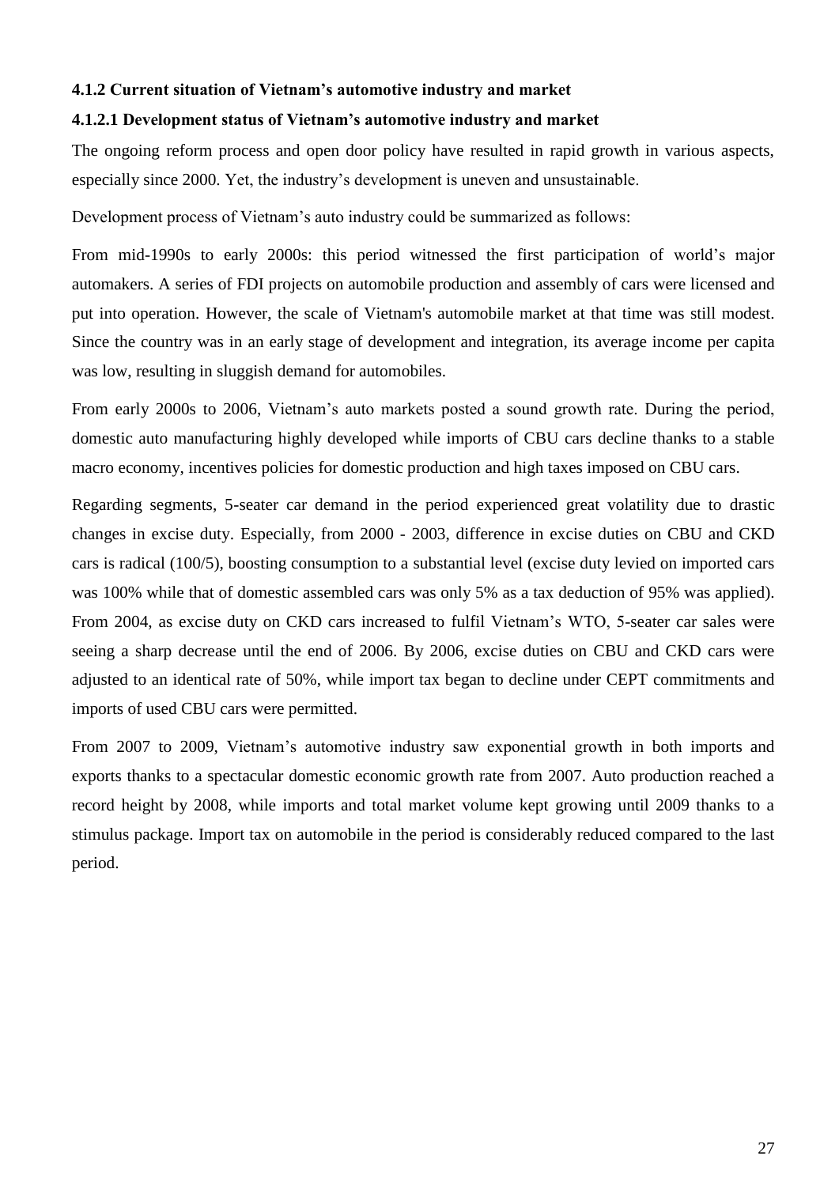#### 4.1.2 Current situation of Vietnam's automotive industry and market

#### 4.1.2.1 Development status of Vietnam's automotive industry and market

The ongoing reform process and open door policy have resulted in rapid growth in various aspects, especially since 2000. Yet, the industry's development is uneven and unsustainable.

Development process of Vietnam's auto industry could be summarized as follows:

From mid-1990s to early 2000s: this period witnessed the first participation of world's major automakers. A series of FDI projects on automobile production and assembly of cars were licensed and put into operation. However, the scale of Vietnam's automobile market at that time was still modest. Since the country was in an early stage of development and integration, its average income per capita was low, resulting in sluggish demand for automobiles.

From early 2000s to 2006, Vietnam's auto markets posted a sound growth rate. During the period, domestic auto manufacturing highly developed while imports of CBU cars decline thanks to a stable macro economy, incentives policies for domestic production and high taxes imposed on CBU cars.

Regarding segments, 5-seater car demand in the period experienced great volatility due to drastic changes in excise duty. Especially, from 2000 - 2003, difference in excise duties on CBU and CKD cars is radical (100/5), boosting consumption to a substantial level (excise duty levied on imported cars was 100% while that of domestic assembled cars was only 5% as a tax deduction of 95% was applied). From 2004, as excise duty on CKD cars increased to fulfil Vietnam's WTO, 5-seater car sales were seeing a sharp decrease until the end of 2006. By 2006, excise duties on CBU and CKD cars were adjusted to an identical rate of 50%, while import tax began to decline under CEPT commitments and imports of used CBU cars were permitted.

From 2007 to 2009, Vietnam's automotive industry saw exponential growth in both imports and exports thanks to a spectacular domestic economic growth rate from 2007. Auto production reached a record height by 2008, while imports and total market volume kept growing until 2009 thanks to a stimulus package. Import tax on automobile in the period is considerably reduced compared to the last period.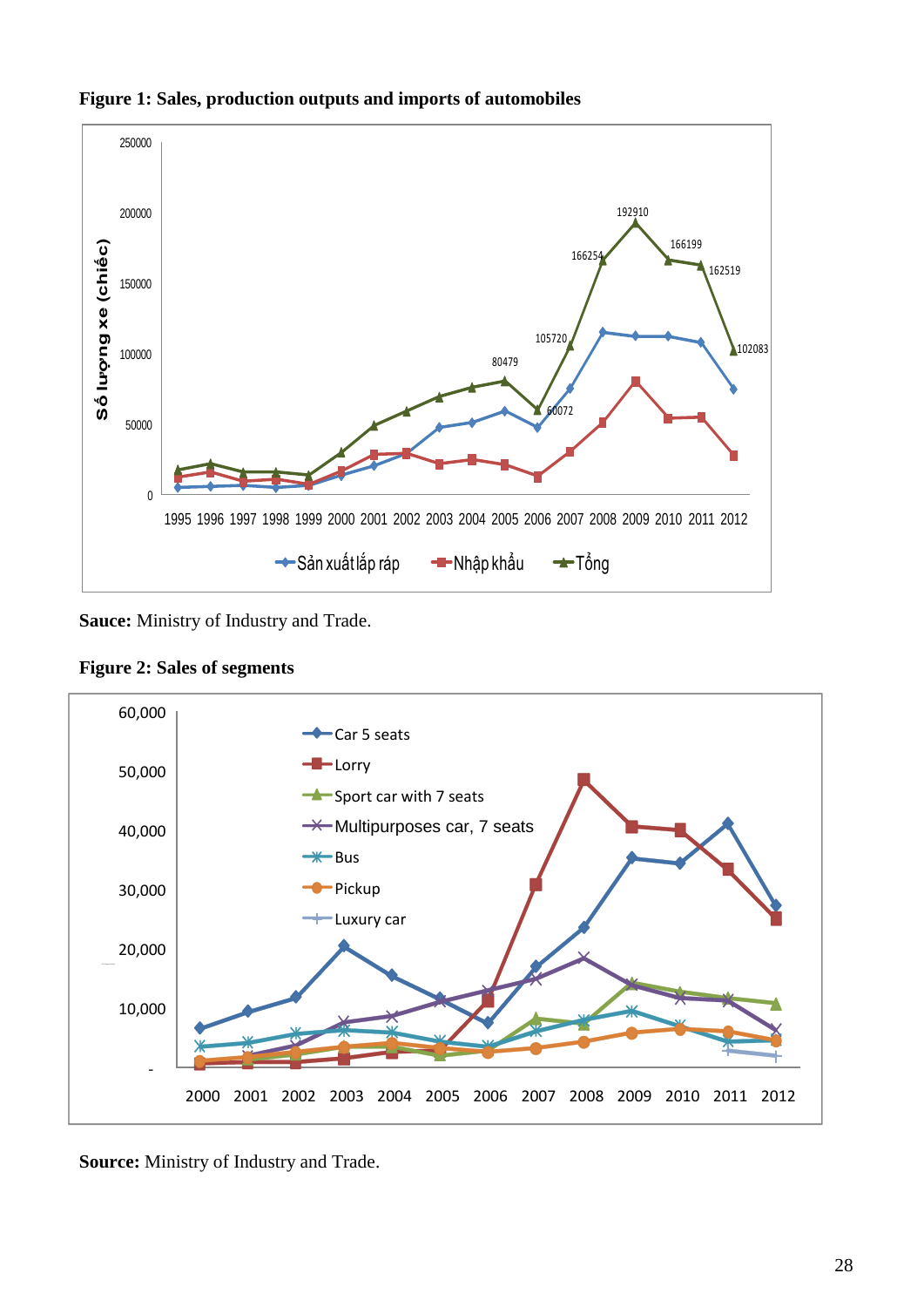**Figure 1: Sales, production outputs and imports of automobiles**

**Sauce:** Ministry of Industry and Trade.

**Figure 2: Sales of segments**

**Source:** Ministry of Industry and Trade.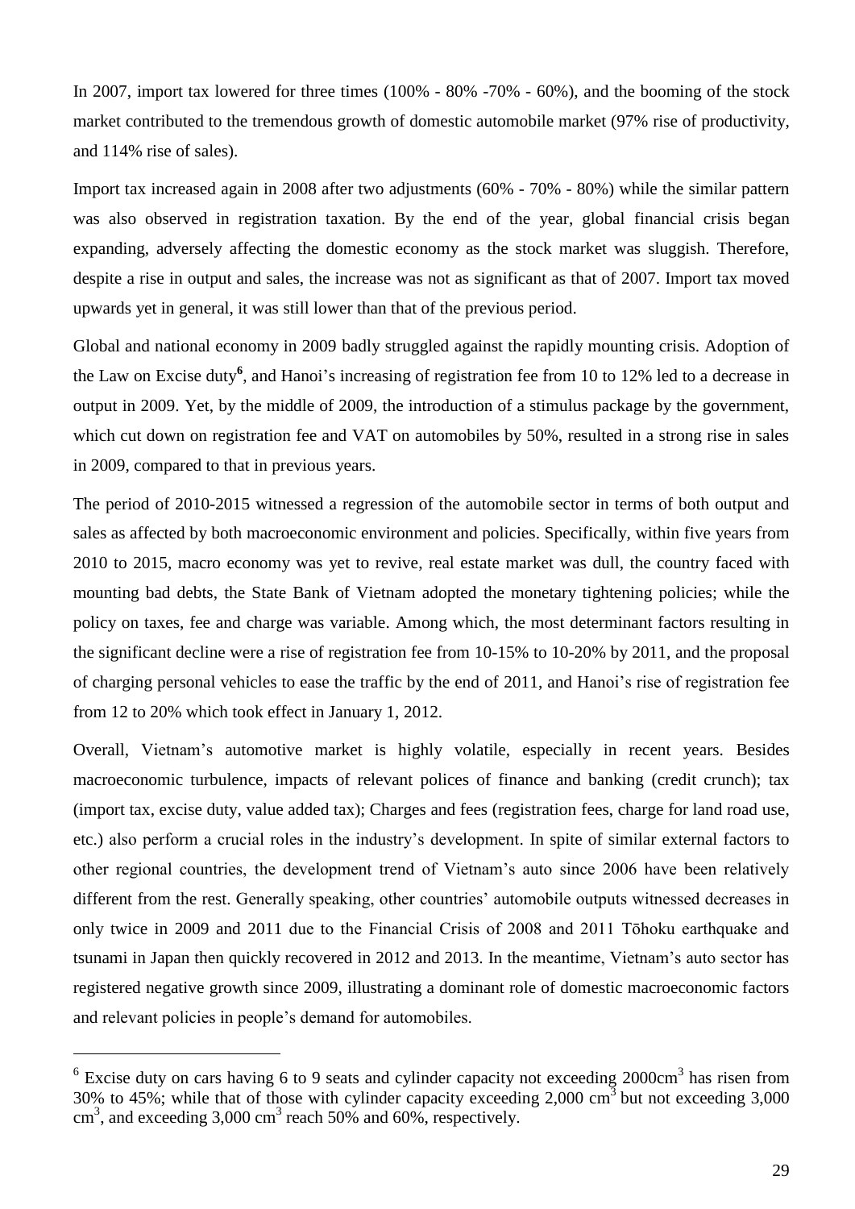In 2007, import tax lowered for three times (100% - 80% -70% - 60%), and the booming of the stock market contributed to the tremendous growth of domestic automobile market (97% rise of productivity, and 114% rise of sales).

Import tax increased again in 2008 after two adjustments (60% - 70% - 80%) while the similar pattern was also observed in registration taxation. By the end of the year, global financial crisis began expanding, adversely affecting the domestic economy as the stock market was sluggish. Therefore, despite a rise in output and sales, the increase was not as significant as that of 2007. Import tax moved upwards yet in general, it was still lower than that of the previous period.

Global and national economy in 2009 badly struggled against the rapidly mounting crisis. Adoption of the Law on Excise duty[6], and Hanoi's increasing of registration fee from 10 to 12% led to a decrease in output in 2009. Yet, by the middle of 2009, the introduction of a stimulus package by the government, which cut down on registration fee and VAT on automobiles by 50%, resulted in a strong rise in sales in 2009, compared to that in previous years.

The period of 2010-2015 witnessed a regression of the automobile sector in terms of both output and sales as affected by both macroeconomic environment and policies. Specifically, within five years from 2010 to 2015, macro economy was yet to revive, real estate market was dull, the country faced with mounting bad debts, the State Bank of Vietnam adopted the monetary tightening policies; while the policy on taxes, fee and charge was variable. Among which, the most determinant factors resulting in the significant decline were a rise of registration fee from 10-15% to 10-20% by 2011, and the proposal of charging personal vehicles to ease the traffic by the end of 2011, and Hanoi's rise of registration fee from 12 to 20% which took effect in January 1, 2012.

Overall, Vietnam's automotive market is highly volatile, especially in recent years. Besides macroeconomic turbulence, impacts of relevant polices of finance and banking (credit crunch); tax (import tax, excise duty, value added tax); Charges and fees (registration fees, charge for land road use, etc.) also perform a crucial roles in the industry's development. In spite of similar external factors to other regional countries, the development trend of Vietnam's auto since 2006 have been relatively different from the rest. Generally speaking, other countries' automobile outputs witnessed decreases in only twice in 2009 and 2011 due to the Financial Crisis of 2008 and 2011 Tōhoku earthquake and tsunami in Japan then quickly recovered in 2012 and 2013. In the meantime, Vietnam's auto sector has registered negative growth since 2009, illustrating a dominant role of domestic macroeconomic factors and relevant policies in people's demand for automobiles.

---

[6] Excise duty on cars having 6 to 9 seats and cylinder capacity not exceeding 2000cm$^3$ has risen from 30% to 45%; while that of those with cylinder capacity exceeding 2,000 cm$^3$ but not exceeding 3,000 cm$^3$, and exceeding 3,000 cm$^3$ reach 50% and 60%, respectively.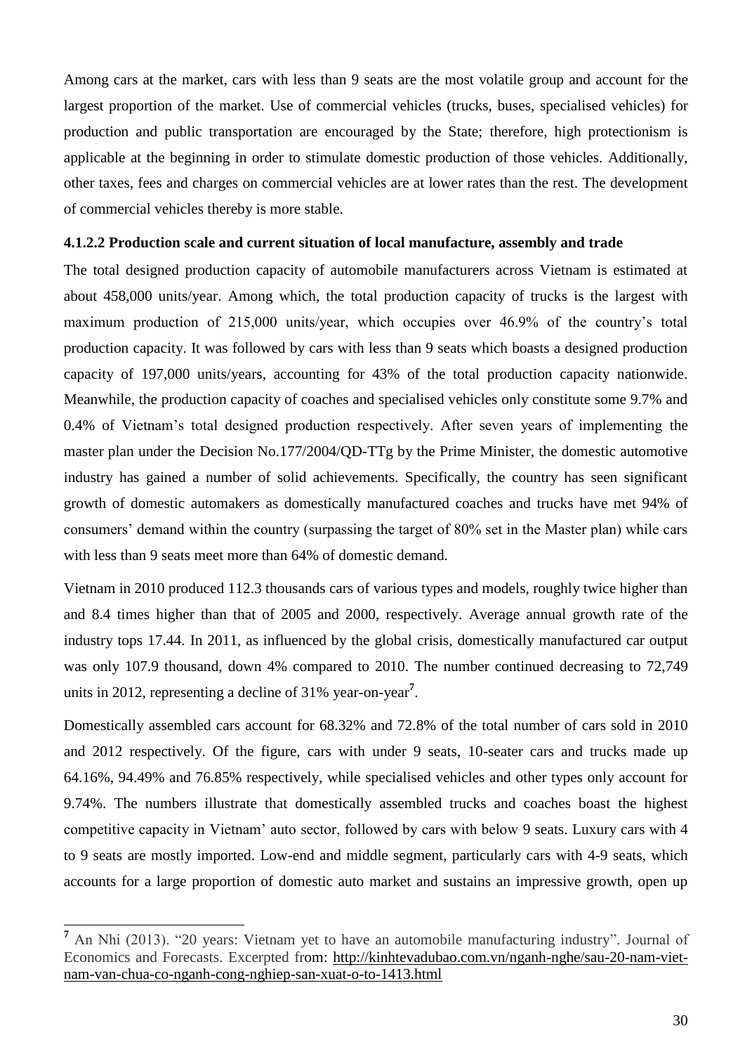Among cars at the market, cars with less than 9 seats are the most volatile group and account for the largest proportion of the market. Use of commercial vehicles (trucks, buses, specialised vehicles) for production and public transportation are encouraged by the State; therefore, high protectionism is applicable at the beginning in order to stimulate domestic production of those vehicles. Additionally, other taxes, fees and charges on commercial vehicles are at lower rates than the rest. The development of commercial vehicles thereby is more stable.

#### 4.1.2.2 Production scale and current situation of local manufacture, assembly and trade

The total designed production capacity of automobile manufacturers across Vietnam is estimated at about 458,000 units/year. Among which, the total production capacity of trucks is the largest with maximum production of 215,000 units/year, which occupies over 46.9% of the country's total production capacity. It was followed by cars with less than 9 seats which boasts a designed production capacity of 197,000 units/years, accounting for 43% of the total production capacity nationwide. Meanwhile, the production capacity of coaches and specialised vehicles only constitute some 9.7% and 0.4% of Vietnam's total designed production respectively. After seven years of implementing the master plan under the Decision No.177/2004/QD-TTg by the Prime Minister, the domestic automotive industry has gained a number of solid achievements. Specifically, the country has seen significant growth of domestic automakers as domestically manufactured coaches and trucks have met 94% of consumers' demand within the country (surpassing the target of 80% set in the Master plan) while cars with less than 9 seats meet more than 64% of domestic demand.

Vietnam in 2010 produced 112.3 thousands cars of various types and models, roughly twice higher than and 8.4 times higher than that of 2005 and 2000, respectively. Average annual growth rate of the industry tops 17.44. In 2011, as influenced by the global crisis, domestically manufactured car output was only 107.9 thousand, down 4% compared to 2010. The number continued decreasing to 72,749 units in 2012, representing a decline of 31% year-on-year[7].

Domestically assembled cars account for 68.32% and 72.8% of the total number of cars sold in 2010 and 2012 respectively. Of the figure, cars with under 9 seats, 10-seater cars and trucks made up 64.16%, 94.49% and 76.85% respectively, while specialised vehicles and other types only account for 9.74%. The numbers illustrate that domestically assembled trucks and coaches boast the highest competitive capacity in Vietnam' auto sector, followed by cars with below 9 seats. Luxury cars with 4 to 9 seats are mostly imported. Low-end and middle segment, particularly cars with 4-9 seats, which accounts for a large proportion of domestic auto market and sustains an impressive growth, open up

[7] An Nhi (2013). "20 years: Vietnam yet to have an automobile manufacturing industry". Journal of Economics and Forecasts. Excerpted from: http://kinhtevadubao.com.vn/nganh-nghe/sau-20-nam-viet-nam-van-chua-co-nganh-cong-nghiep-san-xuat-o-to-1413.html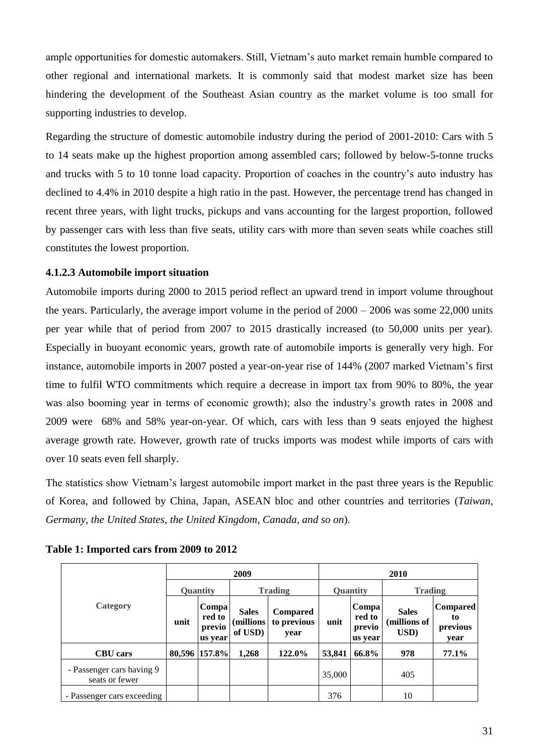ample opportunities for domestic automakers. Still, Vietnam's auto market remain humble compared to other regional and international markets. It is commonly said that modest market size has been hindering the development of the Southeast Asian country as the market volume is too small for supporting industries to develop.

Regarding the structure of domestic automobile industry during the period of 2001-2010: Cars with 5 to 14 seats make up the highest proportion among assembled cars; followed by below-5-tonne trucks and trucks with 5 to 10 tonne load capacity. Proportion of coaches in the country's auto industry has declined to 4.4% in 2010 despite a high ratio in the past. However, the percentage trend has changed in recent three years, with light trucks, pickups and vans accounting for the largest proportion, followed by passenger cars with less than five seats, utility cars with more than seven seats while coaches still constitutes the lowest proportion.

### 4.1.2.3 Automobile import situation

Automobile imports during 2000 to 2015 period reflect an upward trend in import volume throughout the years. Particularly, the average import volume in the period of 2000 – 2006 was some 22,000 units per year while that of period from 2007 to 2015 drastically increased (to 50,000 units per year). Especially in buoyant economic years, growth rate of automobile imports is generally very high. For instance, automobile imports in 2007 posted a year-on-year rise of 144% (2007 marked Vietnam's first time to fulfil WTO commitments which require a decrease in import tax from 90% to 80%, the year was also booming year in terms of economic growth); also the industry's growth rates in 2008 and 2009 were 68% and 58% year-on-year. Of which, cars with less than 9 seats enjoyed the highest average growth rate. However, growth rate of trucks imports was modest while imports of cars with over 10 seats even fell sharply.

The statistics show Vietnam's largest automobile import market in the past three years is the Republic of Korea, and followed by China, Japan, ASEAN bloc and other countries and territories (*Taiwan, Germany, the United States, the United Kingdom, Canada, and so on*).

**Table 1: Imported cars from 2009 to 2012**

| Category | 2009 | | | | 2010 | | | |
|---|---|---|---|---|---|---|---|---|
| | Quantity | | Trading | | Quantity | | Trading | |
| | unit | Compared to previous year | Sales (millions of USD) | Compared to previous year | unit | Compared to previous year | Sales (millions of USD) | Compared to previous year |
| **CBU cars** | **80,596** | **157.8%** | **1,268** | **122.0%** | **53,841** | **66.8%** | **978** | **77.1%** |
| - Passenger cars having 9 seats or fewer | | | | | 35,000 | | 405 | |
| - Passenger cars exceeding | | | | | 376 | | 10 | |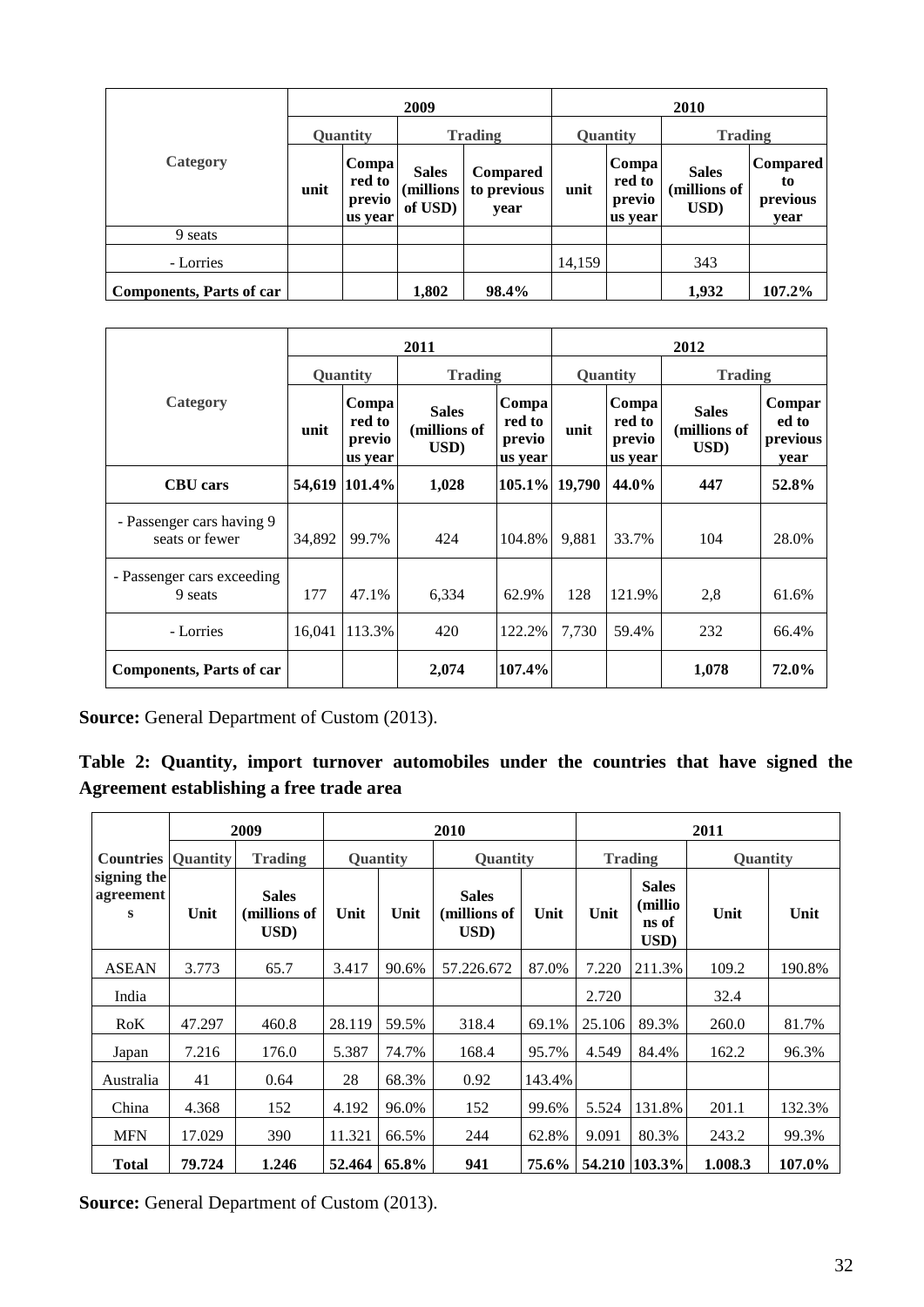| Category | 2009 | | | | 2010 | | | |
|---|---|---|---|---|---|---|---|---|
| | Quantity | | Trading | | Quantity | | Trading | |
| | unit | Compared to previous year | Sales (millions of USD) | Compared to previous year | unit | Compared to previous year | Sales (millions of USD) | Compared to previous year |
| 9 seats | | | | | | | | |
| - Lorries | | | | | 14,159 | | 343 | |
| **Components, Parts of car** | | | **1,802** | **98.4%** | | | **1,932** | **107.2%** |

| Category | 2011 | | | | 2012 | | | |
|---|---|---|---|---|---|---|---|---|
| | Quantity | | Trading | | Quantity | | Trading | |
| | unit | Compared to previous year | Sales (millions of USD) | Compared to previous year | unit | Compared to previous year | Sales (millions of USD) | Compared to previous year |
| **CBU cars** | **54,619** | **101.4%** | **1,028** | **105.1%** | **19,790** | **44.0%** | **447** | **52.8%** |
| - Passenger cars having 9 seats or fewer | 34,892 | 99.7% | 424 | 104.8% | 9,881 | 33.7% | 104 | 28.0% |
| - Passenger cars exceeding 9 seats | 177 | 47.1% | 6,334 | 62.9% | 128 | 121.9% | 2,8 | 61.6% |
| - Lorries | 16,041 | 113.3% | 420 | 122.2% | 7,730 | 59.4% | 232 | 66.4% |
| **Components, Parts of car** | | | **2,074** | **107.4%** | | | **1,078** | **72.0%** |

**Source:** General Department of Custom (2013).

**Table 2: Quantity, import turnover automobiles under the countries that have signed the Agreement establishing a free trade area**

| Countries signing the agreements | 2009 | | 2010 | | | | 2011 | | | |
|---|---|---|---|---|---|---|---|---|---|---|
| | Quantity | Trading | Quantity | | Quantity | | Trading | | Quantity | |
| | Unit | Sales (millions of USD) | Unit | Unit | Sales (millions of USD) | Unit | Unit | Sales (millions of USD) | Unit | Unit |
| ASEAN | 3.773 | 65.7 | 3.417 | 90.6% | 57.226.672 | 87.0% | 7.220 | 211.3% | 109.2 | 190.8% |
| India | | | | | | | 2.720 | | 32.4 | |
| RoK | 47.297 | 460.8 | 28.119 | 59.5% | 318.4 | 69.1% | 25.106 | 89.3% | 260.0 | 81.7% |
| Japan | 7.216 | 176.0 | 5.387 | 74.7% | 168.4 | 95.7% | 4.549 | 84.4% | 162.2 | 96.3% |
| Australia | 41 | 0.64 | 28 | 68.3% | 0.92 | 143.4% | | | | |
| China | 4.368 | 152 | 4.192 | 96.0% | 152 | 99.6% | 5.524 | 131.8% | 201.1 | 132.3% |
| MFN | 17.029 | 390 | 11.321 | 66.5% | 244 | 62.8% | 9.091 | 80.3% | 243.2 | 99.3% |
| **Total** | **79.724** | **1.246** | **52.464** | **65.8%** | **941** | **75.6%** | **54.210** | **103.3%** | **1.008.3** | **107.0%** |

**Source:** General Department of Custom (2013).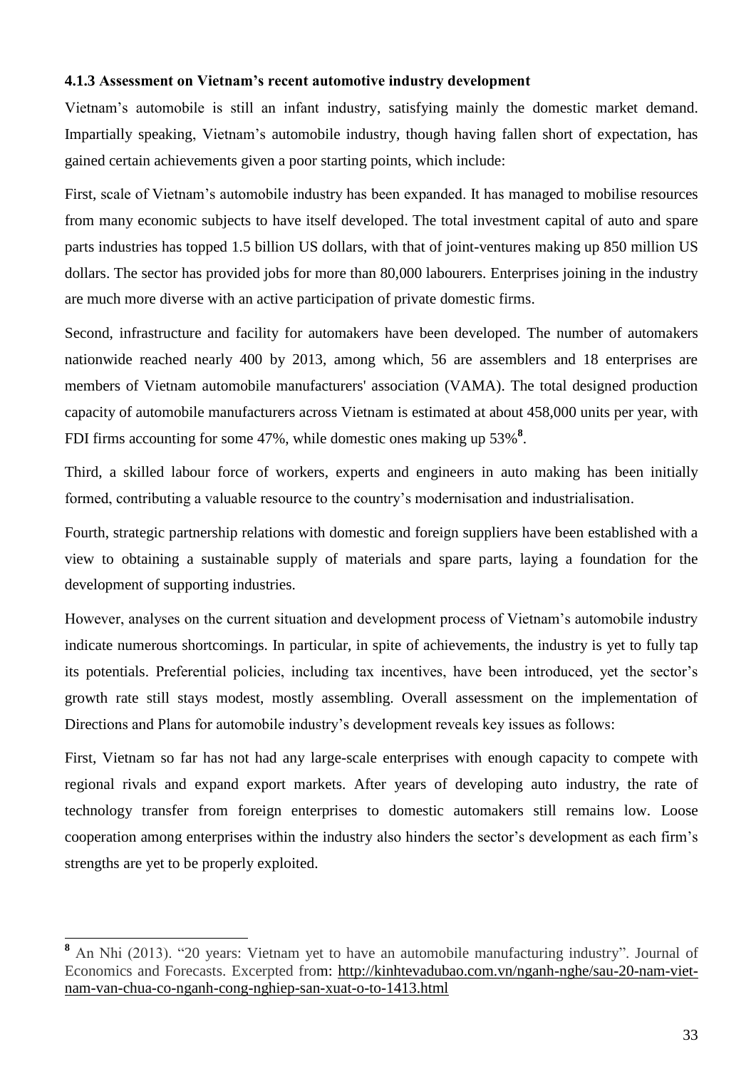### 4.1.3 Assessment on Vietnam's recent automotive industry development

Vietnam's automobile is still an infant industry, satisfying mainly the domestic market demand. Impartially speaking, Vietnam's automobile industry, though having fallen short of expectation, has gained certain achievements given a poor starting points, which include:

First, scale of Vietnam's automobile industry has been expanded. It has managed to mobilise resources from many economic subjects to have itself developed. The total investment capital of auto and spare parts industries has topped 1.5 billion US dollars, with that of joint-ventures making up 850 million US dollars. The sector has provided jobs for more than 80,000 labourers. Enterprises joining in the industry are much more diverse with an active participation of private domestic firms.

Second, infrastructure and facility for automakers have been developed. The number of automakers nationwide reached nearly 400 by 2013, among which, 56 are assemblers and 18 enterprises are members of Vietnam automobile manufacturers' association (VAMA). The total designed production capacity of automobile manufacturers across Vietnam is estimated at about 458,000 units per year, with FDI firms accounting for some 47%, while domestic ones making up 53%[8].

Third, a skilled labour force of workers, experts and engineers in auto making has been initially formed, contributing a valuable resource to the country's modernisation and industrialisation.

Fourth, strategic partnership relations with domestic and foreign suppliers have been established with a view to obtaining a sustainable supply of materials and spare parts, laying a foundation for the development of supporting industries.

However, analyses on the current situation and development process of Vietnam's automobile industry indicate numerous shortcomings. In particular, in spite of achievements, the industry is yet to fully tap its potentials. Preferential policies, including tax incentives, have been introduced, yet the sector's growth rate still stays modest, mostly assembling. Overall assessment on the implementation of Directions and Plans for automobile industry's development reveals key issues as follows:

First, Vietnam so far has not had any large-scale enterprises with enough capacity to compete with regional rivals and expand export markets. After years of developing auto industry, the rate of technology transfer from foreign enterprises to domestic automakers still remains low. Loose cooperation among enterprises within the industry also hinders the sector's development as each firm's strengths are yet to be properly exploited.

---

[8] An Nhi (2013). "20 years: Vietnam yet to have an automobile manufacturing industry". Journal of Economics and Forecasts. Excerpted from: http://kinhtevadubao.com.vn/nganh-nghe/sau-20-nam-viet-nam-van-chua-co-nganh-cong-nghiep-san-xuat-o-to-1413.html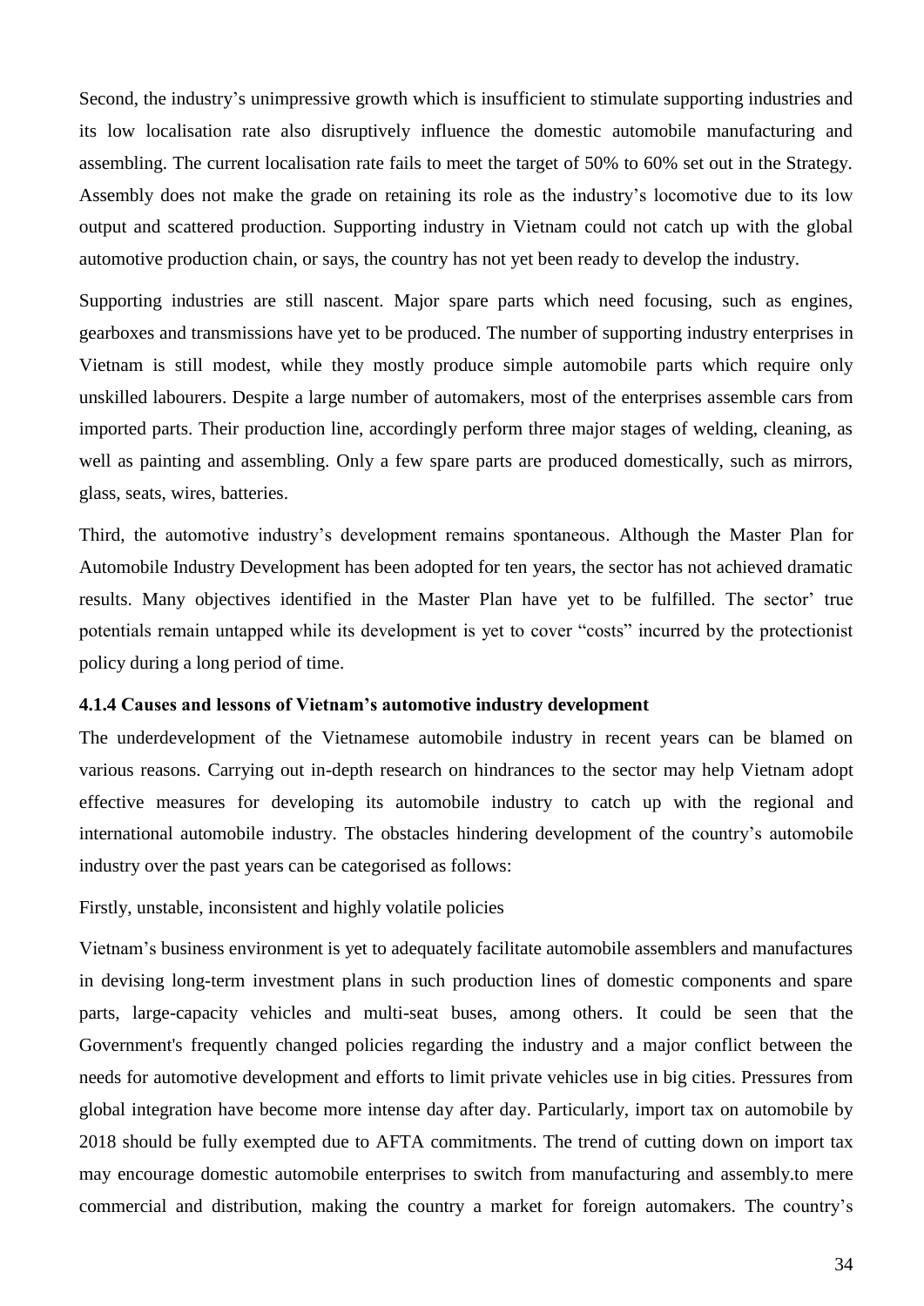Second, the industry's unimpressive growth which is insufficient to stimulate supporting industries and its low localisation rate also disruptively influence the domestic automobile manufacturing and assembling. The current localisation rate fails to meet the target of 50% to 60% set out in the Strategy. Assembly does not make the grade on retaining its role as the industry's locomotive due to its low output and scattered production. Supporting industry in Vietnam could not catch up with the global automotive production chain, or says, the country has not yet been ready to develop the industry.

Supporting industries are still nascent. Major spare parts which need focusing, such as engines, gearboxes and transmissions have yet to be produced. The number of supporting industry enterprises in Vietnam is still modest, while they mostly produce simple automobile parts which require only unskilled labourers. Despite a large number of automakers, most of the enterprises assemble cars from imported parts. Their production line, accordingly perform three major stages of welding, cleaning, as well as painting and assembling. Only a few spare parts are produced domestically, such as mirrors, glass, seats, wires, batteries.

Third, the automotive industry's development remains spontaneous. Although the Master Plan for Automobile Industry Development has been adopted for ten years, the sector has not achieved dramatic results. Many objectives identified in the Master Plan have yet to be fulfilled. The sector' true potentials remain untapped while its development is yet to cover "costs" incurred by the protectionist policy during a long period of time.

#### 4.1.4 Causes and lessons of Vietnam's automotive industry development

The underdevelopment of the Vietnamese automobile industry in recent years can be blamed on various reasons. Carrying out in-depth research on hindrances to the sector may help Vietnam adopt effective measures for developing its automobile industry to catch up with the regional and international automobile industry. The obstacles hindering development of the country's automobile industry over the past years can be categorised as follows:

Firstly, unstable, inconsistent and highly volatile policies

Vietnam's business environment is yet to adequately facilitate automobile assemblers and manufactures in devising long-term investment plans in such production lines of domestic components and spare parts, large-capacity vehicles and multi-seat buses, among others. It could be seen that the Government's frequently changed policies regarding the industry and a major conflict between the needs for automotive development and efforts to limit private vehicles use in big cities. Pressures from global integration have become more intense day after day. Particularly, import tax on automobile by 2018 should be fully exempted due to AFTA commitments. The trend of cutting down on import tax may encourage domestic automobile enterprises to switch from manufacturing and assembly.to mere commercial and distribution, making the country a market for foreign automakers. The country's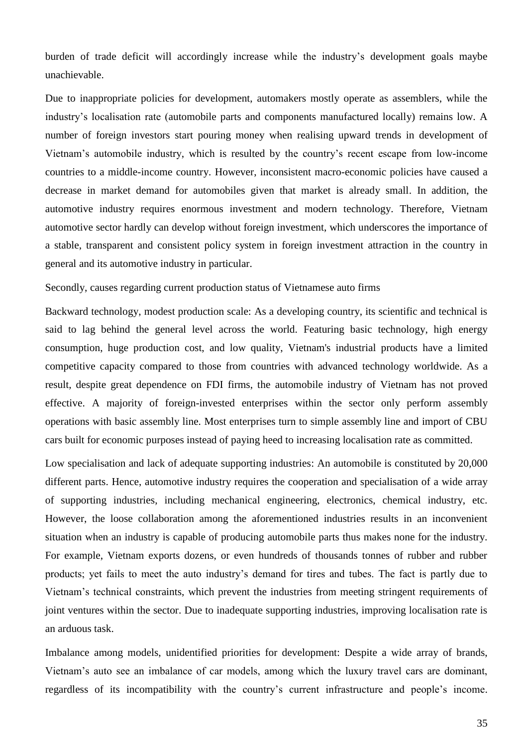burden of trade deficit will accordingly increase while the industry's development goals maybe unachievable.

Due to inappropriate policies for development, automakers mostly operate as assemblers, while the industry's localisation rate (automobile parts and components manufactured locally) remains low. A number of foreign investors start pouring money when realising upward trends in development of Vietnam's automobile industry, which is resulted by the country's recent escape from low-income countries to a middle-income country. However, inconsistent macro-economic policies have caused a decrease in market demand for automobiles given that market is already small. In addition, the automotive industry requires enormous investment and modern technology. Therefore, Vietnam automotive sector hardly can develop without foreign investment, which underscores the importance of a stable, transparent and consistent policy system in foreign investment attraction in the country in general and its automotive industry in particular.

Secondly, causes regarding current production status of Vietnamese auto firms

Backward technology, modest production scale: As a developing country, its scientific and technical is said to lag behind the general level across the world. Featuring basic technology, high energy consumption, huge production cost, and low quality, Vietnam's industrial products have a limited competitive capacity compared to those from countries with advanced technology worldwide. As a result, despite great dependence on FDI firms, the automobile industry of Vietnam has not proved effective. A majority of foreign-invested enterprises within the sector only perform assembly operations with basic assembly line. Most enterprises turn to simple assembly line and import of CBU cars built for economic purposes instead of paying heed to increasing localisation rate as committed.

Low specialisation and lack of adequate supporting industries: An automobile is constituted by 20,000 different parts. Hence, automotive industry requires the cooperation and specialisation of a wide array of supporting industries, including mechanical engineering, electronics, chemical industry, etc. However, the loose collaboration among the aforementioned industries results in an inconvenient situation when an industry is capable of producing automobile parts thus makes none for the industry. For example, Vietnam exports dozens, or even hundreds of thousands tonnes of rubber and rubber products; yet fails to meet the auto industry's demand for tires and tubes. The fact is partly due to Vietnam's technical constraints, which prevent the industries from meeting stringent requirements of joint ventures within the sector. Due to inadequate supporting industries, improving localisation rate is an arduous task.

Imbalance among models, unidentified priorities for development: Despite a wide array of brands, Vietnam's auto see an imbalance of car models, among which the luxury travel cars are dominant, regardless of its incompatibility with the country's current infrastructure and people's income.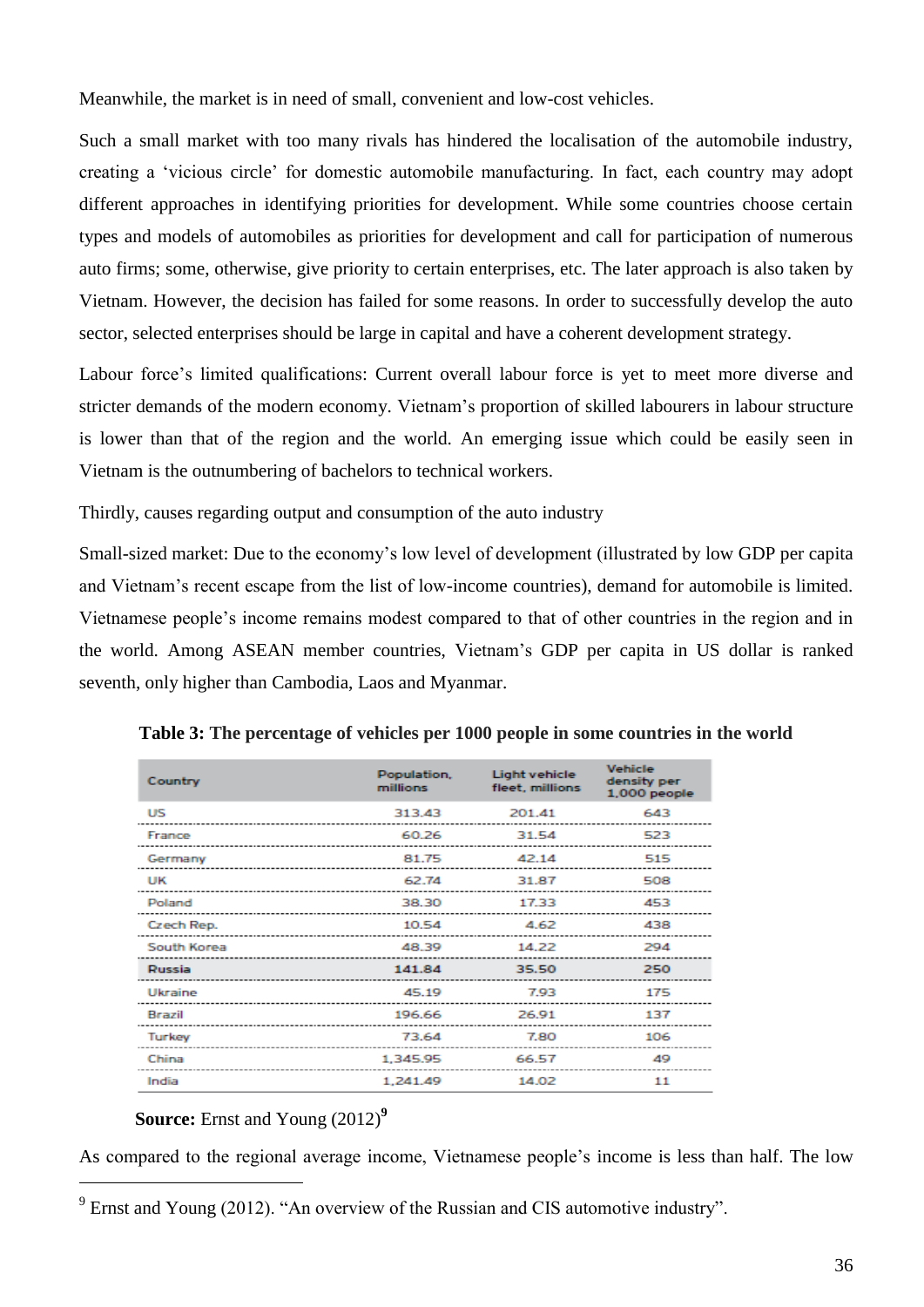Meanwhile, the market is in need of small, convenient and low-cost vehicles.

Such a small market with too many rivals has hindered the localisation of the automobile industry, creating a 'vicious circle' for domestic automobile manufacturing. In fact, each country may adopt different approaches in identifying priorities for development. While some countries choose certain types and models of automobiles as priorities for development and call for participation of numerous auto firms; some, otherwise, give priority to certain enterprises, etc. The later approach is also taken by Vietnam. However, the decision has failed for some reasons. In order to successfully develop the auto sector, selected enterprises should be large in capital and have a coherent development strategy.

Labour force's limited qualifications: Current overall labour force is yet to meet more diverse and stricter demands of the modern economy. Vietnam's proportion of skilled labourers in labour structure is lower than that of the region and the world. An emerging issue which could be easily seen in Vietnam is the outnumbering of bachelors to technical workers.

Thirdly, causes regarding output and consumption of the auto industry

Small-sized market: Due to the economy's low level of development (illustrated by low GDP per capita and Vietnam's recent escape from the list of low-income countries), demand for automobile is limited. Vietnamese people's income remains modest compared to that of other countries in the region and in the world. Among ASEAN member countries, Vietnam's GDP per capita in US dollar is ranked seventh, only higher than Cambodia, Laos and Myanmar.

**Table 3: The percentage of vehicles per 1000 people in some countries in the world**

| Country | Population, millions | Light vehicle fleet, millions | Vehicle density per 1,000 people |
|---|---|---|---|
| US | 313.43 | 201.41 | 643 |
| France | 60.26 | 31.54 | 523 |
| Germany | 81.75 | 42.14 | 515 |
| UK | 62.74 | 31.87 | 508 |
| Poland | 38.30 | 17.33 | 453 |
| Czech Rep. | 10.54 | 4.62 | 438 |
| South Korea | 48.39 | 14.22 | 294 |
| **Russia** | **141.84** | **35.50** | **250** |
| Ukraine | 45.19 | 7.93 | 175 |
| Brazil | 196.66 | 26.91 | 137 |
| Turkey | 73.64 | 7.80 | 106 |
| China | 1,345.95 | 66.57 | 49 |
| India | 1,241.49 | 14.02 | 11 |

**Source:** Ernst and Young (2012)[9]

As compared to the regional average income, Vietnamese people's income is less than half. The low

[9] Ernst and Young (2012). "An overview of the Russian and CIS automotive industry".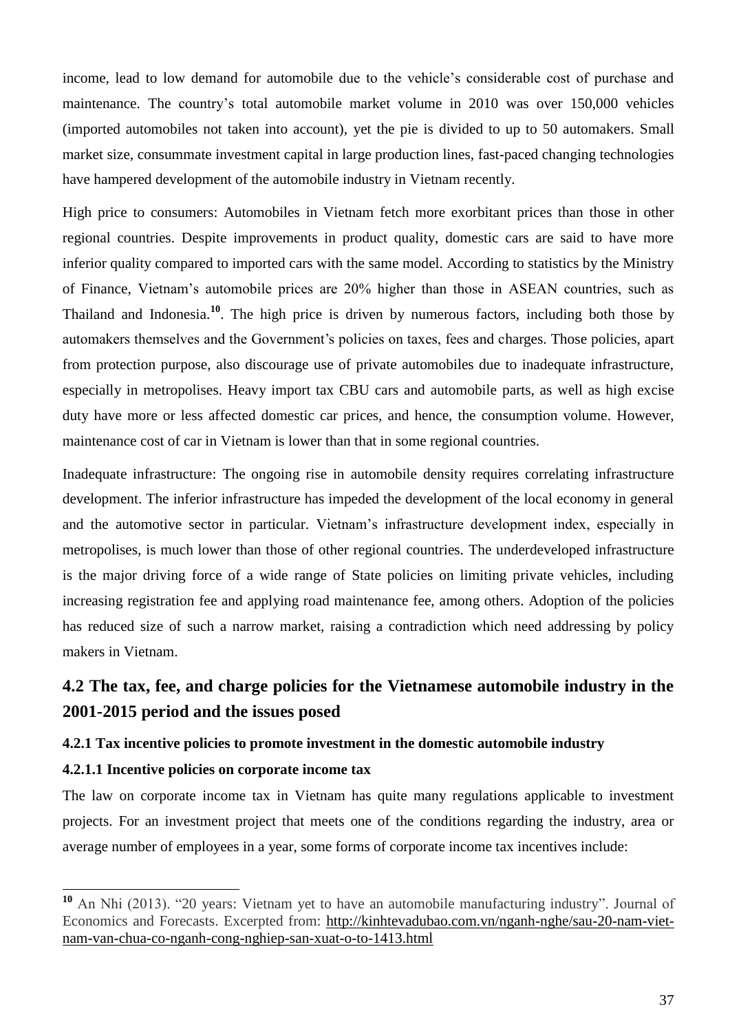income, lead to low demand for automobile due to the vehicle's considerable cost of purchase and maintenance. The country's total automobile market volume in 2010 was over 150,000 vehicles (imported automobiles not taken into account), yet the pie is divided to up to 50 automakers. Small market size, consummate investment capital in large production lines, fast-paced changing technologies have hampered development of the automobile industry in Vietnam recently.

High price to consumers: Automobiles in Vietnam fetch more exorbitant prices than those in other regional countries. Despite improvements in product quality, domestic cars are said to have more inferior quality compared to imported cars with the same model. According to statistics by the Ministry of Finance, Vietnam's automobile prices are 20% higher than those in ASEAN countries, such as Thailand and Indonesia.[10]. The high price is driven by numerous factors, including both those by automakers themselves and the Government's policies on taxes, fees and charges. Those policies, apart from protection purpose, also discourage use of private automobiles due to inadequate infrastructure, especially in metropolises. Heavy import tax CBU cars and automobile parts, as well as high excise duty have more or less affected domestic car prices, and hence, the consumption volume. However, maintenance cost of car in Vietnam is lower than that in some regional countries.

Inadequate infrastructure: The ongoing rise in automobile density requires correlating infrastructure development. The inferior infrastructure has impeded the development of the local economy in general and the automotive sector in particular. Vietnam's infrastructure development index, especially in metropolises, is much lower than those of other regional countries. The underdeveloped infrastructure is the major driving force of a wide range of State policies on limiting private vehicles, including increasing registration fee and applying road maintenance fee, among others. Adoption of the policies has reduced size of such a narrow market, raising a contradiction which need addressing by policy makers in Vietnam.

## 4.2 The tax, fee, and charge policies for the Vietnamese automobile industry in the 2001-2015 period and the issues posed

#### 4.2.1 Tax incentive policies to promote investment in the domestic automobile industry

#### 4.2.1.1 Incentive policies on corporate income tax

The law on corporate income tax in Vietnam has quite many regulations applicable to investment projects. For an investment project that meets one of the conditions regarding the industry, area or average number of employees in a year, some forms of corporate income tax incentives include:

---

[10] An Nhi (2013). "20 years: Vietnam yet to have an automobile manufacturing industry". Journal of Economics and Forecasts. Excerpted from: http://kinhtevadubao.com.vn/nganh-nghe/sau-20-nam-viet-nam-van-chua-co-nganh-cong-nghiep-san-xuat-o-to-1413.html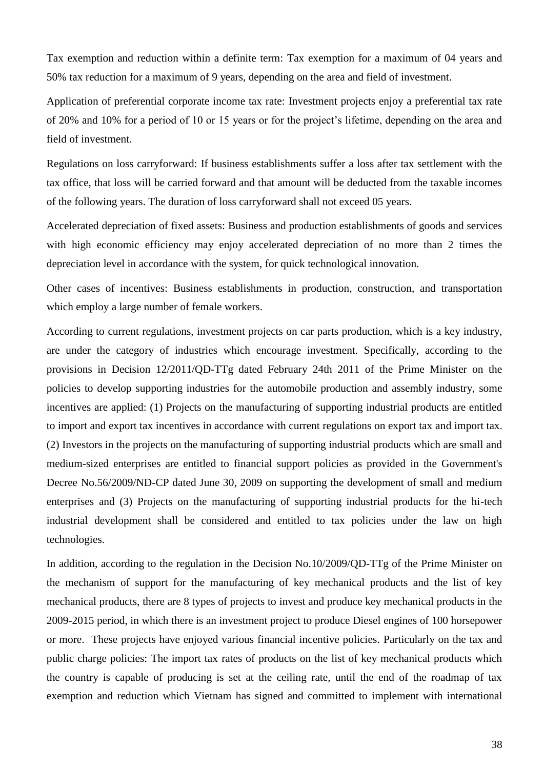Tax exemption and reduction within a definite term: Tax exemption for a maximum of 04 years and 50% tax reduction for a maximum of 9 years, depending on the area and field of investment.

Application of preferential corporate income tax rate: Investment projects enjoy a preferential tax rate of 20% and 10% for a period of 10 or 15 years or for the project's lifetime, depending on the area and field of investment.

Regulations on loss carryforward: If business establishments suffer a loss after tax settlement with the tax office, that loss will be carried forward and that amount will be deducted from the taxable incomes of the following years. The duration of loss carryforward shall not exceed 05 years.

Accelerated depreciation of fixed assets: Business and production establishments of goods and services with high economic efficiency may enjoy accelerated depreciation of no more than 2 times the depreciation level in accordance with the system, for quick technological innovation.

Other cases of incentives: Business establishments in production, construction, and transportation which employ a large number of female workers.

According to current regulations, investment projects on car parts production, which is a key industry, are under the category of industries which encourage investment. Specifically, according to the provisions in Decision 12/2011/QD-TTg dated February 24th 2011 of the Prime Minister on the policies to develop supporting industries for the automobile production and assembly industry, some incentives are applied: (1) Projects on the manufacturing of supporting industrial products are entitled to import and export tax incentives in accordance with current regulations on export tax and import tax. (2) Investors in the projects on the manufacturing of supporting industrial products which are small and medium-sized enterprises are entitled to financial support policies as provided in the Government's Decree No.56/2009/ND-CP dated June 30, 2009 on supporting the development of small and medium enterprises and (3) Projects on the manufacturing of supporting industrial products for the hi-tech industrial development shall be considered and entitled to tax policies under the law on high technologies.

In addition, according to the regulation in the Decision No.10/2009/QD-TTg of the Prime Minister on the mechanism of support for the manufacturing of key mechanical products and the list of key mechanical products, there are 8 types of projects to invest and produce key mechanical products in the 2009-2015 period, in which there is an investment project to produce Diesel engines of 100 horsepower or more. These projects have enjoyed various financial incentive policies. Particularly on the tax and public charge policies: The import tax rates of products on the list of key mechanical products which the country is capable of producing is set at the ceiling rate, until the end of the roadmap of tax exemption and reduction which Vietnam has signed and committed to implement with international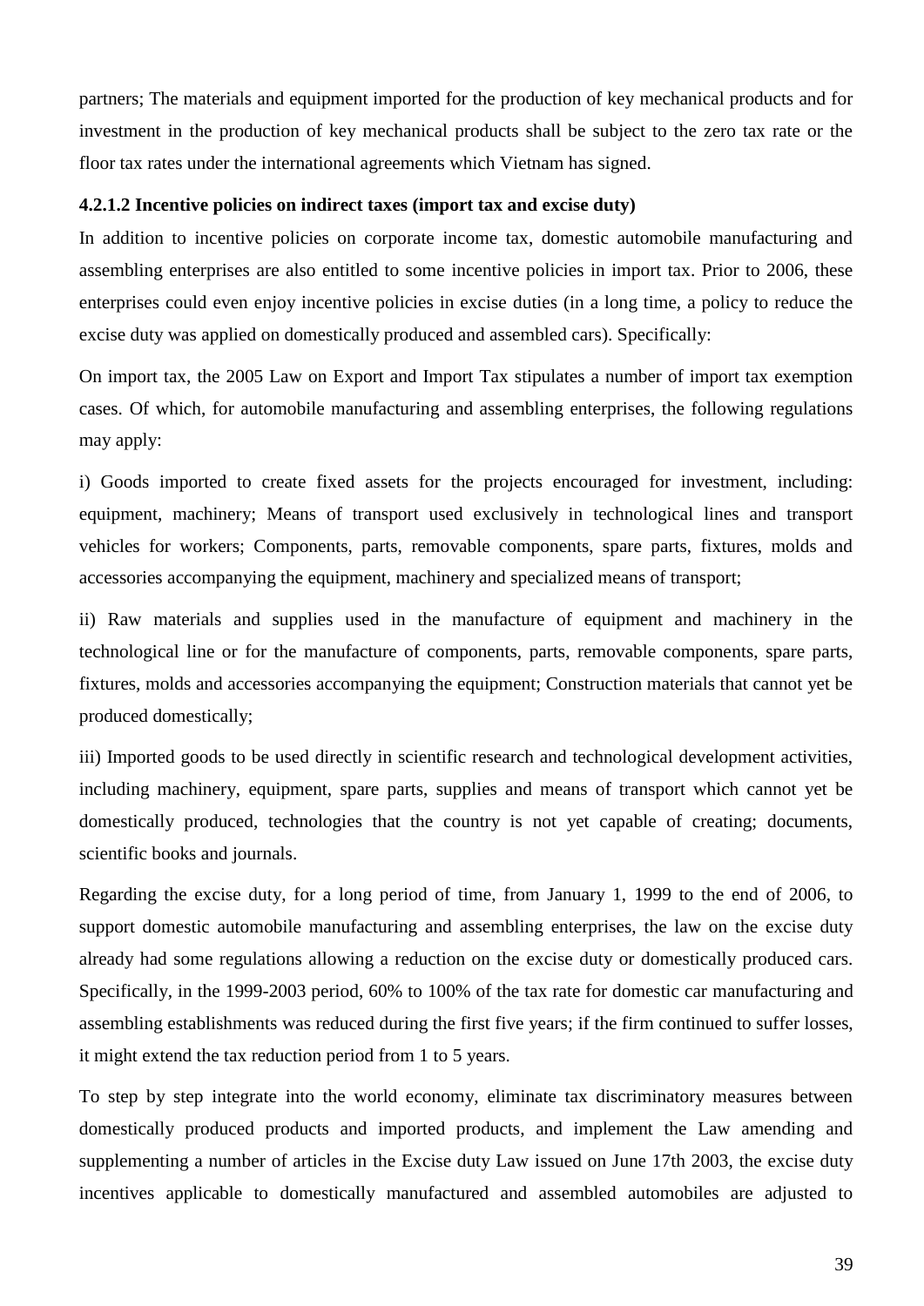partners; The materials and equipment imported for the production of key mechanical products and for investment in the production of key mechanical products shall be subject to the zero tax rate or the floor tax rates under the international agreements which Vietnam has signed.

#### 4.2.1.2 Incentive policies on indirect taxes (import tax and excise duty)

In addition to incentive policies on corporate income tax, domestic automobile manufacturing and assembling enterprises are also entitled to some incentive policies in import tax. Prior to 2006, these enterprises could even enjoy incentive policies in excise duties (in a long time, a policy to reduce the excise duty was applied on domestically produced and assembled cars). Specifically:

On import tax, the 2005 Law on Export and Import Tax stipulates a number of import tax exemption cases. Of which, for automobile manufacturing and assembling enterprises, the following regulations may apply:

i) Goods imported to create fixed assets for the projects encouraged for investment, including: equipment, machinery; Means of transport used exclusively in technological lines and transport vehicles for workers; Components, parts, removable components, spare parts, fixtures, molds and accessories accompanying the equipment, machinery and specialized means of transport;

ii) Raw materials and supplies used in the manufacture of equipment and machinery in the technological line or for the manufacture of components, parts, removable components, spare parts, fixtures, molds and accessories accompanying the equipment; Construction materials that cannot yet be produced domestically;

iii) Imported goods to be used directly in scientific research and technological development activities, including machinery, equipment, spare parts, supplies and means of transport which cannot yet be domestically produced, technologies that the country is not yet capable of creating; documents, scientific books and journals.

Regarding the excise duty, for a long period of time, from January 1, 1999 to the end of 2006, to support domestic automobile manufacturing and assembling enterprises, the law on the excise duty already had some regulations allowing a reduction on the excise duty or domestically produced cars. Specifically, in the 1999-2003 period, 60% to 100% of the tax rate for domestic car manufacturing and assembling establishments was reduced during the first five years; if the firm continued to suffer losses, it might extend the tax reduction period from 1 to 5 years.

To step by step integrate into the world economy, eliminate tax discriminatory measures between domestically produced products and imported products, and implement the Law amending and supplementing a number of articles in the Excise duty Law issued on June 17th 2003, the excise duty incentives applicable to domestically manufactured and assembled automobiles are adjusted to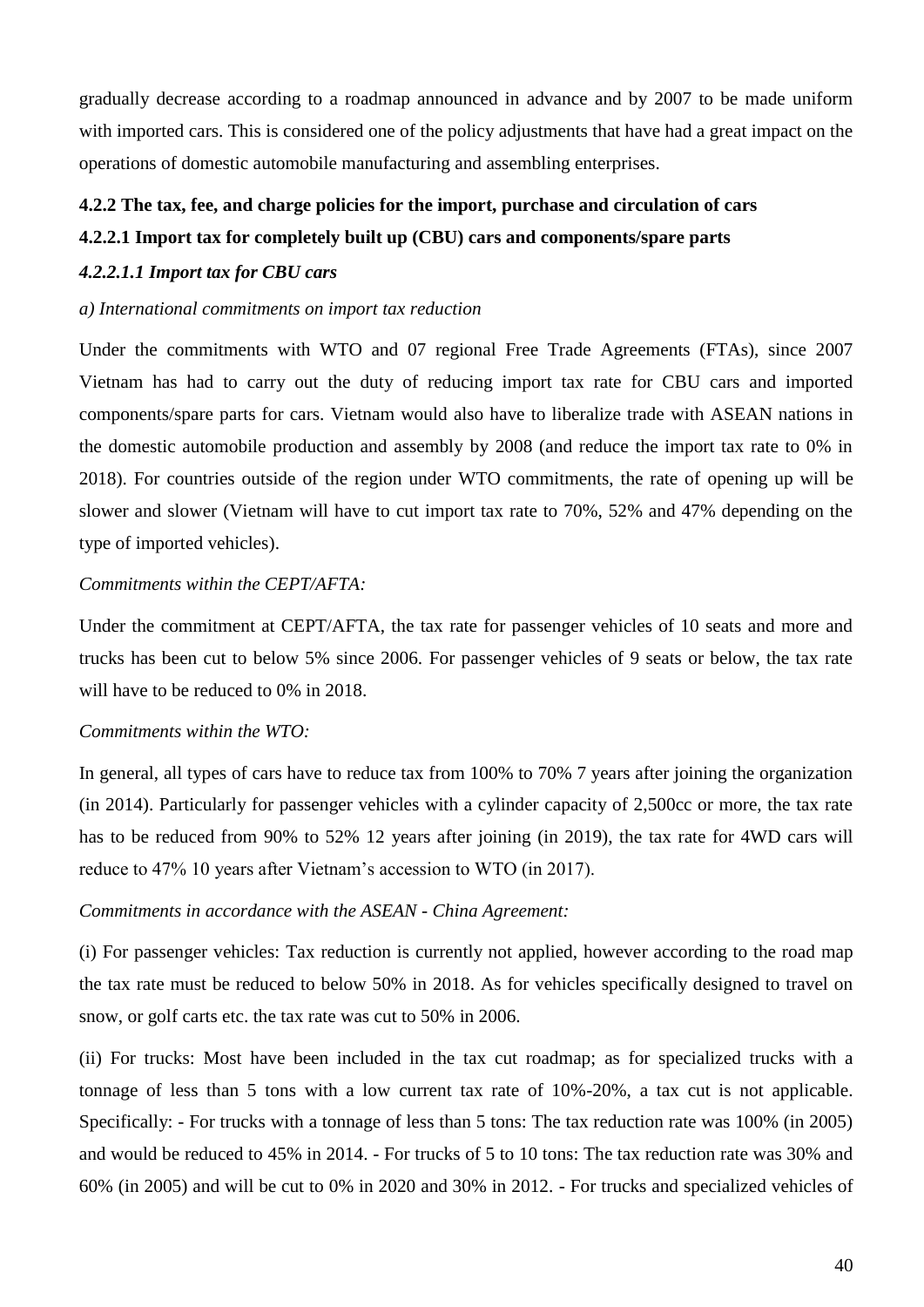gradually decrease according to a roadmap announced in advance and by 2007 to be made uniform with imported cars. This is considered one of the policy adjustments that have had a great impact on the operations of domestic automobile manufacturing and assembling enterprises.

### 4.2.2 The tax, fee, and charge policies for the import, purchase and circulation of cars

#### 4.2.2.1 Import tax for completely built up (CBU) cars and components/spare parts

##### *4.2.2.1.1 Import tax for CBU cars*

*a) International commitments on import tax reduction*

Under the commitments with WTO and 07 regional Free Trade Agreements (FTAs), since 2007 Vietnam has had to carry out the duty of reducing import tax rate for CBU cars and imported components/spare parts for cars. Vietnam would also have to liberalize trade with ASEAN nations in the domestic automobile production and assembly by 2008 (and reduce the import tax rate to 0% in 2018). For countries outside of the region under WTO commitments, the rate of opening up will be slower and slower (Vietnam will have to cut import tax rate to 70%, 52% and 47% depending on the type of imported vehicles).

*Commitments within the CEPT/AFTA:*

Under the commitment at CEPT/AFTA, the tax rate for passenger vehicles of 10 seats and more and trucks has been cut to below 5% since 2006. For passenger vehicles of 9 seats or below, the tax rate will have to be reduced to 0% in 2018.

*Commitments within the WTO:*

In general, all types of cars have to reduce tax from 100% to 70% 7 years after joining the organization (in 2014). Particularly for passenger vehicles with a cylinder capacity of 2,500cc or more, the tax rate has to be reduced from 90% to 52% 12 years after joining (in 2019), the tax rate for 4WD cars will reduce to 47% 10 years after Vietnam's accession to WTO (in 2017).

*Commitments in accordance with the ASEAN - China Agreement:*

(i) For passenger vehicles: Tax reduction is currently not applied, however according to the road map the tax rate must be reduced to below 50% in 2018. As for vehicles specifically designed to travel on snow, or golf carts etc. the tax rate was cut to 50% in 2006.

(ii) For trucks: Most have been included in the tax cut roadmap; as for specialized trucks with a tonnage of less than 5 tons with a low current tax rate of 10%-20%, a tax cut is not applicable. Specifically: - For trucks with a tonnage of less than 5 tons: The tax reduction rate was 100% (in 2005) and would be reduced to 45% in 2014. - For trucks of 5 to 10 tons: The tax reduction rate was 30% and 60% (in 2005) and will be cut to 0% in 2020 and 30% in 2012. - For trucks and specialized vehicles of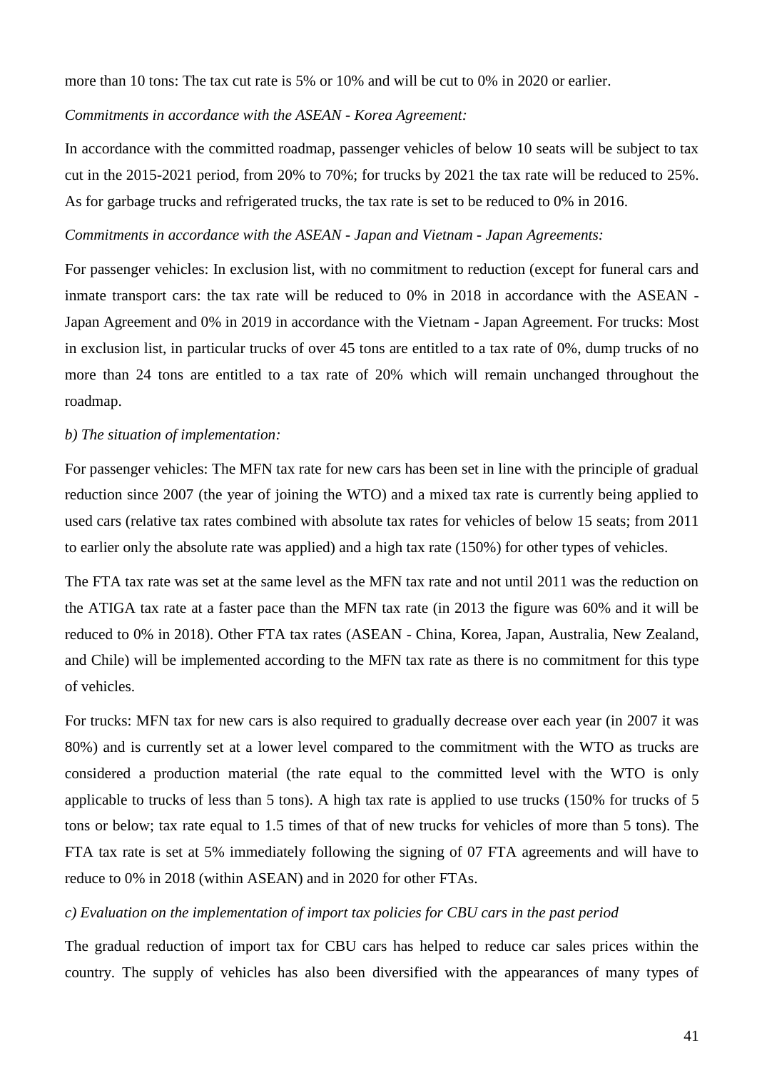more than 10 tons: The tax cut rate is 5% or 10% and will be cut to 0% in 2020 or earlier.

*Commitments in accordance with the ASEAN - Korea Agreement:*

In accordance with the committed roadmap, passenger vehicles of below 10 seats will be subject to tax cut in the 2015-2021 period, from 20% to 70%; for trucks by 2021 the tax rate will be reduced to 25%. As for garbage trucks and refrigerated trucks, the tax rate is set to be reduced to 0% in 2016.

*Commitments in accordance with the ASEAN - Japan and Vietnam - Japan Agreements:*

For passenger vehicles: In exclusion list, with no commitment to reduction (except for funeral cars and inmate transport cars: the tax rate will be reduced to 0% in 2018 in accordance with the ASEAN - Japan Agreement and 0% in 2019 in accordance with the Vietnam - Japan Agreement. For trucks: Most in exclusion list, in particular trucks of over 45 tons are entitled to a tax rate of 0%, dump trucks of no more than 24 tons are entitled to a tax rate of 20% which will remain unchanged throughout the roadmap.

*b) The situation of implementation:*

For passenger vehicles: The MFN tax rate for new cars has been set in line with the principle of gradual reduction since 2007 (the year of joining the WTO) and a mixed tax rate is currently being applied to used cars (relative tax rates combined with absolute tax rates for vehicles of below 15 seats; from 2011 to earlier only the absolute rate was applied) and a high tax rate (150%) for other types of vehicles.

The FTA tax rate was set at the same level as the MFN tax rate and not until 2011 was the reduction on the ATIGA tax rate at a faster pace than the MFN tax rate (in 2013 the figure was 60% and it will be reduced to 0% in 2018). Other FTA tax rates (ASEAN - China, Korea, Japan, Australia, New Zealand, and Chile) will be implemented according to the MFN tax rate as there is no commitment for this type of vehicles.

For trucks: MFN tax for new cars is also required to gradually decrease over each year (in 2007 it was 80%) and is currently set at a lower level compared to the commitment with the WTO as trucks are considered a production material (the rate equal to the committed level with the WTO is only applicable to trucks of less than 5 tons). A high tax rate is applied to use trucks (150% for trucks of 5 tons or below; tax rate equal to 1.5 times of that of new trucks for vehicles of more than 5 tons). The FTA tax rate is set at 5% immediately following the signing of 07 FTA agreements and will have to reduce to 0% in 2018 (within ASEAN) and in 2020 for other FTAs.

*c) Evaluation on the implementation of import tax policies for CBU cars in the past period*

The gradual reduction of import tax for CBU cars has helped to reduce car sales prices within the country. The supply of vehicles has also been diversified with the appearances of many types of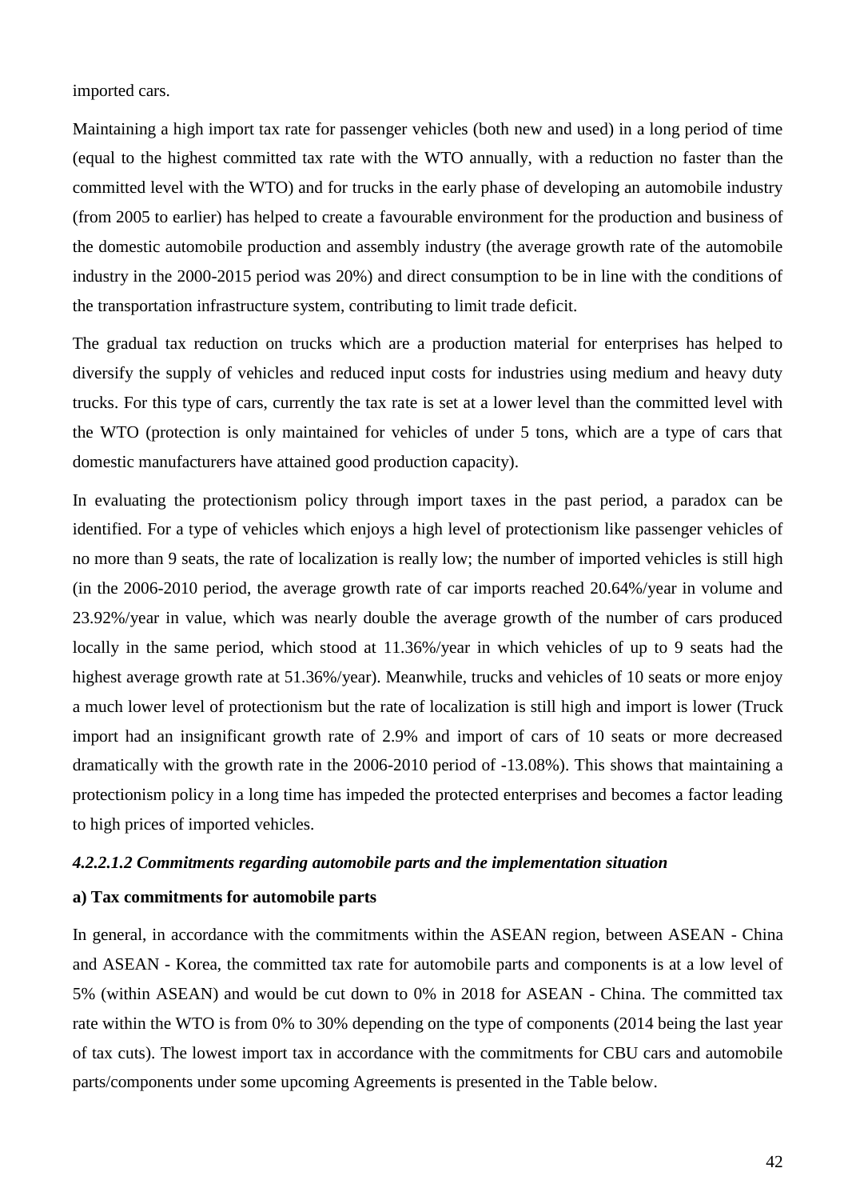imported cars.

Maintaining a high import tax rate for passenger vehicles (both new and used) in a long period of time (equal to the highest committed tax rate with the WTO annually, with a reduction no faster than the committed level with the WTO) and for trucks in the early phase of developing an automobile industry (from 2005 to earlier) has helped to create a favourable environment for the production and business of the domestic automobile production and assembly industry (the average growth rate of the automobile industry in the 2000-2015 period was 20%) and direct consumption to be in line with the conditions of the transportation infrastructure system, contributing to limit trade deficit.

The gradual tax reduction on trucks which are a production material for enterprises has helped to diversify the supply of vehicles and reduced input costs for industries using medium and heavy duty trucks. For this type of cars, currently the tax rate is set at a lower level than the committed level with the WTO (protection is only maintained for vehicles of under 5 tons, which are a type of cars that domestic manufacturers have attained good production capacity).

In evaluating the protectionism policy through import taxes in the past period, a paradox can be identified. For a type of vehicles which enjoys a high level of protectionism like passenger vehicles of no more than 9 seats, the rate of localization is really low; the number of imported vehicles is still high (in the 2006-2010 period, the average growth rate of car imports reached 20.64%/year in volume and 23.92%/year in value, which was nearly double the average growth of the number of cars produced locally in the same period, which stood at 11.36%/year in which vehicles of up to 9 seats had the highest average growth rate at 51.36%/year). Meanwhile, trucks and vehicles of 10 seats or more enjoy a much lower level of protectionism but the rate of localization is still high and import is lower (Truck import had an insignificant growth rate of 2.9% and import of cars of 10 seats or more decreased dramatically with the growth rate in the 2006-2010 period of -13.08%). This shows that maintaining a protectionism policy in a long time has impeded the protected enterprises and becomes a factor leading to high prices of imported vehicles.

#### *4.2.2.1.2 Commitments regarding automobile parts and the implementation situation*

**a) Tax commitments for automobile parts**

In general, in accordance with the commitments within the ASEAN region, between ASEAN - China and ASEAN - Korea, the committed tax rate for automobile parts and components is at a low level of 5% (within ASEAN) and would be cut down to 0% in 2018 for ASEAN - China. The committed tax rate within the WTO is from 0% to 30% depending on the type of components (2014 being the last year of tax cuts). The lowest import tax in accordance with the commitments for CBU cars and automobile parts/components under some upcoming Agreements is presented in the Table below.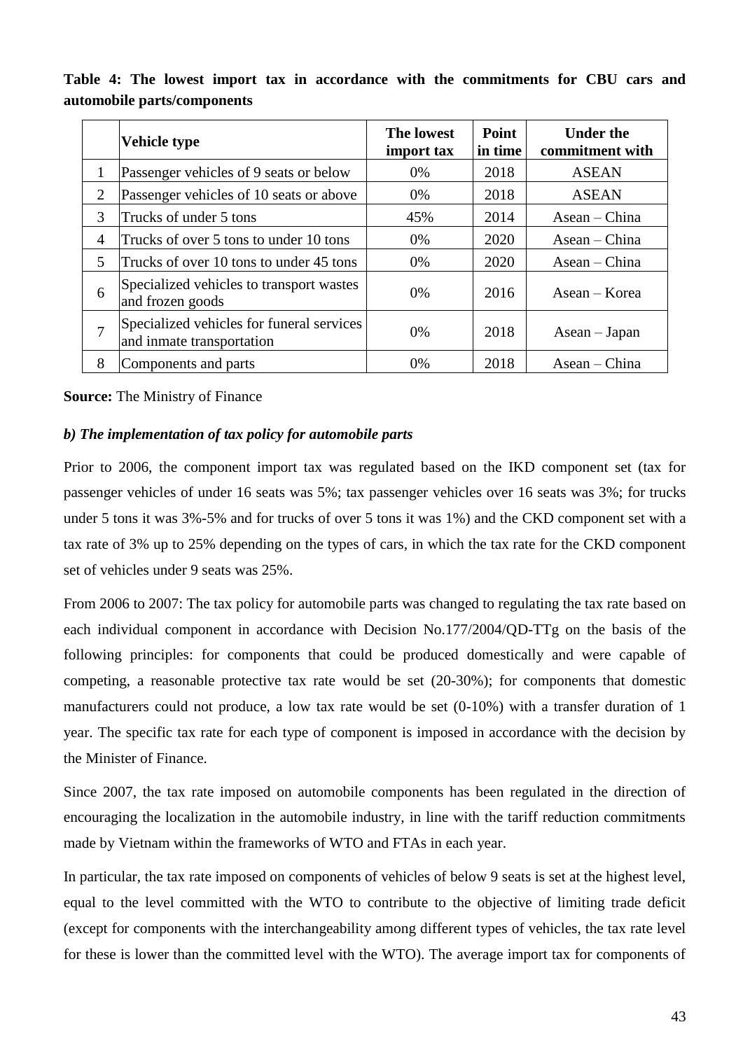**Table 4: The lowest import tax in accordance with the commitments for CBU cars and automobile parts/components**

| | Vehicle type | The lowest import tax | Point in time | Under the commitment with |
|---|---|---|---|---|
| 1 | Passenger vehicles of 9 seats or below | 0% | 2018 | ASEAN |
| 2 | Passenger vehicles of 10 seats or above | 0% | 2018 | ASEAN |
| 3 | Trucks of under 5 tons | 45% | 2014 | Asean – China |
| 4 | Trucks of over 5 tons to under 10 tons | 0% | 2020 | Asean – China |
| 5 | Trucks of over 10 tons to under 45 tons | 0% | 2020 | Asean – China |
| 6 | Specialized vehicles to transport wastes and frozen goods | 0% | 2016 | Asean – Korea |
| 7 | Specialized vehicles for funeral services and inmate transportation | 0% | 2018 | Asean – Japan |
| 8 | Components and parts | 0% | 2018 | Asean – China |

**Source:** The Ministry of Finance

***b) The implementation of tax policy for automobile parts***

Prior to 2006, the component import tax was regulated based on the IKD component set (tax for passenger vehicles of under 16 seats was 5%; tax passenger vehicles over 16 seats was 3%; for trucks under 5 tons it was 3%-5% and for trucks of over 5 tons it was 1%) and the CKD component set with a tax rate of 3% up to 25% depending on the types of cars, in which the tax rate for the CKD component set of vehicles under 9 seats was 25%.

From 2006 to 2007: The tax policy for automobile parts was changed to regulating the tax rate based on each individual component in accordance with Decision No.177/2004/QD-TTg on the basis of the following principles: for components that could be produced domestically and were capable of competing, a reasonable protective tax rate would be set (20-30%); for components that domestic manufacturers could not produce, a low tax rate would be set (0-10%) with a transfer duration of 1 year. The specific tax rate for each type of component is imposed in accordance with the decision by the Minister of Finance.

Since 2007, the tax rate imposed on automobile components has been regulated in the direction of encouraging the localization in the automobile industry, in line with the tariff reduction commitments made by Vietnam within the frameworks of WTO and FTAs in each year.

In particular, the tax rate imposed on components of vehicles of below 9 seats is set at the highest level, equal to the level committed with the WTO to contribute to the objective of limiting trade deficit (except for components with the interchangeability among different types of vehicles, the tax rate level for these is lower than the committed level with the WTO). The average import tax for components of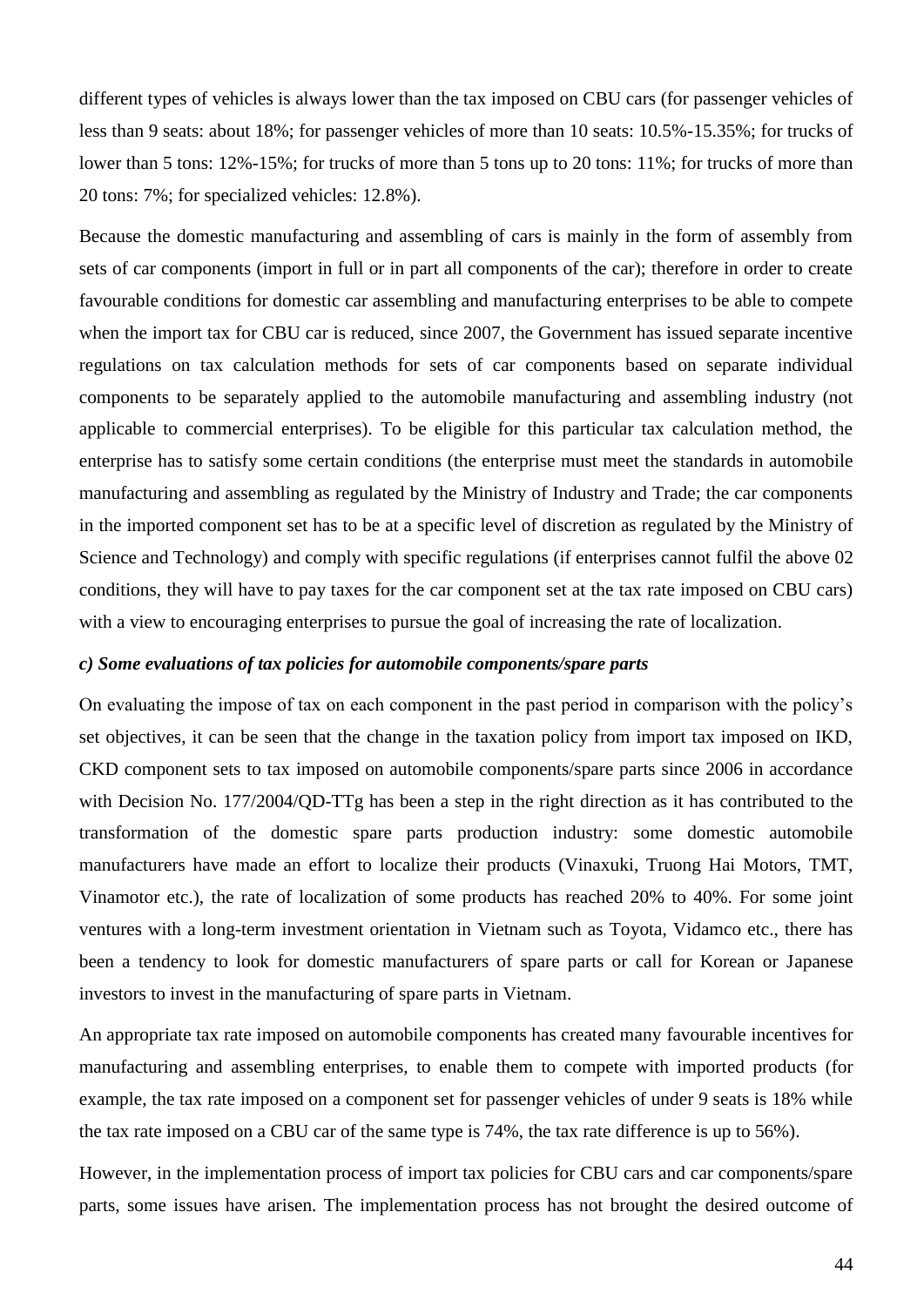different types of vehicles is always lower than the tax imposed on CBU cars (for passenger vehicles of less than 9 seats: about 18%; for passenger vehicles of more than 10 seats: 10.5%-15.35%; for trucks of lower than 5 tons: 12%-15%; for trucks of more than 5 tons up to 20 tons: 11%; for trucks of more than 20 tons: 7%; for specialized vehicles: 12.8%).

Because the domestic manufacturing and assembling of cars is mainly in the form of assembly from sets of car components (import in full or in part all components of the car); therefore in order to create favourable conditions for domestic car assembling and manufacturing enterprises to be able to compete when the import tax for CBU car is reduced, since 2007, the Government has issued separate incentive regulations on tax calculation methods for sets of car components based on separate individual components to be separately applied to the automobile manufacturing and assembling industry (not applicable to commercial enterprises). To be eligible for this particular tax calculation method, the enterprise has to satisfy some certain conditions (the enterprise must meet the standards in automobile manufacturing and assembling as regulated by the Ministry of Industry and Trade; the car components in the imported component set has to be at a specific level of discretion as regulated by the Ministry of Science and Technology) and comply with specific regulations (if enterprises cannot fulfil the above 02 conditions, they will have to pay taxes for the car component set at the tax rate imposed on CBU cars) with a view to encouraging enterprises to pursue the goal of increasing the rate of localization.

***c) Some evaluations of tax policies for automobile components/spare parts***

On evaluating the impose of tax on each component in the past period in comparison with the policy's set objectives, it can be seen that the change in the taxation policy from import tax imposed on IKD, CKD component sets to tax imposed on automobile components/spare parts since 2006 in accordance with Decision No. 177/2004/QD-TTg has been a step in the right direction as it has contributed to the transformation of the domestic spare parts production industry: some domestic automobile manufacturers have made an effort to localize their products (Vinaxuki, Truong Hai Motors, TMT, Vinamotor etc.), the rate of localization of some products has reached 20% to 40%. For some joint ventures with a long-term investment orientation in Vietnam such as Toyota, Vidamco etc., there has been a tendency to look for domestic manufacturers of spare parts or call for Korean or Japanese investors to invest in the manufacturing of spare parts in Vietnam.

An appropriate tax rate imposed on automobile components has created many favourable incentives for manufacturing and assembling enterprises, to enable them to compete with imported products (for example, the tax rate imposed on a component set for passenger vehicles of under 9 seats is 18% while the tax rate imposed on a CBU car of the same type is 74%, the tax rate difference is up to 56%).

However, in the implementation process of import tax policies for CBU cars and car components/spare parts, some issues have arisen. The implementation process has not brought the desired outcome of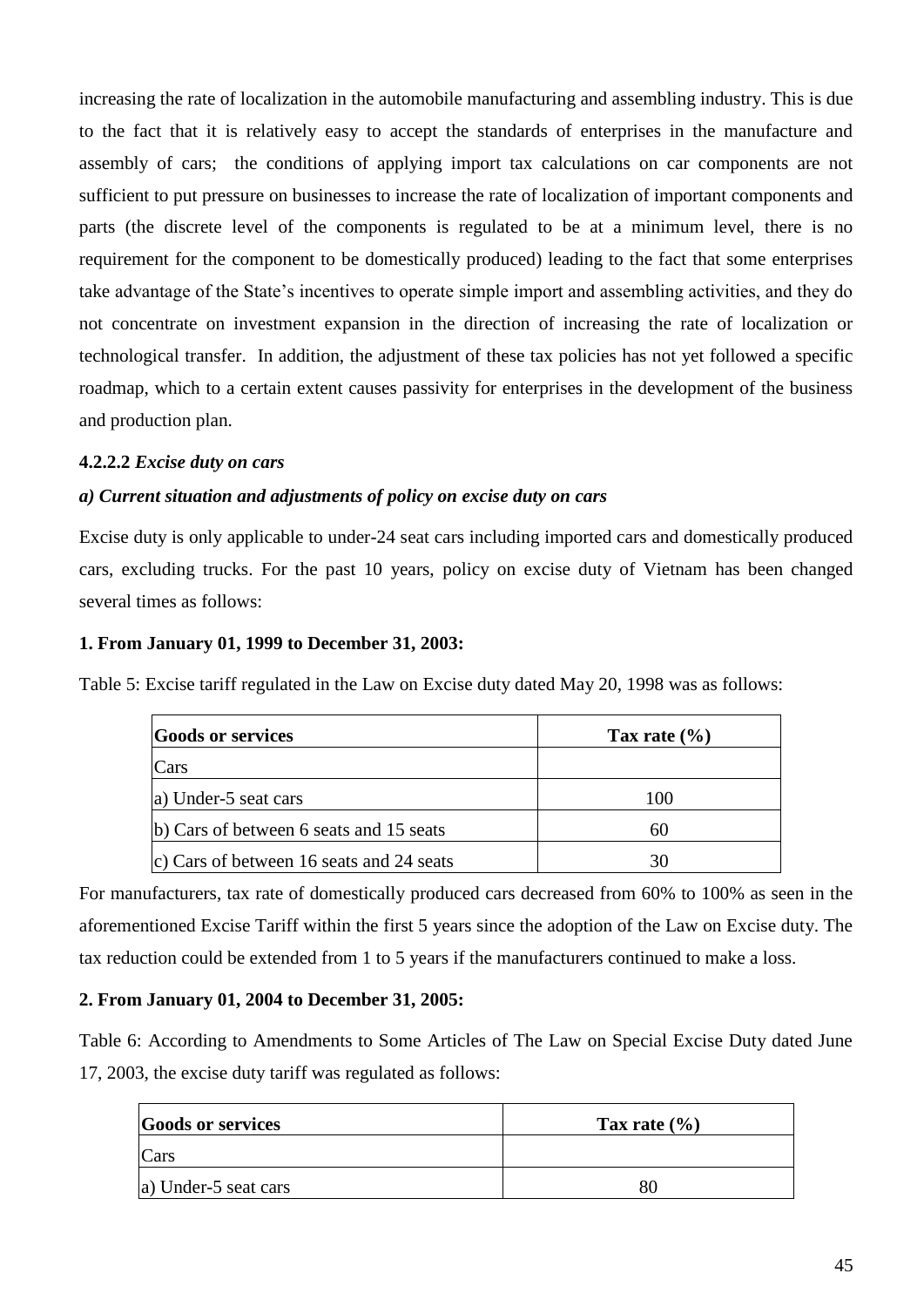increasing the rate of localization in the automobile manufacturing and assembling industry. This is due to the fact that it is relatively easy to accept the standards of enterprises in the manufacture and assembly of cars; the conditions of applying import tax calculations on car components are not sufficient to put pressure on businesses to increase the rate of localization of important components and parts (the discrete level of the components is regulated to be at a minimum level, there is no requirement for the component to be domestically produced) leading to the fact that some enterprises take advantage of the State's incentives to operate simple import and assembling activities, and they do not concentrate on investment expansion in the direction of increasing the rate of localization or technological transfer. In addition, the adjustment of these tax policies has not yet followed a specific roadmap, which to a certain extent causes passivity for enterprises in the development of the business and production plan.

#### 4.2.2.2 *Excise duty on cars*

***a) Current situation and adjustments of policy on excise duty on cars***

Excise duty is only applicable to under-24 seat cars including imported cars and domestically produced cars, excluding trucks. For the past 10 years, policy on excise duty of Vietnam has been changed several times as follows:

**1. From January 01, 1999 to December 31, 2003:**

Table 5: Excise tariff regulated in the Law on Excise duty dated May 20, 1998 was as follows:

| Goods or services | Tax rate (%) |
|---|---|
| Cars | |
| a) Under-5 seat cars | 100 |
| b) Cars of between 6 seats and 15 seats | 60 |
| c) Cars of between 16 seats and 24 seats | 30 |

For manufacturers, tax rate of domestically produced cars decreased from 60% to 100% as seen in the aforementioned Excise Tariff within the first 5 years since the adoption of the Law on Excise duty. The tax reduction could be extended from 1 to 5 years if the manufacturers continued to make a loss.

**2. From January 01, 2004 to December 31, 2005:**

Table 6: According to Amendments to Some Articles of The Law on Special Excise Duty dated June 17, 2003, the excise duty tariff was regulated as follows:

| Goods or services | Tax rate (%) |
|---|---|
| Cars | |
| a) Under-5 seat cars | 80 |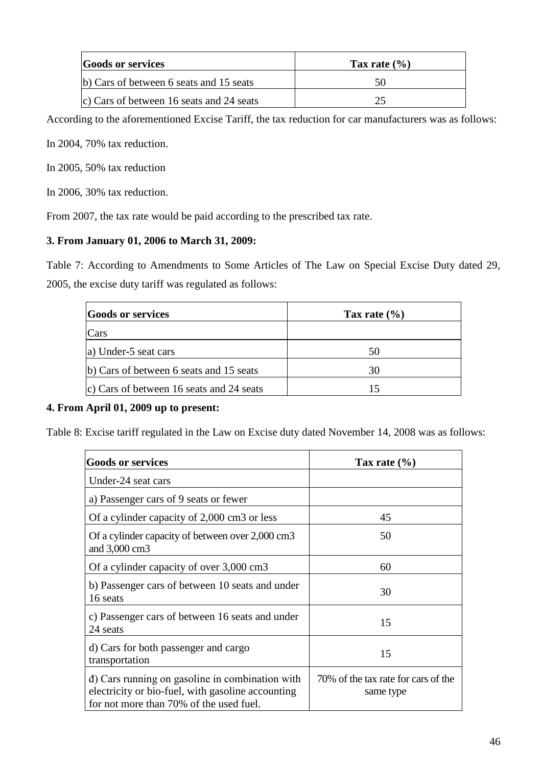| Goods or services | Tax rate (%) |
|---|---|
| b) Cars of between 6 seats and 15 seats | 50 |
| c) Cars of between 16 seats and 24 seats | 25 |

According to the aforementioned Excise Tariff, the tax reduction for car manufacturers was as follows:

In 2004, 70% tax reduction.

In 2005, 50% tax reduction

In 2006, 30% tax reduction.

From 2007, the tax rate would be paid according to the prescribed tax rate.

**3. From January 01, 2006 to March 31, 2009:**

Table 7: According to Amendments to Some Articles of The Law on Special Excise Duty dated 29, 2005, the excise duty tariff was regulated as follows:

| Goods or services | Tax rate (%) |
|---|---|
| Cars | |
| a) Under-5 seat cars | 50 |
| b) Cars of between 6 seats and 15 seats | 30 |
| c) Cars of between 16 seats and 24 seats | 15 |

**4. From April 01, 2009 up to present:**

Table 8: Excise tariff regulated in the Law on Excise duty dated November 14, 2008 was as follows:

| Goods or services | Tax rate (%) |
|---|---|
| Under-24 seat cars | |
| a) Passenger cars of 9 seats or fewer | |
| Of a cylinder capacity of 2,000 cm3 or less | 45 |
| Of a cylinder capacity of between over 2,000 cm3 and 3,000 cm3 | 50 |
| Of a cylinder capacity of over 3,000 cm3 | 60 |
| b) Passenger cars of between 10 seats and under 16 seats | 30 |
| c) Passenger cars of between 16 seats and under 24 seats | 15 |
| d) Cars for both passenger and cargo transportation | 15 |
| đ) Cars running on gasoline in combination with electricity or bio-fuel, with gasoline accounting for not more than 70% of the used fuel. | 70% of the tax rate for cars of the same type |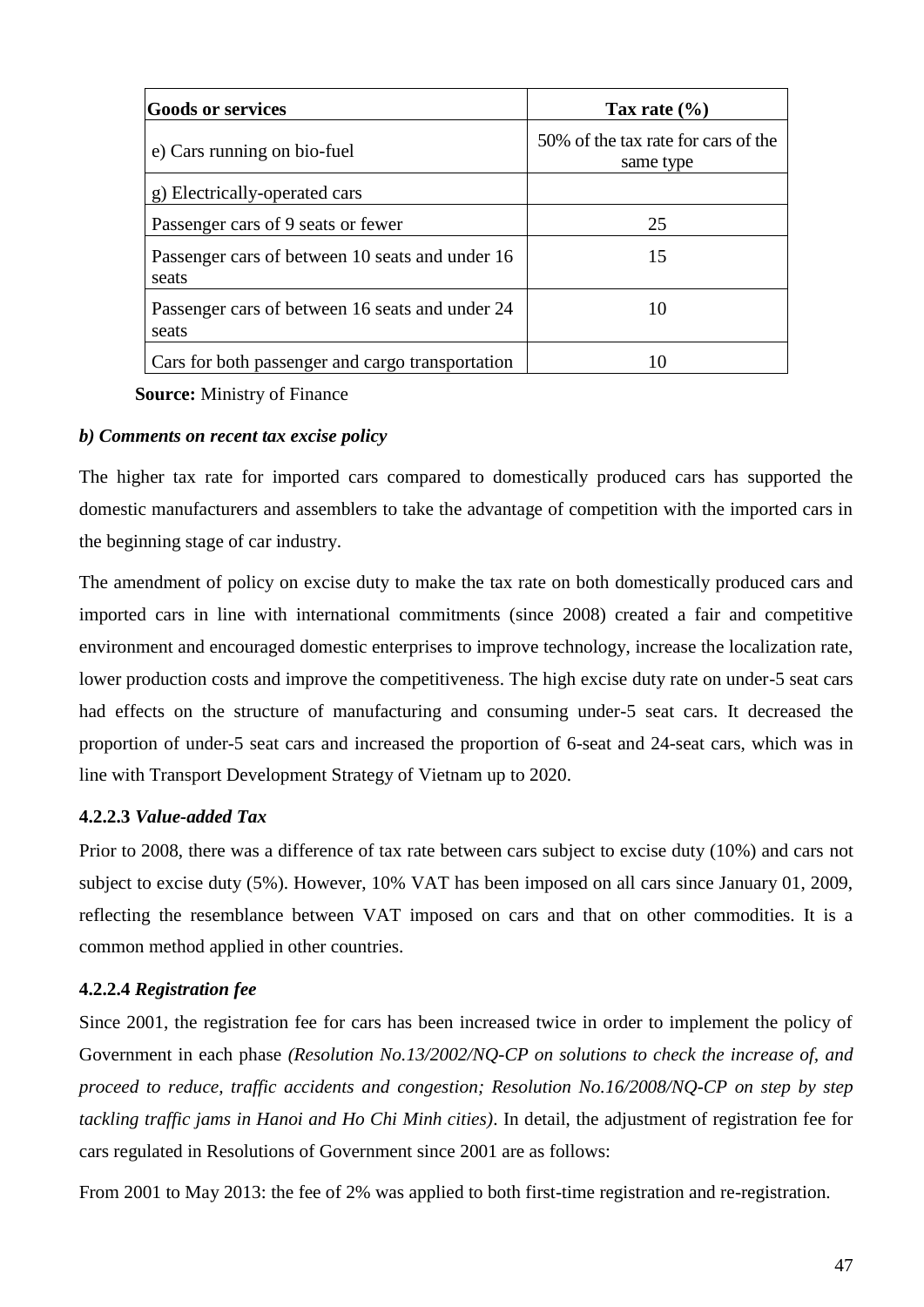| Goods or services | Tax rate (%) |
|---|---|
| e) Cars running on bio-fuel | 50% of the tax rate for cars of the same type |
| g) Electrically-operated cars | |
| Passenger cars of 9 seats or fewer | 25 |
| Passenger cars of between 10 seats and under 16 seats | 15 |
| Passenger cars of between 16 seats and under 24 seats | 10 |
| Cars for both passenger and cargo transportation | 10 |

**Source:** Ministry of Finance

***b) Comments on recent tax excise policy***

The higher tax rate for imported cars compared to domestically produced cars has supported the domestic manufacturers and assemblers to take the advantage of competition with the imported cars in the beginning stage of car industry.

The amendment of policy on excise duty to make the tax rate on both domestically produced cars and imported cars in line with international commitments (since 2008) created a fair and competitive environment and encouraged domestic enterprises to improve technology, increase the localization rate, lower production costs and improve the competitiveness. The high excise duty rate on under-5 seat cars had effects on the structure of manufacturing and consuming under-5 seat cars. It decreased the proportion of under-5 seat cars and increased the proportion of 6-seat and 24-seat cars, which was in line with Transport Development Strategy of Vietnam up to 2020.

#### 4.2.2.3 *Value-added Tax*

Prior to 2008, there was a difference of tax rate between cars subject to excise duty (10%) and cars not subject to excise duty (5%). However, 10% VAT has been imposed on all cars since January 01, 2009, reflecting the resemblance between VAT imposed on cars and that on other commodities. It is a common method applied in other countries.

#### 4.2.2.4 *Registration fee*

Since 2001, the registration fee for cars has been increased twice in order to implement the policy of Government in each phase *(Resolution No.13/2002/NQ-CP on solutions to check the increase of, and proceed to reduce, traffic accidents and congestion; Resolution No.16/2008/NQ-CP on step by step tackling traffic jams in Hanoi and Ho Chi Minh cities)*. In detail, the adjustment of registration fee for cars regulated in Resolutions of Government since 2001 are as follows:

From 2001 to May 2013: the fee of 2% was applied to both first-time registration and re-registration.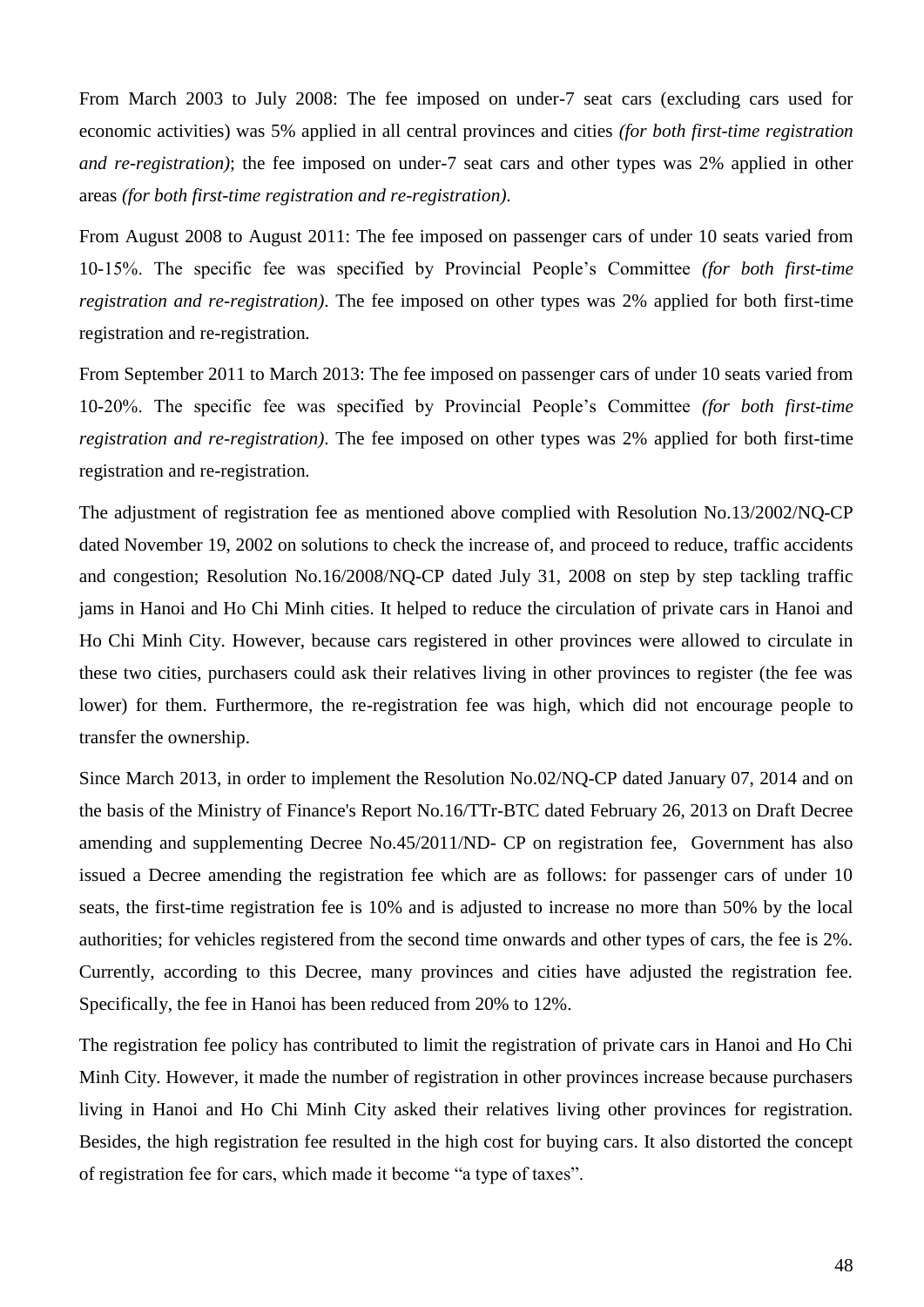From March 2003 to July 2008: The fee imposed on under-7 seat cars (excluding cars used for economic activities) was 5% applied in all central provinces and cities *(for both first-time registration and re-registration)*; the fee imposed on under-7 seat cars and other types was 2% applied in other areas *(for both first-time registration and re-registration)*.

From August 2008 to August 2011: The fee imposed on passenger cars of under 10 seats varied from 10-15%. The specific fee was specified by Provincial People's Committee *(for both first-time registration and re-registration)*. The fee imposed on other types was 2% applied for both first-time registration and re-registration.

From September 2011 to March 2013: The fee imposed on passenger cars of under 10 seats varied from 10-20%. The specific fee was specified by Provincial People's Committee *(for both first-time registration and re-registration)*. The fee imposed on other types was 2% applied for both first-time registration and re-registration.

The adjustment of registration fee as mentioned above complied with Resolution No.13/2002/NQ-CP dated November 19, 2002 on solutions to check the increase of, and proceed to reduce, traffic accidents and congestion; Resolution No.16/2008/NQ-CP dated July 31, 2008 on step by step tackling traffic jams in Hanoi and Ho Chi Minh cities. It helped to reduce the circulation of private cars in Hanoi and Ho Chi Minh City. However, because cars registered in other provinces were allowed to circulate in these two cities, purchasers could ask their relatives living in other provinces to register (the fee was lower) for them. Furthermore, the re-registration fee was high, which did not encourage people to transfer the ownership.

Since March 2013, in order to implement the Resolution No.02/NQ-CP dated January 07, 2014 and on the basis of the Ministry of Finance's Report No.16/TTr-BTC dated February 26, 2013 on Draft Decree amending and supplementing Decree No.45/2011/ND- CP on registration fee, Government has also issued a Decree amending the registration fee which are as follows: for passenger cars of under 10 seats, the first-time registration fee is 10% and is adjusted to increase no more than 50% by the local authorities; for vehicles registered from the second time onwards and other types of cars, the fee is 2%. Currently, according to this Decree, many provinces and cities have adjusted the registration fee. Specifically, the fee in Hanoi has been reduced from 20% to 12%.

The registration fee policy has contributed to limit the registration of private cars in Hanoi and Ho Chi Minh City. However, it made the number of registration in other provinces increase because purchasers living in Hanoi and Ho Chi Minh City asked their relatives living other provinces for registration. Besides, the high registration fee resulted in the high cost for buying cars. It also distorted the concept of registration fee for cars, which made it become "a type of taxes".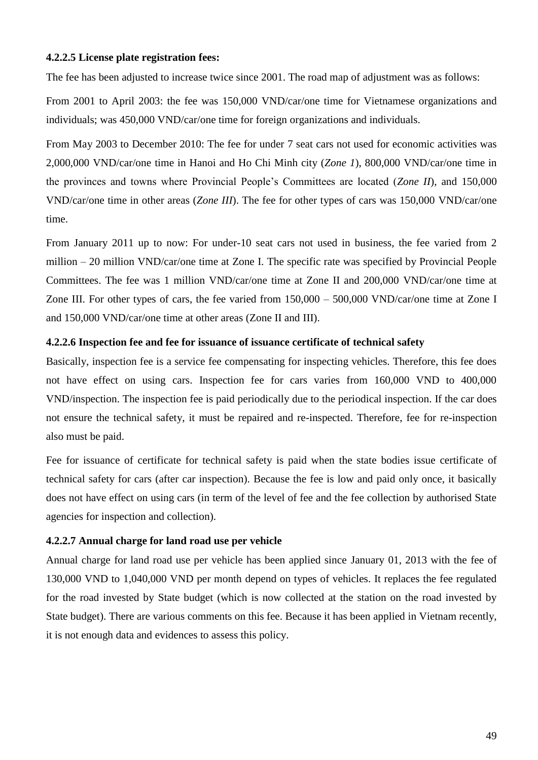#### 4.2.2.5 License plate registration fees:

The fee has been adjusted to increase twice since 2001. The road map of adjustment was as follows:

From 2001 to April 2003: the fee was 150,000 VND/car/one time for Vietnamese organizations and individuals; was 450,000 VND/car/one time for foreign organizations and individuals.

From May 2003 to December 2010: The fee for under 7 seat cars not used for economic activities was 2,000,000 VND/car/one time in Hanoi and Ho Chi Minh city (*Zone 1*), 800,000 VND/car/one time in the provinces and towns where Provincial People's Committees are located (*Zone II*), and 150,000 VND/car/one time in other areas (*Zone III*). The fee for other types of cars was 150,000 VND/car/one time.

From January 2011 up to now: For under-10 seat cars not used in business, the fee varied from 2 million – 20 million VND/car/one time at Zone I. The specific rate was specified by Provincial People Committees. The fee was 1 million VND/car/one time at Zone II and 200,000 VND/car/one time at Zone III. For other types of cars, the fee varied from 150,000 – 500,000 VND/car/one time at Zone I and 150,000 VND/car/one time at other areas (Zone II and III).

#### 4.2.2.6 Inspection fee and fee for issuance of issuance certificate of technical safety

Basically, inspection fee is a service fee compensating for inspecting vehicles. Therefore, this fee does not have effect on using cars. Inspection fee for cars varies from 160,000 VND to 400,000 VND/inspection. The inspection fee is paid periodically due to the periodical inspection. If the car does not ensure the technical safety, it must be repaired and re-inspected. Therefore, fee for re-inspection also must be paid.

Fee for issuance of certificate for technical safety is paid when the state bodies issue certificate of technical safety for cars (after car inspection). Because the fee is low and paid only once, it basically does not have effect on using cars (in term of the level of fee and the fee collection by authorised State agencies for inspection and collection).

#### 4.2.2.7 Annual charge for land road use per vehicle

Annual charge for land road use per vehicle has been applied since January 01, 2013 with the fee of 130,000 VND to 1,040,000 VND per month depend on types of vehicles. It replaces the fee regulated for the road invested by State budget (which is now collected at the station on the road invested by State budget). There are various comments on this fee. Because it has been applied in Vietnam recently, it is not enough data and evidences to assess this policy.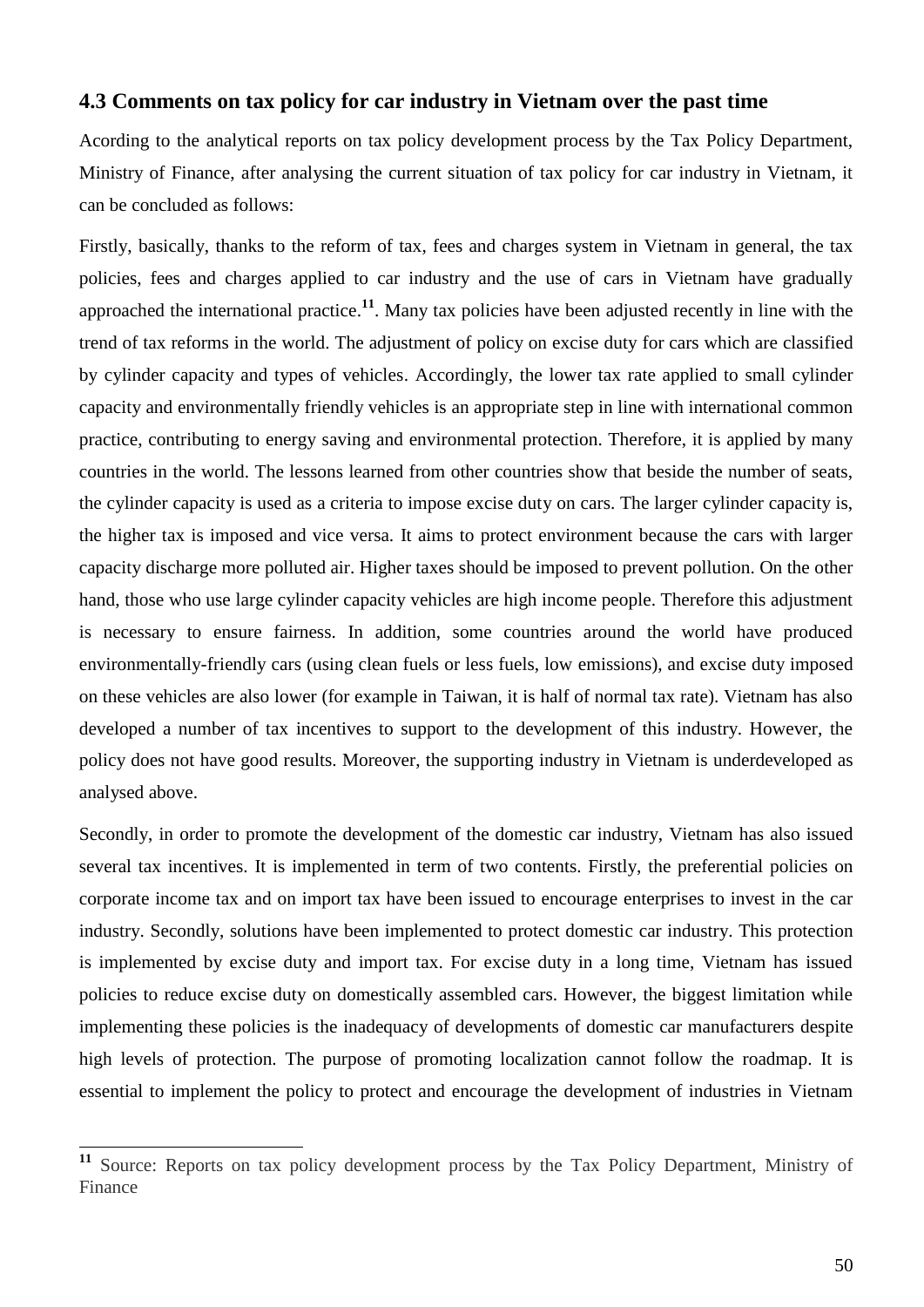### 4.3 Comments on tax policy for car industry in Vietnam over the past time

Acording to the analytical reports on tax policy development process by the Tax Policy Department, Ministry of Finance, after analysing the current situation of tax policy for car industry in Vietnam, it can be concluded as follows:

Firstly, basically, thanks to the reform of tax, fees and charges system in Vietnam in general, the tax policies, fees and charges applied to car industry and the use of cars in Vietnam have gradually approached the international practice.[11]. Many tax policies have been adjusted recently in line with the trend of tax reforms in the world. The adjustment of policy on excise duty for cars which are classified by cylinder capacity and types of vehicles. Accordingly, the lower tax rate applied to small cylinder capacity and environmentally friendly vehicles is an appropriate step in line with international common practice, contributing to energy saving and environmental protection. Therefore, it is applied by many countries in the world. The lessons learned from other countries show that beside the number of seats, the cylinder capacity is used as a criteria to impose excise duty on cars. The larger cylinder capacity is, the higher tax is imposed and vice versa. It aims to protect environment because the cars with larger capacity discharge more polluted air. Higher taxes should be imposed to prevent pollution. On the other hand, those who use large cylinder capacity vehicles are high income people. Therefore this adjustment is necessary to ensure fairness. In addition, some countries around the world have produced environmentally-friendly cars (using clean fuels or less fuels, low emissions), and excise duty imposed on these vehicles are also lower (for example in Taiwan, it is half of normal tax rate). Vietnam has also developed a number of tax incentives to support to the development of this industry. However, the policy does not have good results. Moreover, the supporting industry in Vietnam is underdeveloped as analysed above.

Secondly, in order to promote the development of the domestic car industry, Vietnam has also issued several tax incentives. It is implemented in term of two contents. Firstly, the preferential policies on corporate income tax and on import tax have been issued to encourage enterprises to invest in the car industry. Secondly, solutions have been implemented to protect domestic car industry. This protection is implemented by excise duty and import tax. For excise duty in a long time, Vietnam has issued policies to reduce excise duty on domestically assembled cars. However, the biggest limitation while implementing these policies is the inadequacy of developments of domestic car manufacturers despite high levels of protection. The purpose of promoting localization cannot follow the roadmap. It is essential to implement the policy to protect and encourage the development of industries in Vietnam

[11] Source: Reports on tax policy development process by the Tax Policy Department, Ministry of Finance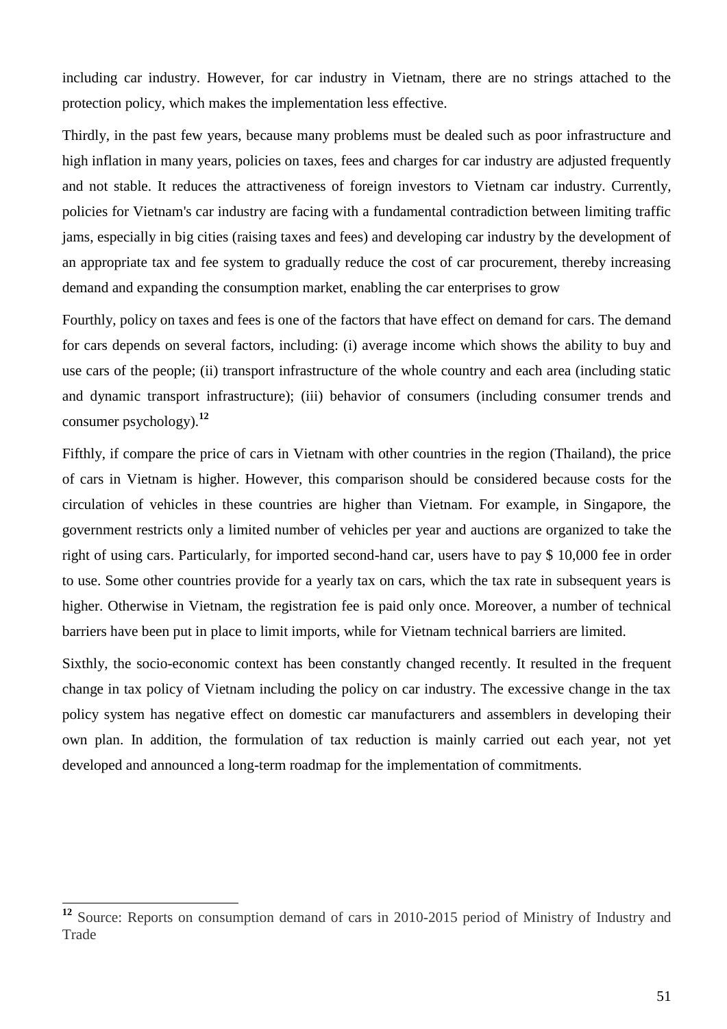including car industry. However, for car industry in Vietnam, there are no strings attached to the protection policy, which makes the implementation less effective.

Thirdly, in the past few years, because many problems must be dealed such as poor infrastructure and high inflation in many years, policies on taxes, fees and charges for car industry are adjusted frequently and not stable. It reduces the attractiveness of foreign investors to Vietnam car industry. Currently, policies for Vietnam's car industry are facing with a fundamental contradiction between limiting traffic jams, especially in big cities (raising taxes and fees) and developing car industry by the development of an appropriate tax and fee system to gradually reduce the cost of car procurement, thereby increasing demand and expanding the consumption market, enabling the car enterprises to grow

Fourthly, policy on taxes and fees is one of the factors that have effect on demand for cars. The demand for cars depends on several factors, including: (i) average income which shows the ability to buy and use cars of the people; (ii) transport infrastructure of the whole country and each area (including static and dynamic transport infrastructure); (iii) behavior of consumers (including consumer trends and consumer psychology).[12]

Fifthly, if compare the price of cars in Vietnam with other countries in the region (Thailand), the price of cars in Vietnam is higher. However, this comparison should be considered because costs for the circulation of vehicles in these countries are higher than Vietnam. For example, in Singapore, the government restricts only a limited number of vehicles per year and auctions are organized to take the right of using cars. Particularly, for imported second-hand car, users have to pay $ 10,000 fee in order to use. Some other countries provide for a yearly tax on cars, which the tax rate in subsequent years is higher. Otherwise in Vietnam, the registration fee is paid only once. Moreover, a number of technical barriers have been put in place to limit imports, while for Vietnam technical barriers are limited.

Sixthly, the socio-economic context has been constantly changed recently. It resulted in the frequent change in tax policy of Vietnam including the policy on car industry. The excessive change in the tax policy system has negative effect on domestic car manufacturers and assemblers in developing their own plan. In addition, the formulation of tax reduction is mainly carried out each year, not yet developed and announced a long-term roadmap for the implementation of commitments.

---

[12] Source: Reports on consumption demand of cars in 2010-2015 period of Ministry of Industry and Trade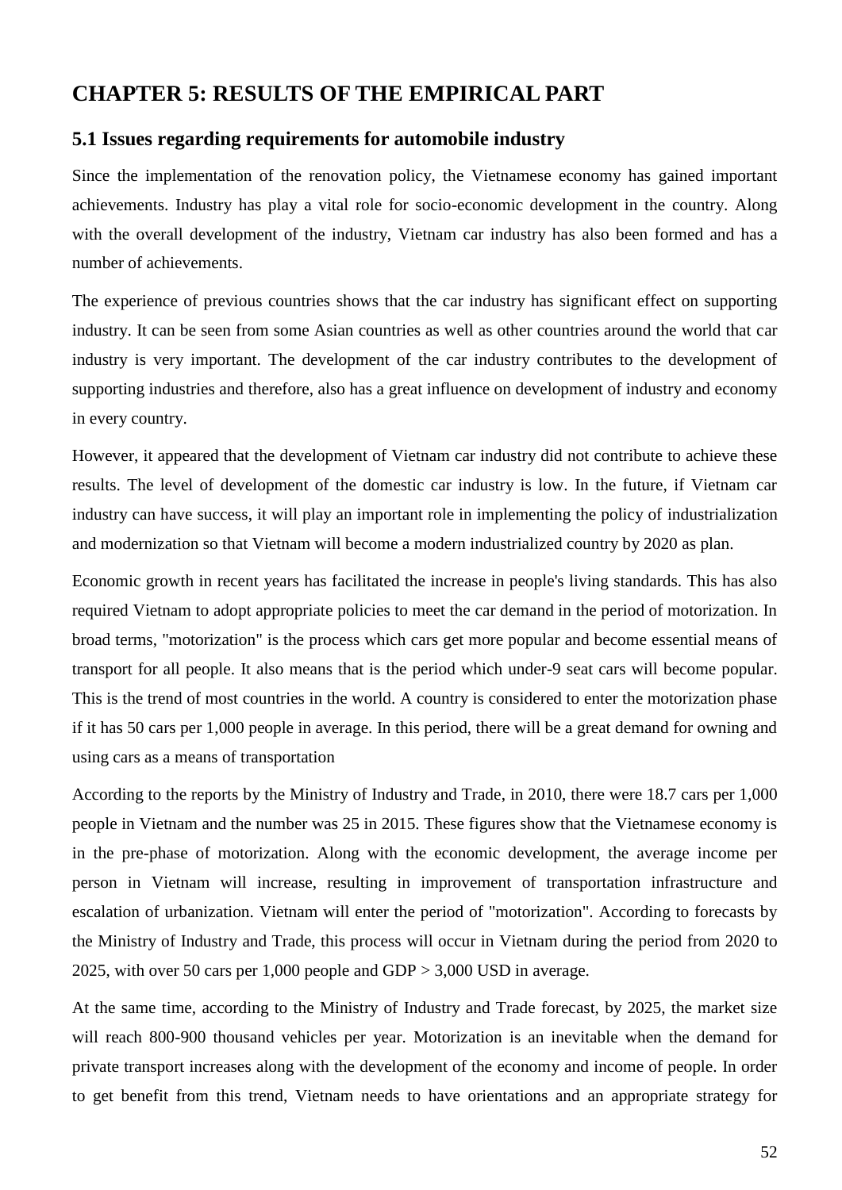# CHAPTER 5: RESULTS OF THE EMPIRICAL PART

## 5.1 Issues regarding requirements for automobile industry

Since the implementation of the renovation policy, the Vietnamese economy has gained important achievements. Industry has play a vital role for socio-economic development in the country. Along with the overall development of the industry, Vietnam car industry has also been formed and has a number of achievements.

The experience of previous countries shows that the car industry has significant effect on supporting industry. It can be seen from some Asian countries as well as other countries around the world that car industry is very important. The development of the car industry contributes to the development of supporting industries and therefore, also has a great influence on development of industry and economy in every country.

However, it appeared that the development of Vietnam car industry did not contribute to achieve these results. The level of development of the domestic car industry is low. In the future, if Vietnam car industry can have success, it will play an important role in implementing the policy of industrialization and modernization so that Vietnam will become a modern industrialized country by 2020 as plan.

Economic growth in recent years has facilitated the increase in people's living standards. This has also required Vietnam to adopt appropriate policies to meet the car demand in the period of motorization. In broad terms, "motorization" is the process which cars get more popular and become essential means of transport for all people. It also means that is the period which under-9 seat cars will become popular. This is the trend of most countries in the world. A country is considered to enter the motorization phase if it has 50 cars per 1,000 people in average. In this period, there will be a great demand for owning and using cars as a means of transportation

According to the reports by the Ministry of Industry and Trade, in 2010, there were 18.7 cars per 1,000 people in Vietnam and the number was 25 in 2015. These figures show that the Vietnamese economy is in the pre-phase of motorization. Along with the economic development, the average income per person in Vietnam will increase, resulting in improvement of transportation infrastructure and escalation of urbanization. Vietnam will enter the period of "motorization". According to forecasts by the Ministry of Industry and Trade, this process will occur in Vietnam during the period from 2020 to 2025, with over 50 cars per 1,000 people and GDP > 3,000 USD in average.

At the same time, according to the Ministry of Industry and Trade forecast, by 2025, the market size will reach 800-900 thousand vehicles per year. Motorization is an inevitable when the demand for private transport increases along with the development of the economy and income of people. In order to get benefit from this trend, Vietnam needs to have orientations and an appropriate strategy for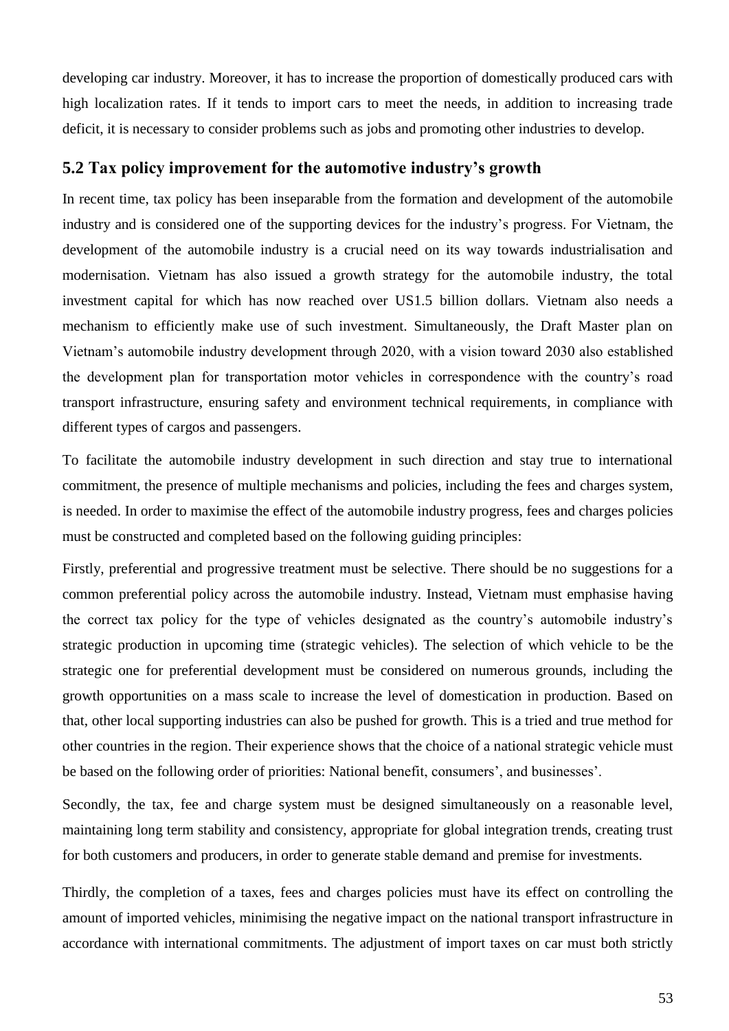developing car industry. Moreover, it has to increase the proportion of domestically produced cars with high localization rates. If it tends to import cars to meet the needs, in addition to increasing trade deficit, it is necessary to consider problems such as jobs and promoting other industries to develop.

## 5.2 Tax policy improvement for the automotive industry's growth

In recent time, tax policy has been inseparable from the formation and development of the automobile industry and is considered one of the supporting devices for the industry's progress. For Vietnam, the development of the automobile industry is a crucial need on its way towards industrialisation and modernisation. Vietnam has also issued a growth strategy for the automobile industry, the total investment capital for which has now reached over US1.5 billion dollars. Vietnam also needs a mechanism to efficiently make use of such investment. Simultaneously, the Draft Master plan on Vietnam's automobile industry development through 2020, with a vision toward 2030 also established the development plan for transportation motor vehicles in correspondence with the country's road transport infrastructure, ensuring safety and environment technical requirements, in compliance with different types of cargos and passengers.

To facilitate the automobile industry development in such direction and stay true to international commitment, the presence of multiple mechanisms and policies, including the fees and charges system, is needed. In order to maximise the effect of the automobile industry progress, fees and charges policies must be constructed and completed based on the following guiding principles:

Firstly, preferential and progressive treatment must be selective. There should be no suggestions for a common preferential policy across the automobile industry. Instead, Vietnam must emphasise having the correct tax policy for the type of vehicles designated as the country's automobile industry's strategic production in upcoming time (strategic vehicles). The selection of which vehicle to be the strategic one for preferential development must be considered on numerous grounds, including the growth opportunities on a mass scale to increase the level of domestication in production. Based on that, other local supporting industries can also be pushed for growth. This is a tried and true method for other countries in the region. Their experience shows that the choice of a national strategic vehicle must be based on the following order of priorities: National benefit, consumers', and businesses'.

Secondly, the tax, fee and charge system must be designed simultaneously on a reasonable level, maintaining long term stability and consistency, appropriate for global integration trends, creating trust for both customers and producers, in order to generate stable demand and premise for investments.

Thirdly, the completion of a taxes, fees and charges policies must have its effect on controlling the amount of imported vehicles, minimising the negative impact on the national transport infrastructure in accordance with international commitments. The adjustment of import taxes on car must both strictly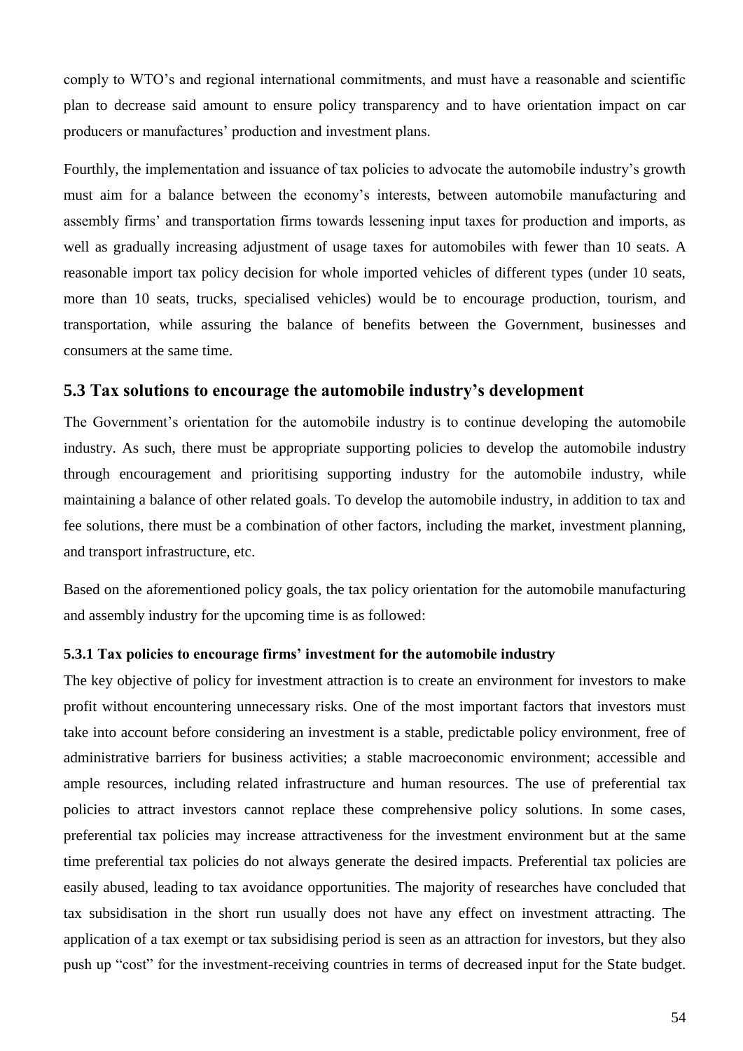comply to WTO's and regional international commitments, and must have a reasonable and scientific plan to decrease said amount to ensure policy transparency and to have orientation impact on car producers or manufactures' production and investment plans.

Fourthly, the implementation and issuance of tax policies to advocate the automobile industry's growth must aim for a balance between the economy's interests, between automobile manufacturing and assembly firms' and transportation firms towards lessening input taxes for production and imports, as well as gradually increasing adjustment of usage taxes for automobiles with fewer than 10 seats. A reasonable import tax policy decision for whole imported vehicles of different types (under 10 seats, more than 10 seats, trucks, specialised vehicles) would be to encourage production, tourism, and transportation, while assuring the balance of benefits between the Government, businesses and consumers at the same time.

## 5.3 Tax solutions to encourage the automobile industry's development

The Government's orientation for the automobile industry is to continue developing the automobile industry. As such, there must be appropriate supporting policies to develop the automobile industry through encouragement and prioritising supporting industry for the automobile industry, while maintaining a balance of other related goals. To develop the automobile industry, in addition to tax and fee solutions, there must be a combination of other factors, including the market, investment planning, and transport infrastructure, etc.

Based on the aforementioned policy goals, the tax policy orientation for the automobile manufacturing and assembly industry for the upcoming time is as followed:

### 5.3.1 Tax policies to encourage firms' investment for the automobile industry

The key objective of policy for investment attraction is to create an environment for investors to make profit without encountering unnecessary risks. One of the most important factors that investors must take into account before considering an investment is a stable, predictable policy environment, free of administrative barriers for business activities; a stable macroeconomic environment; accessible and ample resources, including related infrastructure and human resources. The use of preferential tax policies to attract investors cannot replace these comprehensive policy solutions. In some cases, preferential tax policies may increase attractiveness for the investment environment but at the same time preferential tax policies do not always generate the desired impacts. Preferential tax policies are easily abused, leading to tax avoidance opportunities. The majority of researches have concluded that tax subsidisation in the short run usually does not have any effect on investment attracting. The application of a tax exempt or tax subsidising period is seen as an attraction for investors, but they also push up "cost" for the investment-receiving countries in terms of decreased input for the State budget.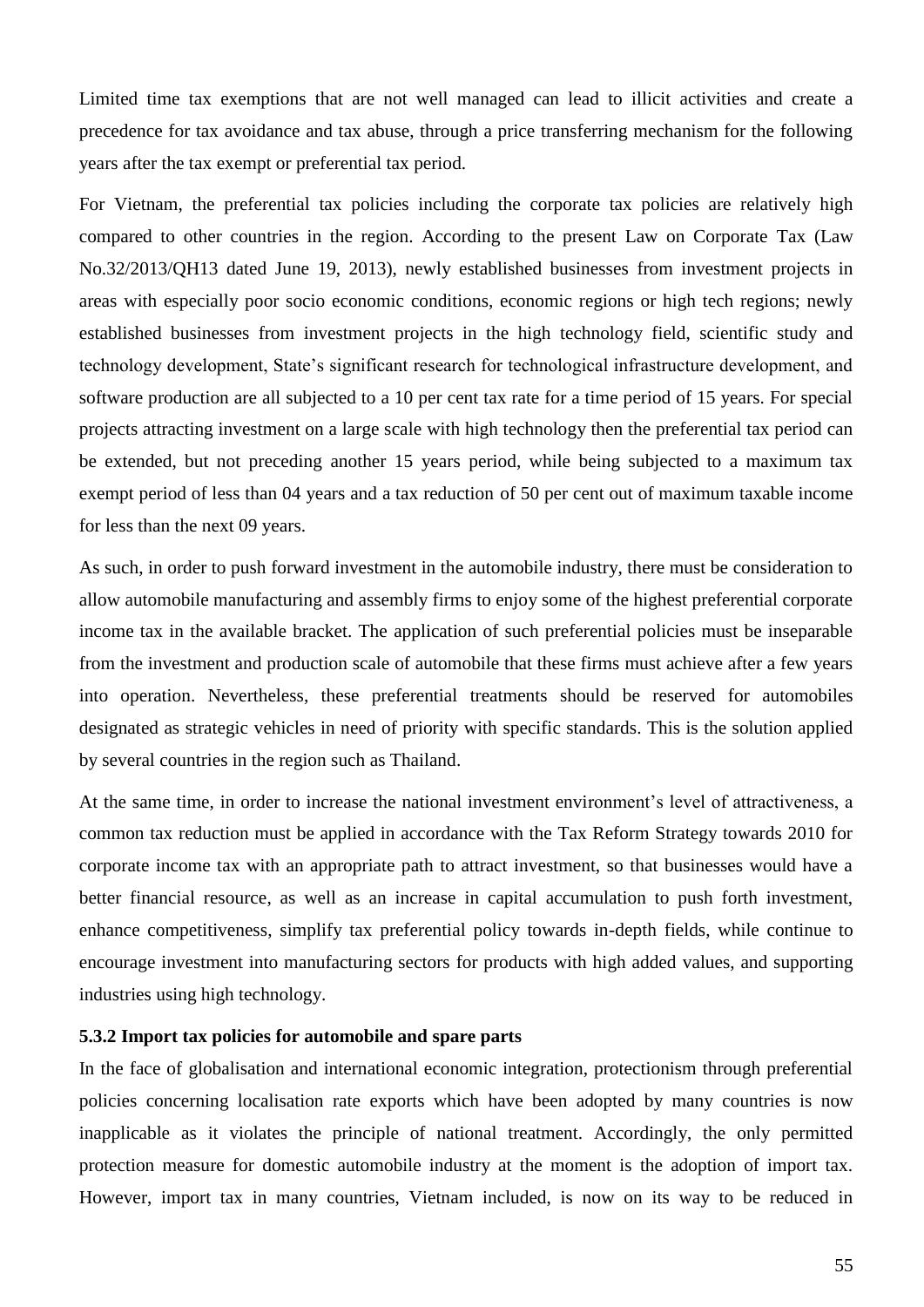Limited time tax exemptions that are not well managed can lead to illicit activities and create a precedence for tax avoidance and tax abuse, through a price transferring mechanism for the following years after the tax exempt or preferential tax period.

For Vietnam, the preferential tax policies including the corporate tax policies are relatively high compared to other countries in the region. According to the present Law on Corporate Tax (Law No.32/2013/QH13 dated June 19, 2013), newly established businesses from investment projects in areas with especially poor socio economic conditions, economic regions or high tech regions; newly established businesses from investment projects in the high technology field, scientific study and technology development, State's significant research for technological infrastructure development, and software production are all subjected to a 10 per cent tax rate for a time period of 15 years. For special projects attracting investment on a large scale with high technology then the preferential tax period can be extended, but not preceding another 15 years period, while being subjected to a maximum tax exempt period of less than 04 years and a tax reduction of 50 per cent out of maximum taxable income for less than the next 09 years.

As such, in order to push forward investment in the automobile industry, there must be consideration to allow automobile manufacturing and assembly firms to enjoy some of the highest preferential corporate income tax in the available bracket. The application of such preferential policies must be inseparable from the investment and production scale of automobile that these firms must achieve after a few years into operation. Nevertheless, these preferential treatments should be reserved for automobiles designated as strategic vehicles in need of priority with specific standards. This is the solution applied by several countries in the region such as Thailand.

At the same time, in order to increase the national investment environment's level of attractiveness, a common tax reduction must be applied in accordance with the Tax Reform Strategy towards 2010 for corporate income tax with an appropriate path to attract investment, so that businesses would have a better financial resource, as well as an increase in capital accumulation to push forth investment, enhance competitiveness, simplify tax preferential policy towards in-depth fields, while continue to encourage investment into manufacturing sectors for products with high added values, and supporting industries using high technology.

### 5.3.2 Import tax policies for automobile and spare parts

In the face of globalisation and international economic integration, protectionism through preferential policies concerning localisation rate exports which have been adopted by many countries is now inapplicable as it violates the principle of national treatment. Accordingly, the only permitted protection measure for domestic automobile industry at the moment is the adoption of import tax. However, import tax in many countries, Vietnam included, is now on its way to be reduced in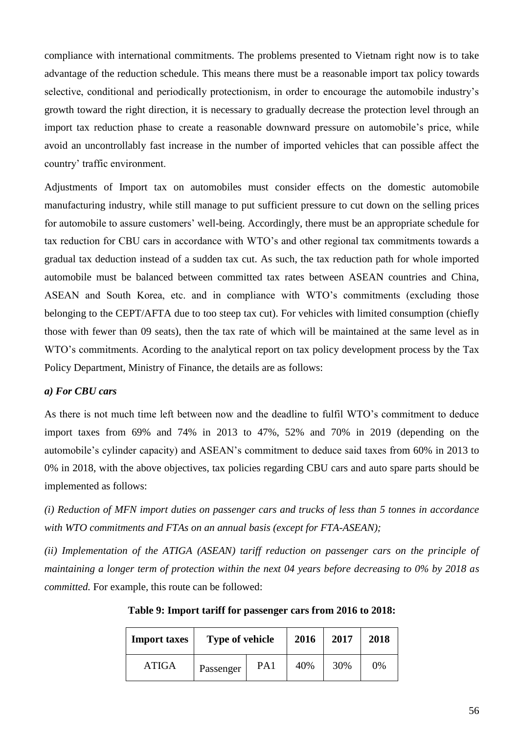compliance with international commitments. The problems presented to Vietnam right now is to take advantage of the reduction schedule. This means there must be a reasonable import tax policy towards selective, conditional and periodically protectionism, in order to encourage the automobile industry's growth toward the right direction, it is necessary to gradually decrease the protection level through an import tax reduction phase to create a reasonable downward pressure on automobile's price, while avoid an uncontrollably fast increase in the number of imported vehicles that can possible affect the country' traffic environment.

Adjustments of Import tax on automobiles must consider effects on the domestic automobile manufacturing industry, while still manage to put sufficient pressure to cut down on the selling prices for automobile to assure customers' well-being. Accordingly, there must be an appropriate schedule for tax reduction for CBU cars in accordance with WTO's and other regional tax commitments towards a gradual tax deduction instead of a sudden tax cut. As such, the tax reduction path for whole imported automobile must be balanced between committed tax rates between ASEAN countries and China, ASEAN and South Korea, etc. and in compliance with WTO's commitments (excluding those belonging to the CEPT/AFTA due to too steep tax cut). For vehicles with limited consumption (chiefly those with fewer than 09 seats), then the tax rate of which will be maintained at the same level as in WTO's commitments. Acording to the analytical report on tax policy development process by the Tax Policy Department, Ministry of Finance, the details are as follows:

***a) For CBU cars***

As there is not much time left between now and the deadline to fulfil WTO's commitment to deduce import taxes from 69% and 74% in 2013 to 47%, 52% and 70% in 2019 (depending on the automobile's cylinder capacity) and ASEAN's commitment to deduce said taxes from 60% in 2013 to 0% in 2018, with the above objectives, tax policies regarding CBU cars and auto spare parts should be implemented as follows:

*(i) Reduction of MFN import duties on passenger cars and trucks of less than 5 tonnes in accordance with WTO commitments and FTAs on an annual basis (except for FTA-ASEAN);*

*(ii) Implementation of the ATIGA (ASEAN) tariff reduction on passenger cars on the principle of maintaining a longer term of protection within the next 04 years before decreasing to 0% by 2018 as committed.* For example, this route can be followed:

**Table 9: Import tariff for passenger cars from 2016 to 2018:**

| Import taxes | Type of vehicle | | 2016 | 2017 | 2018 |
|---|---|---|---|---|---|
| ATIGA | Passenger | PA1 | 40% | 30% | 0% |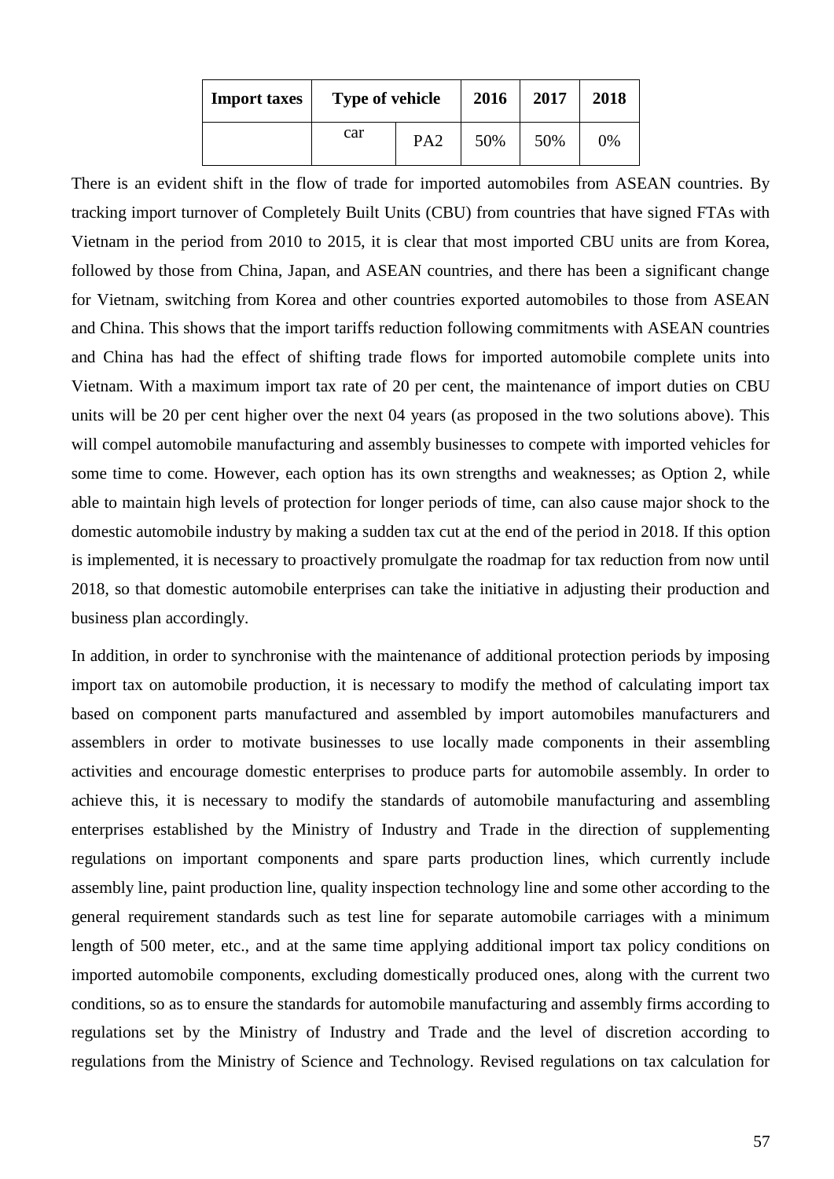| Import taxes | Type of vehicle | | 2016 | 2017 | 2018 |
|---|---|---|---|---|---|
| | car | PA2 | 50% | 50% | 0% |

There is an evident shift in the flow of trade for imported automobiles from ASEAN countries. By tracking import turnover of Completely Built Units (CBU) from countries that have signed FTAs with Vietnam in the period from 2010 to 2015, it is clear that most imported CBU units are from Korea, followed by those from China, Japan, and ASEAN countries, and there has been a significant change for Vietnam, switching from Korea and other countries exported automobiles to those from ASEAN and China. This shows that the import tariffs reduction following commitments with ASEAN countries and China has had the effect of shifting trade flows for imported automobile complete units into Vietnam. With a maximum import tax rate of 20 per cent, the maintenance of import duties on CBU units will be 20 per cent higher over the next 04 years (as proposed in the two solutions above). This will compel automobile manufacturing and assembly businesses to compete with imported vehicles for some time to come. However, each option has its own strengths and weaknesses; as Option 2, while able to maintain high levels of protection for longer periods of time, can also cause major shock to the domestic automobile industry by making a sudden tax cut at the end of the period in 2018. If this option is implemented, it is necessary to proactively promulgate the roadmap for tax reduction from now until 2018, so that domestic automobile enterprises can take the initiative in adjusting their production and business plan accordingly.

In addition, in order to synchronise with the maintenance of additional protection periods by imposing import tax on automobile production, it is necessary to modify the method of calculating import tax based on component parts manufactured and assembled by import automobiles manufacturers and assemblers in order to motivate businesses to use locally made components in their assembling activities and encourage domestic enterprises to produce parts for automobile assembly. In order to achieve this, it is necessary to modify the standards of automobile manufacturing and assembling enterprises established by the Ministry of Industry and Trade in the direction of supplementing regulations on important components and spare parts production lines, which currently include assembly line, paint production line, quality inspection technology line and some other according to the general requirement standards such as test line for separate automobile carriages with a minimum length of 500 meter, etc., and at the same time applying additional import tax policy conditions on imported automobile components, excluding domestically produced ones, along with the current two conditions, so as to ensure the standards for automobile manufacturing and assembly firms according to regulations set by the Ministry of Industry and Trade and the level of discretion according to regulations from the Ministry of Science and Technology. Revised regulations on tax calculation for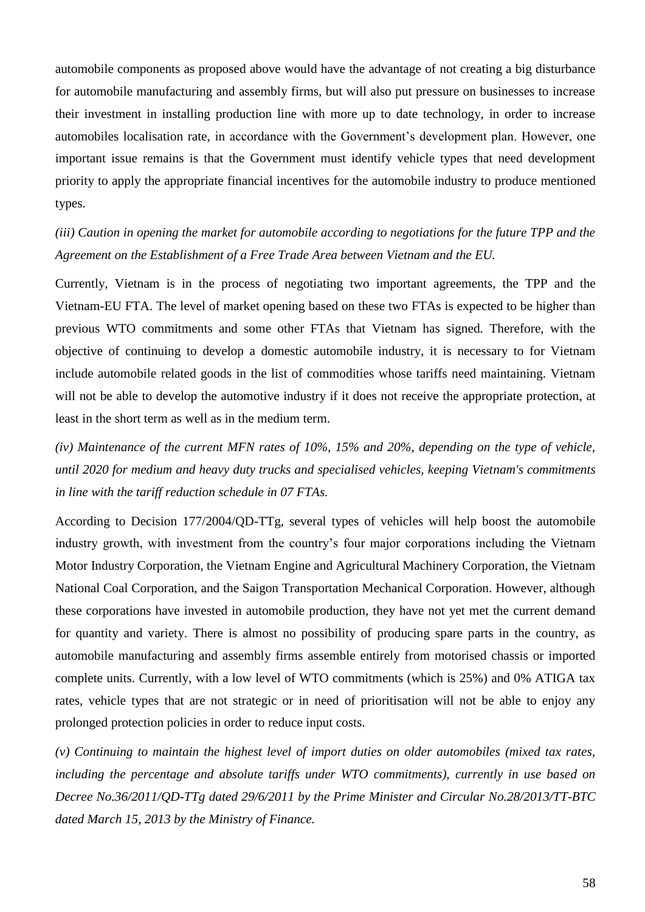automobile components as proposed above would have the advantage of not creating a big disturbance for automobile manufacturing and assembly firms, but will also put pressure on businesses to increase their investment in installing production line with more up to date technology, in order to increase automobiles localisation rate, in accordance with the Government's development plan. However, one important issue remains is that the Government must identify vehicle types that need development priority to apply the appropriate financial incentives for the automobile industry to produce mentioned types.

*(iii) Caution in opening the market for automobile according to negotiations for the future TPP and the Agreement on the Establishment of a Free Trade Area between Vietnam and the EU.*

Currently, Vietnam is in the process of negotiating two important agreements, the TPP and the Vietnam-EU FTA. The level of market opening based on these two FTAs is expected to be higher than previous WTO commitments and some other FTAs that Vietnam has signed. Therefore, with the objective of continuing to develop a domestic automobile industry, it is necessary to for Vietnam include automobile related goods in the list of commodities whose tariffs need maintaining. Vietnam will not be able to develop the automotive industry if it does not receive the appropriate protection, at least in the short term as well as in the medium term.

*(iv) Maintenance of the current MFN rates of 10%, 15% and 20%, depending on the type of vehicle, until 2020 for medium and heavy duty trucks and specialised vehicles, keeping Vietnam's commitments in line with the tariff reduction schedule in 07 FTAs.*

According to Decision 177/2004/QD-TTg, several types of vehicles will help boost the automobile industry growth, with investment from the country's four major corporations including the Vietnam Motor Industry Corporation, the Vietnam Engine and Agricultural Machinery Corporation, the Vietnam National Coal Corporation, and the Saigon Transportation Mechanical Corporation. However, although these corporations have invested in automobile production, they have not yet met the current demand for quantity and variety. There is almost no possibility of producing spare parts in the country, as automobile manufacturing and assembly firms assemble entirely from motorised chassis or imported complete units. Currently, with a low level of WTO commitments (which is 25%) and 0% ATIGA tax rates, vehicle types that are not strategic or in need of prioritisation will not be able to enjoy any prolonged protection policies in order to reduce input costs.

*(v) Continuing to maintain the highest level of import duties on older automobiles (mixed tax rates, including the percentage and absolute tariffs under WTO commitments), currently in use based on Decree No.36/2011/QD-TTg dated 29/6/2011 by the Prime Minister and Circular No.28/2013/TT-BTC dated March 15, 2013 by the Ministry of Finance.*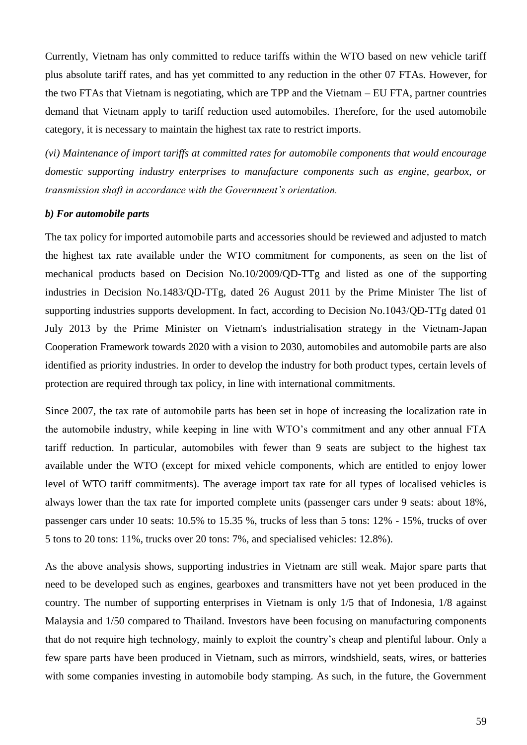Currently, Vietnam has only committed to reduce tariffs within the WTO based on new vehicle tariff plus absolute tariff rates, and has yet committed to any reduction in the other 07 FTAs. However, for the two FTAs that Vietnam is negotiating, which are TPP and the Vietnam – EU FTA, partner countries demand that Vietnam apply to tariff reduction used automobiles. Therefore, for the used automobile category, it is necessary to maintain the highest tax rate to restrict imports.

*(vi) Maintenance of import tariffs at committed rates for automobile components that would encourage domestic supporting industry enterprises to manufacture components such as engine, gearbox, or transmission shaft in accordance with the Government's orientation.*

***b) For automobile parts***

The tax policy for imported automobile parts and accessories should be reviewed and adjusted to match the highest tax rate available under the WTO commitment for components, as seen on the list of mechanical products based on Decision No.10/2009/QD-TTg and listed as one of the supporting industries in Decision No.1483/QD-TTg, dated 26 August 2011 by the Prime Minister The list of supporting industries supports development. In fact, according to Decision No.1043/QĐ-TTg dated 01 July 2013 by the Prime Minister on Vietnam's industrialisation strategy in the Vietnam-Japan Cooperation Framework towards 2020 with a vision to 2030, automobiles and automobile parts are also identified as priority industries. In order to develop the industry for both product types, certain levels of protection are required through tax policy, in line with international commitments.

Since 2007, the tax rate of automobile parts has been set in hope of increasing the localization rate in the automobile industry, while keeping in line with WTO's commitment and any other annual FTA tariff reduction. In particular, automobiles with fewer than 9 seats are subject to the highest tax available under the WTO (except for mixed vehicle components, which are entitled to enjoy lower level of WTO tariff commitments). The average import tax rate for all types of localised vehicles is always lower than the tax rate for imported complete units (passenger cars under 9 seats: about 18%, passenger cars under 10 seats: 10.5% to 15.35 %, trucks of less than 5 tons: 12% - 15%, trucks of over 5 tons to 20 tons: 11%, trucks over 20 tons: 7%, and specialised vehicles: 12.8%).

As the above analysis shows, supporting industries in Vietnam are still weak. Major spare parts that need to be developed such as engines, gearboxes and transmitters have not yet been produced in the country. The number of supporting enterprises in Vietnam is only 1/5 that of Indonesia, 1/8 against Malaysia and 1/50 compared to Thailand. Investors have been focusing on manufacturing components that do not require high technology, mainly to exploit the country's cheap and plentiful labour. Only a few spare parts have been produced in Vietnam, such as mirrors, windshield, seats, wires, or batteries with some companies investing in automobile body stamping. As such, in the future, the Government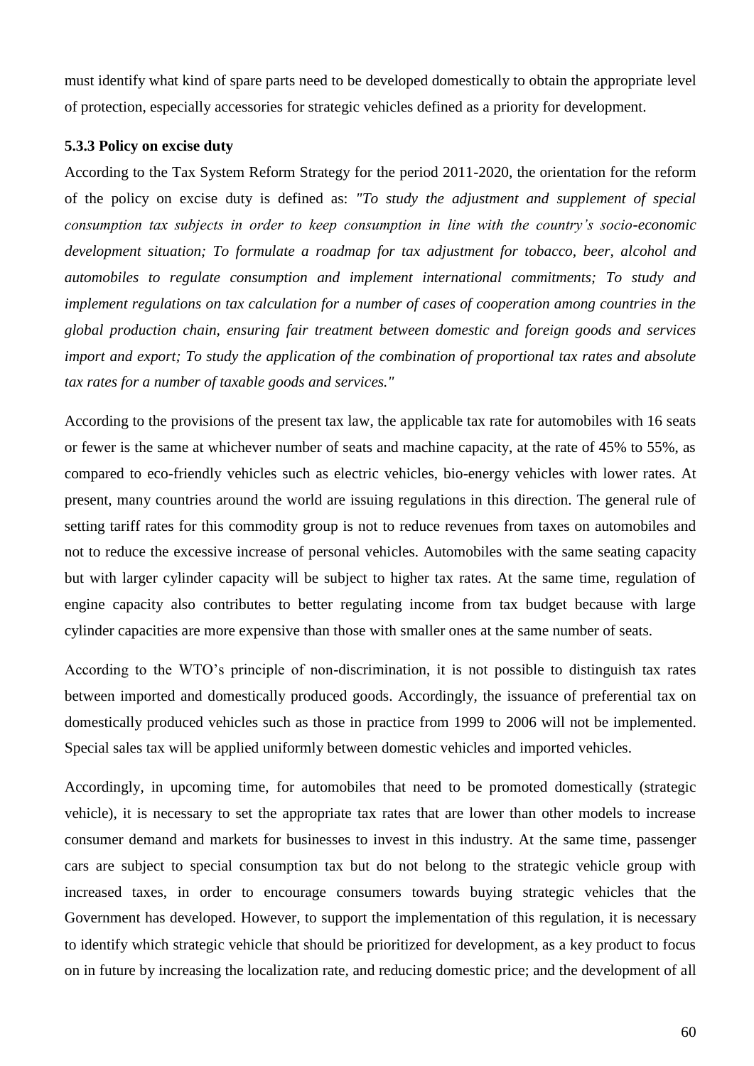must identify what kind of spare parts need to be developed domestically to obtain the appropriate level of protection, especially accessories for strategic vehicles defined as a priority for development.

### 5.3.3 Policy on excise duty

According to the Tax System Reform Strategy for the period 2011-2020, the orientation for the reform of the policy on excise duty is defined as: *"To study the adjustment and supplement of special consumption tax subjects in order to keep consumption in line with the country's socio-economic development situation; To formulate a roadmap for tax adjustment for tobacco, beer, alcohol and automobiles to regulate consumption and implement international commitments; To study and implement regulations on tax calculation for a number of cases of cooperation among countries in the global production chain, ensuring fair treatment between domestic and foreign goods and services import and export; To study the application of the combination of proportional tax rates and absolute tax rates for a number of taxable goods and services."*

According to the provisions of the present tax law, the applicable tax rate for automobiles with 16 seats or fewer is the same at whichever number of seats and machine capacity, at the rate of 45% to 55%, as compared to eco-friendly vehicles such as electric vehicles, bio-energy vehicles with lower rates. At present, many countries around the world are issuing regulations in this direction. The general rule of setting tariff rates for this commodity group is not to reduce revenues from taxes on automobiles and not to reduce the excessive increase of personal vehicles. Automobiles with the same seating capacity but with larger cylinder capacity will be subject to higher tax rates. At the same time, regulation of engine capacity also contributes to better regulating income from tax budget because with large cylinder capacities are more expensive than those with smaller ones at the same number of seats.

According to the WTO's principle of non-discrimination, it is not possible to distinguish tax rates between imported and domestically produced goods. Accordingly, the issuance of preferential tax on domestically produced vehicles such as those in practice from 1999 to 2006 will not be implemented. Special sales tax will be applied uniformly between domestic vehicles and imported vehicles.

Accordingly, in upcoming time, for automobiles that need to be promoted domestically (strategic vehicle), it is necessary to set the appropriate tax rates that are lower than other models to increase consumer demand and markets for businesses to invest in this industry. At the same time, passenger cars are subject to special consumption tax but do not belong to the strategic vehicle group with increased taxes, in order to encourage consumers towards buying strategic vehicles that the Government has developed. However, to support the implementation of this regulation, it is necessary to identify which strategic vehicle that should be prioritized for development, as a key product to focus on in future by increasing the localization rate, and reducing domestic price; and the development of all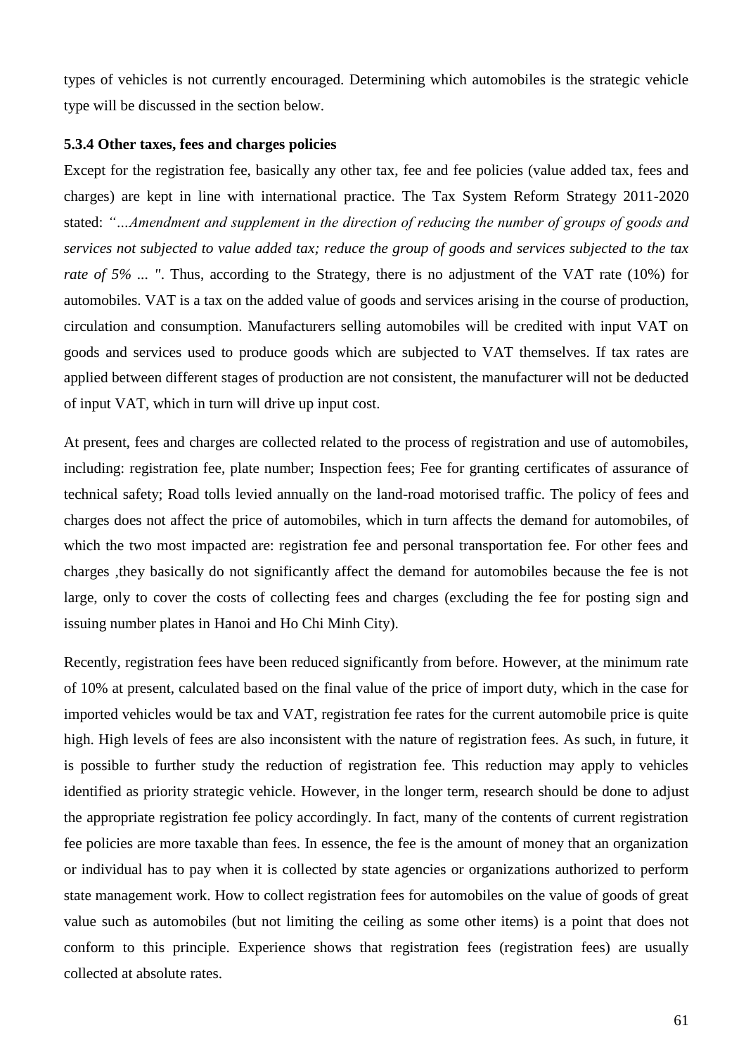types of vehicles is not currently encouraged. Determining which automobiles is the strategic vehicle type will be discussed in the section below.

### 5.3.4 Other taxes, fees and charges policies

Except for the registration fee, basically any other tax, fee and fee policies (value added tax, fees and charges) are kept in line with international practice. The Tax System Reform Strategy 2011-2020 stated: *"...Amendment and supplement in the direction of reducing the number of groups of goods and services not subjected to value added tax; reduce the group of goods and services subjected to the tax rate of 5% ... "*. Thus, according to the Strategy, there is no adjustment of the VAT rate (10%) for automobiles. VAT is a tax on the added value of goods and services arising in the course of production, circulation and consumption. Manufacturers selling automobiles will be credited with input VAT on goods and services used to produce goods which are subjected to VAT themselves. If tax rates are applied between different stages of production are not consistent, the manufacturer will not be deducted of input VAT, which in turn will drive up input cost.

At present, fees and charges are collected related to the process of registration and use of automobiles, including: registration fee, plate number; Inspection fees; Fee for granting certificates of assurance of technical safety; Road tolls levied annually on the land-road motorised traffic. The policy of fees and charges does not affect the price of automobiles, which in turn affects the demand for automobiles, of which the two most impacted are: registration fee and personal transportation fee. For other fees and charges ,they basically do not significantly affect the demand for automobiles because the fee is not large, only to cover the costs of collecting fees and charges (excluding the fee for posting sign and issuing number plates in Hanoi and Ho Chi Minh City).

Recently, registration fees have been reduced significantly from before. However, at the minimum rate of 10% at present, calculated based on the final value of the price of import duty, which in the case for imported vehicles would be tax and VAT, registration fee rates for the current automobile price is quite high. High levels of fees are also inconsistent with the nature of registration fees. As such, in future, it is possible to further study the reduction of registration fee. This reduction may apply to vehicles identified as priority strategic vehicle. However, in the longer term, research should be done to adjust the appropriate registration fee policy accordingly. In fact, many of the contents of current registration fee policies are more taxable than fees. In essence, the fee is the amount of money that an organization or individual has to pay when it is collected by state agencies or organizations authorized to perform state management work. How to collect registration fees for automobiles on the value of goods of great value such as automobiles (but not limiting the ceiling as some other items) is a point that does not conform to this principle. Experience shows that registration fees (registration fees) are usually collected at absolute rates.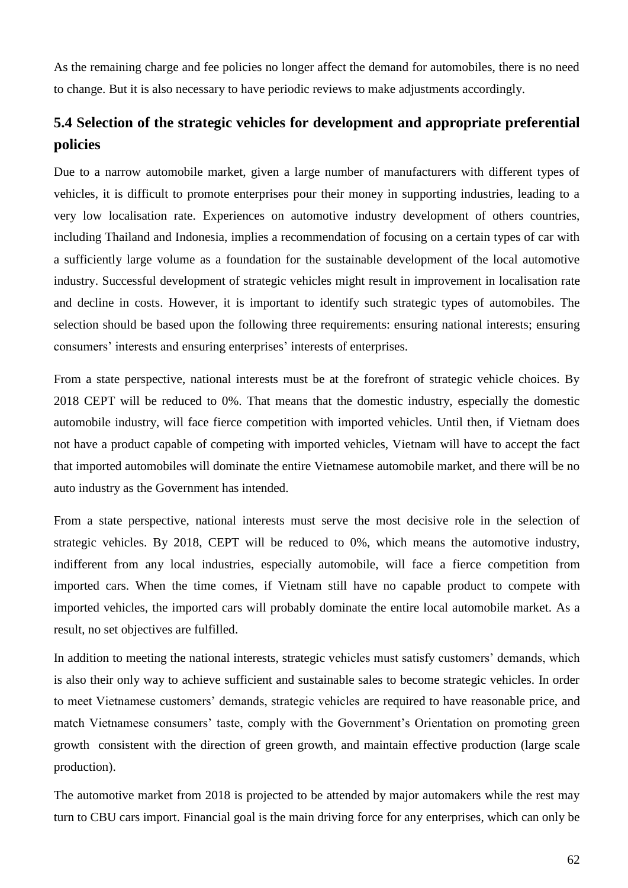As the remaining charge and fee policies no longer affect the demand for automobiles, there is no need to change. But it is also necessary to have periodic reviews to make adjustments accordingly.

## 5.4 Selection of the strategic vehicles for development and appropriate preferential policies

Due to a narrow automobile market, given a large number of manufacturers with different types of vehicles, it is difficult to promote enterprises pour their money in supporting industries, leading to a very low localisation rate. Experiences on automotive industry development of others countries, including Thailand and Indonesia, implies a recommendation of focusing on a certain types of car with a sufficiently large volume as a foundation for the sustainable development of the local automotive industry. Successful development of strategic vehicles might result in improvement in localisation rate and decline in costs. However, it is important to identify such strategic types of automobiles. The selection should be based upon the following three requirements: ensuring national interests; ensuring consumers' interests and ensuring enterprises' interests of enterprises.

From a state perspective, national interests must be at the forefront of strategic vehicle choices. By 2018 CEPT will be reduced to 0%. That means that the domestic industry, especially the domestic automobile industry, will face fierce competition with imported vehicles. Until then, if Vietnam does not have a product capable of competing with imported vehicles, Vietnam will have to accept the fact that imported automobiles will dominate the entire Vietnamese automobile market, and there will be no auto industry as the Government has intended.

From a state perspective, national interests must serve the most decisive role in the selection of strategic vehicles. By 2018, CEPT will be reduced to 0%, which means the automotive industry, indifferent from any local industries, especially automobile, will face a fierce competition from imported cars. When the time comes, if Vietnam still have no capable product to compete with imported vehicles, the imported cars will probably dominate the entire local automobile market. As a result, no set objectives are fulfilled.

In addition to meeting the national interests, strategic vehicles must satisfy customers' demands, which is also their only way to achieve sufficient and sustainable sales to become strategic vehicles. In order to meet Vietnamese customers' demands, strategic vehicles are required to have reasonable price, and match Vietnamese consumers' taste, comply with the Government's Orientation on promoting green growth consistent with the direction of green growth, and maintain effective production (large scale production).

The automotive market from 2018 is projected to be attended by major automakers while the rest may turn to CBU cars import. Financial goal is the main driving force for any enterprises, which can only be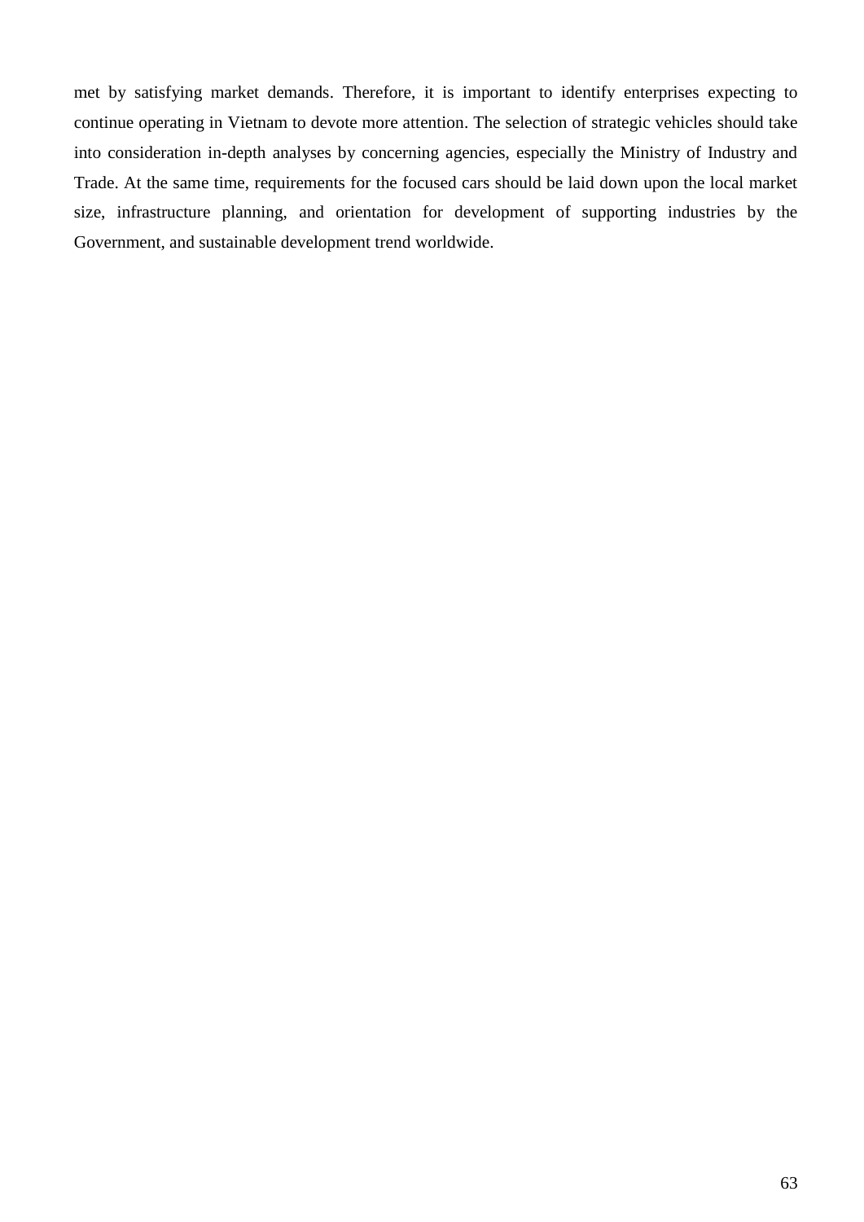met by satisfying market demands. Therefore, it is important to identify enterprises expecting to continue operating in Vietnam to devote more attention. The selection of strategic vehicles should take into consideration in-depth analyses by concerning agencies, especially the Ministry of Industry and Trade. At the same time, requirements for the focused cars should be laid down upon the local market size, infrastructure planning, and orientation for development of supporting industries by the Government, and sustainable development trend worldwide.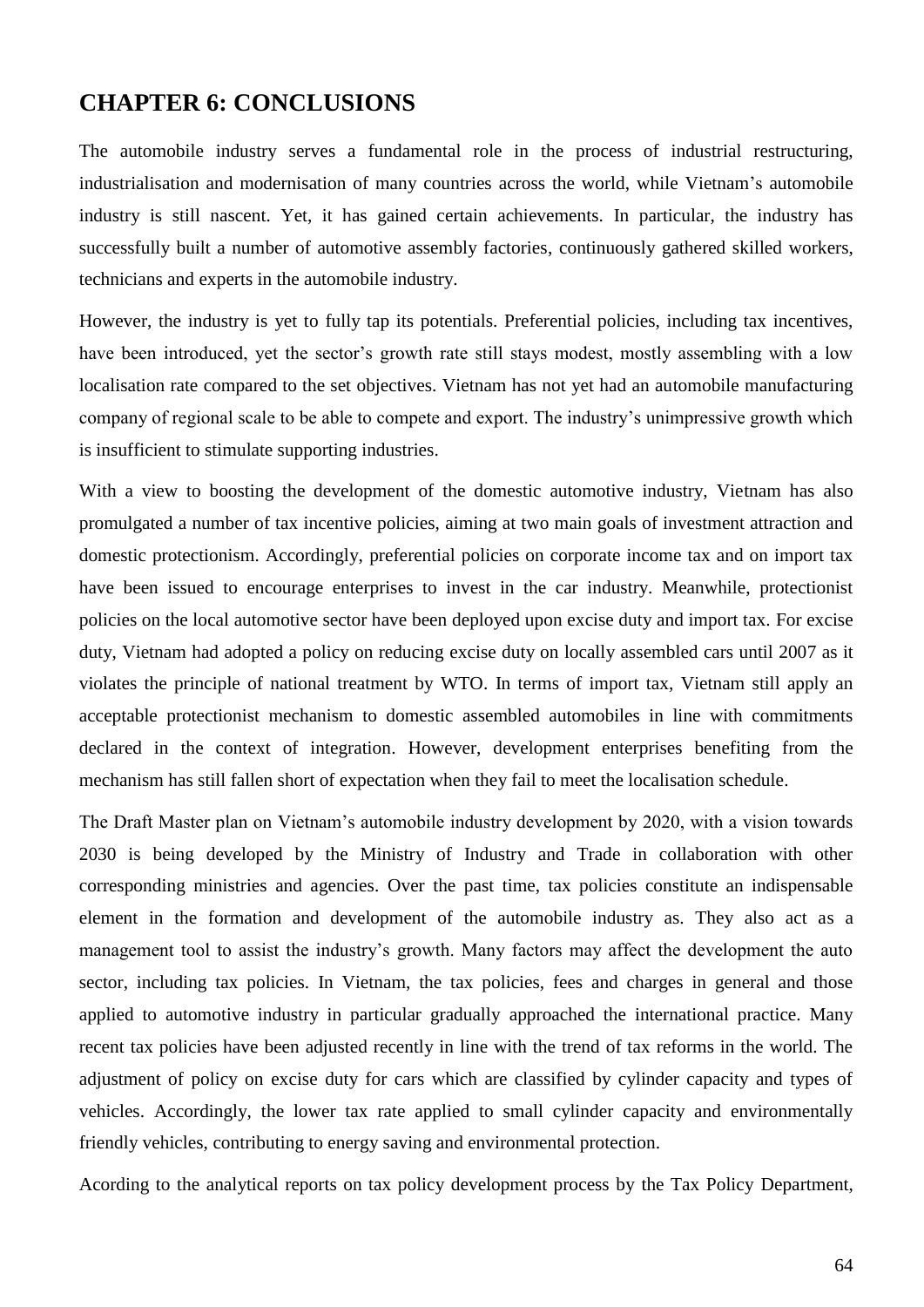# CHAPTER 6: CONCLUSIONS

The automobile industry serves a fundamental role in the process of industrial restructuring, industrialisation and modernisation of many countries across the world, while Vietnam's automobile industry is still nascent. Yet, it has gained certain achievements. In particular, the industry has successfully built a number of automotive assembly factories, continuously gathered skilled workers, technicians and experts in the automobile industry.

However, the industry is yet to fully tap its potentials. Preferential policies, including tax incentives, have been introduced, yet the sector's growth rate still stays modest, mostly assembling with a low localisation rate compared to the set objectives. Vietnam has not yet had an automobile manufacturing company of regional scale to be able to compete and export. The industry's unimpressive growth which is insufficient to stimulate supporting industries.

With a view to boosting the development of the domestic automotive industry, Vietnam has also promulgated a number of tax incentive policies, aiming at two main goals of investment attraction and domestic protectionism. Accordingly, preferential policies on corporate income tax and on import tax have been issued to encourage enterprises to invest in the car industry. Meanwhile, protectionist policies on the local automotive sector have been deployed upon excise duty and import tax. For excise duty, Vietnam had adopted a policy on reducing excise duty on locally assembled cars until 2007 as it violates the principle of national treatment by WTO. In terms of import tax, Vietnam still apply an acceptable protectionist mechanism to domestic assembled automobiles in line with commitments declared in the context of integration. However, development enterprises benefiting from the mechanism has still fallen short of expectation when they fail to meet the localisation schedule.

The Draft Master plan on Vietnam's automobile industry development by 2020, with a vision towards 2030 is being developed by the Ministry of Industry and Trade in collaboration with other corresponding ministries and agencies. Over the past time, tax policies constitute an indispensable element in the formation and development of the automobile industry as. They also act as a management tool to assist the industry's growth. Many factors may affect the development the auto sector, including tax policies. In Vietnam, the tax policies, fees and charges in general and those applied to automotive industry in particular gradually approached the international practice. Many recent tax policies have been adjusted recently in line with the trend of tax reforms in the world. The adjustment of policy on excise duty for cars which are classified by cylinder capacity and types of vehicles. Accordingly, the lower tax rate applied to small cylinder capacity and environmentally friendly vehicles, contributing to energy saving and environmental protection.

Acording to the analytical reports on tax policy development process by the Tax Policy Department,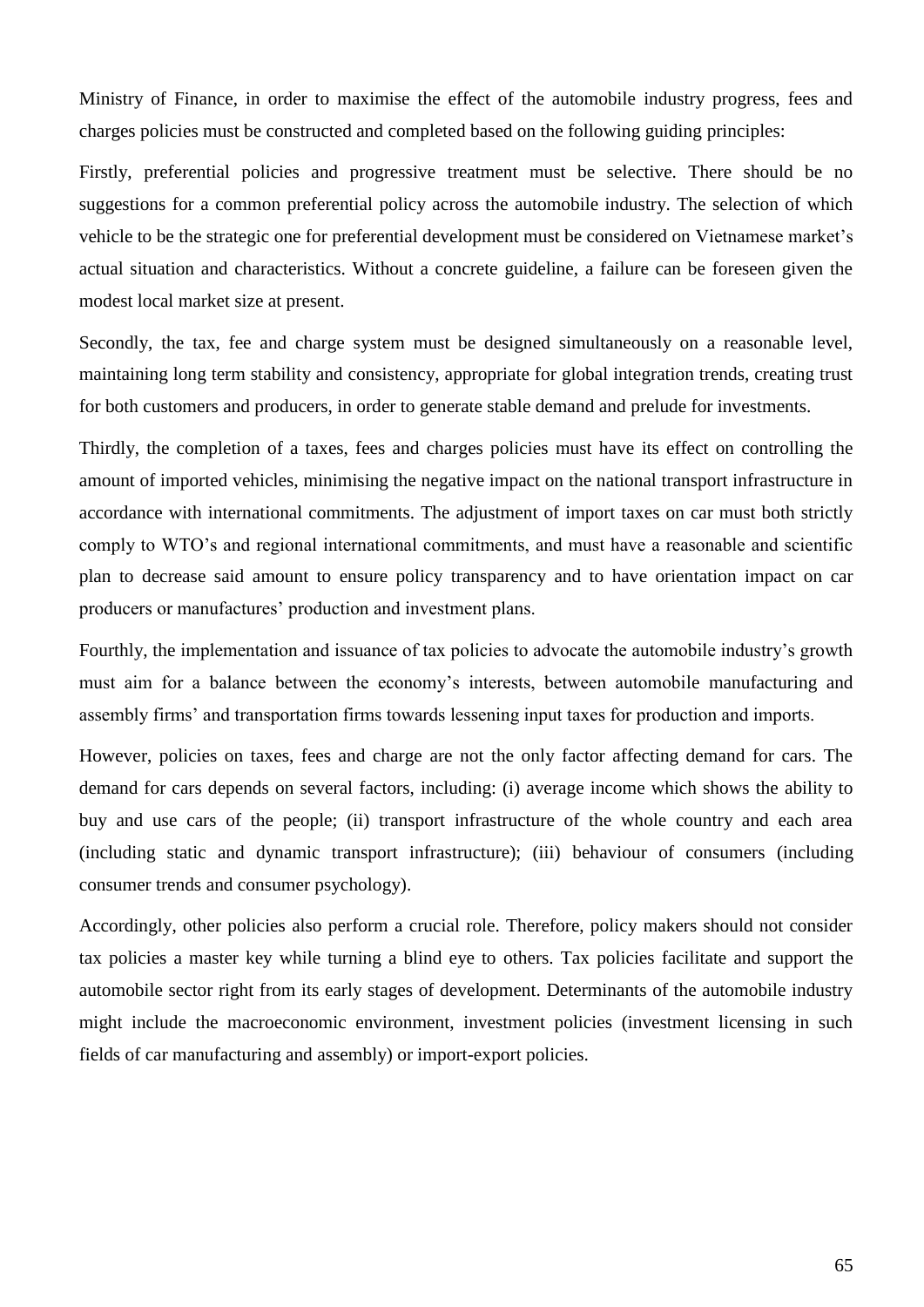Ministry of Finance, in order to maximise the effect of the automobile industry progress, fees and charges policies must be constructed and completed based on the following guiding principles:

Firstly, preferential policies and progressive treatment must be selective. There should be no suggestions for a common preferential policy across the automobile industry. The selection of which vehicle to be the strategic one for preferential development must be considered on Vietnamese market's actual situation and characteristics. Without a concrete guideline, a failure can be foreseen given the modest local market size at present.

Secondly, the tax, fee and charge system must be designed simultaneously on a reasonable level, maintaining long term stability and consistency, appropriate for global integration trends, creating trust for both customers and producers, in order to generate stable demand and prelude for investments.

Thirdly, the completion of a taxes, fees and charges policies must have its effect on controlling the amount of imported vehicles, minimising the negative impact on the national transport infrastructure in accordance with international commitments. The adjustment of import taxes on car must both strictly comply to WTO's and regional international commitments, and must have a reasonable and scientific plan to decrease said amount to ensure policy transparency and to have orientation impact on car producers or manufactures' production and investment plans.

Fourthly, the implementation and issuance of tax policies to advocate the automobile industry's growth must aim for a balance between the economy's interests, between automobile manufacturing and assembly firms' and transportation firms towards lessening input taxes for production and imports.

However, policies on taxes, fees and charge are not the only factor affecting demand for cars. The demand for cars depends on several factors, including: (i) average income which shows the ability to buy and use cars of the people; (ii) transport infrastructure of the whole country and each area (including static and dynamic transport infrastructure); (iii) behaviour of consumers (including consumer trends and consumer psychology).

Accordingly, other policies also perform a crucial role. Therefore, policy makers should not consider tax policies a master key while turning a blind eye to others. Tax policies facilitate and support the automobile sector right from its early stages of development. Determinants of the automobile industry might include the macroeconomic environment, investment policies (investment licensing in such fields of car manufacturing and assembly) or import-export policies.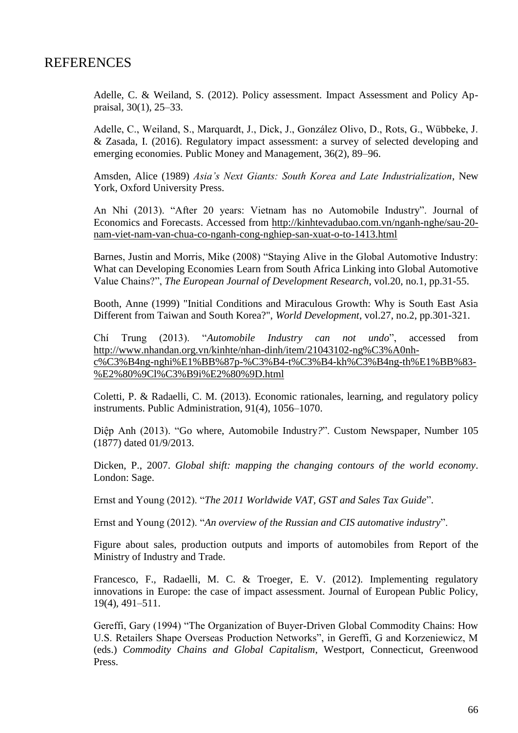# REFERENCES

Adelle, C. & Weiland, S. (2012). Policy assessment. Impact Assessment and Policy Appraisal, 30(1), 25–33.

Adelle, C., Weiland, S., Marquardt, J., Dick, J., González Olivo, D., Rots, G., Wübbeke, J. & Zasada, I. (2016). Regulatory impact assessment: a survey of selected developing and emerging economies. Public Money and Management, 36(2), 89–96.

Amsden, Alice (1989) *Asia's Next Giants: South Korea and Late Industrialization*, New York, Oxford University Press.

An Nhi (2013). "After 20 years: Vietnam has no Automobile Industry". Journal of Economics and Forecasts. Accessed from http://kinhtevadubao.com.vn/nganh-nghe/sau-20-nam-viet-nam-van-chua-co-nganh-cong-nghiep-san-xuat-o-to-1413.html

Barnes, Justin and Morris, Mike (2008) "Staying Alive in the Global Automotive Industry: What can Developing Economies Learn from South Africa Linking into Global Automotive Value Chains?", *The European Journal of Development Research*, vol.20, no.1, pp.31-55.

Booth, Anne (1999) "Initial Conditions and Miraculous Growth: Why is South East Asia Different from Taiwan and South Korea?", *World Development*, vol.27, no.2, pp.301-321.

Chí Trung (2013). "*Automobile Industry can not undo*", accessed from http://www.nhandan.org.vn/kinhte/nhan-dinh/item/21043102-ng%C3%A0nh-c%C3%B4ng-nghi%E1%BB%87p-%C3%B4-t%C3%B4-kh%C3%B4ng-th%E1%BB%83-%E2%80%9Cl%C3%B9i%E2%80%9D.html

Coletti, P. & Radaelli, C. M. (2013). Economic rationales, learning, and regulatory policy instruments. Public Administration, 91(4), 1056–1070.

Diệp Anh (2013). "Go where, Automobile Industry?". Custom Newspaper, Number 105 (1877) dated 01/9/2013.

Dicken, P., 2007. *Global shift: mapping the changing contours of the world economy*. London: Sage.

Ernst and Young (2012). "*The 2011 Worldwide VAT, GST and Sales Tax Guide*".

Ernst and Young (2012). "*An overview of the Russian and CIS automative industry*".

Figure about sales, production outputs and imports of automobiles from Report of the Ministry of Industry and Trade.

Francesco, F., Radaelli, M. C. & Troeger, E. V. (2012). Implementing regulatory innovations in Europe: the case of impact assessment. Journal of European Public Policy, 19(4), 491–511.

Gereffi, Gary (1994) "The Organization of Buyer-Driven Global Commodity Chains: How U.S. Retailers Shape Overseas Production Networks", in Gereffi, G and Korzeniewicz, M (eds.) *Commodity Chains and Global Capitalism*, Westport, Connecticut, Greenwood Press.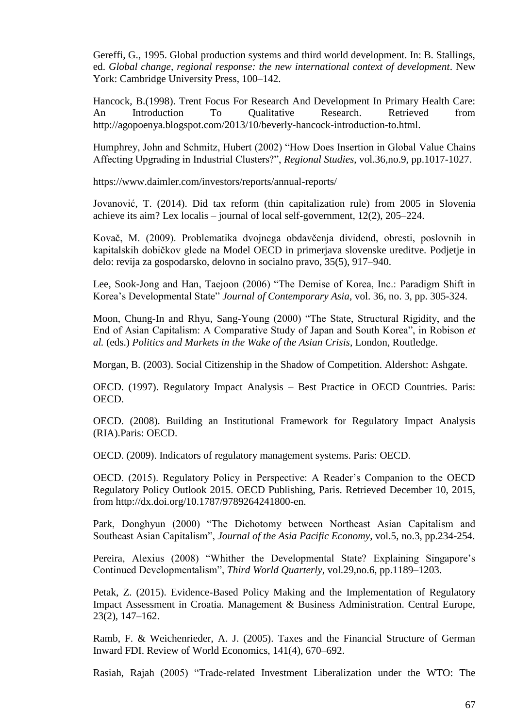Gereffi, G., 1995. Global production systems and third world development. In: B. Stallings, ed. *Global change, regional response: the new international context of development*. New York: Cambridge University Press, 100–142.

Hancock, B.(1998). Trent Focus For Research And Development In Primary Health Care: An Introduction To Qualitative Research. Retrieved from http://agopoenya.blogspot.com/2013/10/beverly-hancock-introduction-to.html.

Humphrey, John and Schmitz, Hubert (2002) "How Does Insertion in Global Value Chains Affecting Upgrading in Industrial Clusters?", *Regional Studies*, vol.36,no.9, pp.1017-1027.

https://www.daimler.com/investors/reports/annual-reports/

Jovanović, T. (2014). Did tax reform (thin capitalization rule) from 2005 in Slovenia achieve its aim? Lex localis – journal of local self-government, 12(2), 205–224.

Kovač, M. (2009). Problematika dvojnega obdavčenja dividend, obresti, poslovnih in kapitalskih dobičkov glede na Model OECD in primerjava slovenske ureditve. Podjetje in delo: revija za gospodarsko, delovno in socialno pravo, 35(5), 917–940.

Lee, Sook-Jong and Han, Taejoon (2006) "The Demise of Korea, Inc.: Paradigm Shift in Korea's Developmental State" *Journal of Contemporary Asia*, vol. 36, no. 3, pp. 305-324.

Moon, Chung-In and Rhyu, Sang-Young (2000) "The State, Structural Rigidity, and the End of Asian Capitalism: A Comparative Study of Japan and South Korea", in Robison *et al.* (eds.) *Politics and Markets in the Wake of the Asian Crisis*, London, Routledge.

Morgan, B. (2003). Social Citizenship in the Shadow of Competition. Aldershot: Ashgate.

OECD. (1997). Regulatory Impact Analysis – Best Practice in OECD Countries. Paris: OECD.

OECD. (2008). Building an Institutional Framework for Regulatory Impact Analysis (RIA).Paris: OECD.

OECD. (2009). Indicators of regulatory management systems. Paris: OECD.

OECD. (2015). Regulatory Policy in Perspective: A Reader's Companion to the OECD Regulatory Policy Outlook 2015. OECD Publishing, Paris. Retrieved December 10, 2015, from http://dx.doi.org/10.1787/9789264241800-en.

Park, Donghyun (2000) "The Dichotomy between Northeast Asian Capitalism and Southeast Asian Capitalism", *Journal of the Asia Pacific Economy*, vol.5, no.3, pp.234-254.

Pereira, Alexius (2008) "Whither the Developmental State? Explaining Singapore's Continued Developmentalism", *Third World Quarterly*, vol.29,no.6, pp.1189–1203.

Petak, Z. (2015). Evidence-Based Policy Making and the Implementation of Regulatory Impact Assessment in Croatia. Management & Business Administration. Central Europe, 23(2), 147–162.

Ramb, F. & Weichenrieder, A. J. (2005). Taxes and the Financial Structure of German Inward FDI. Review of World Economics, 141(4), 670–692.

Rasiah, Rajah (2005) "Trade-related Investment Liberalization under the WTO: The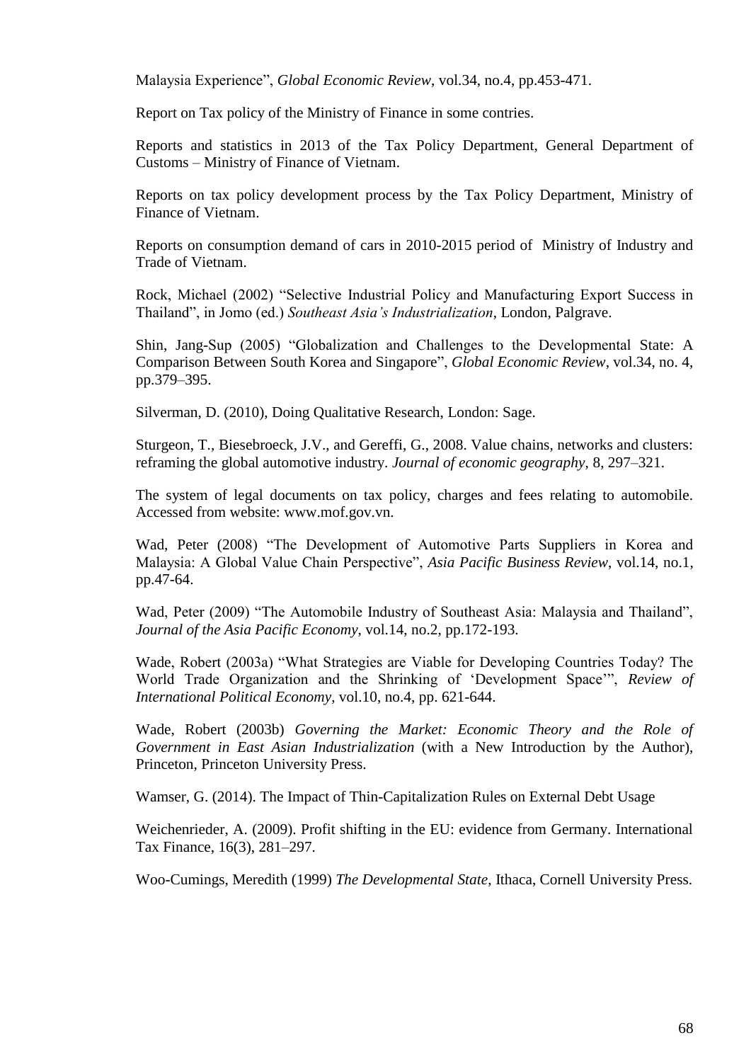Malaysia Experience", *Global Economic Review*, vol.34, no.4, pp.453-471.

Report on Tax policy of the Ministry of Finance in some contries.

Reports and statistics in 2013 of the Tax Policy Department, General Department of Customs – Ministry of Finance of Vietnam.

Reports on tax policy development process by the Tax Policy Department, Ministry of Finance of Vietnam.

Reports on consumption demand of cars in 2010-2015 period of Ministry of Industry and Trade of Vietnam.

Rock, Michael (2002) "Selective Industrial Policy and Manufacturing Export Success in Thailand", in Jomo (ed.) *Southeast Asia's Industrialization*, London, Palgrave.

Shin, Jang-Sup (2005) "Globalization and Challenges to the Developmental State: A Comparison Between South Korea and Singapore", *Global Economic Review*, vol.34, no. 4, pp.379–395.

Silverman, D. (2010), Doing Qualitative Research, London: Sage.

Sturgeon, T., Biesebroeck, J.V., and Gereffi, G., 2008. Value chains, networks and clusters: reframing the global automotive industry. *Journal of economic geography*, 8, 297–321.

The system of legal documents on tax policy, charges and fees relating to automobile. Accessed from website: www.mof.gov.vn.

Wad, Peter (2008) "The Development of Automotive Parts Suppliers in Korea and Malaysia: A Global Value Chain Perspective", *Asia Pacific Business Review*, vol.14, no.1, pp.47-64.

Wad, Peter (2009) "The Automobile Industry of Southeast Asia: Malaysia and Thailand", *Journal of the Asia Pacific Economy*, vol.14, no.2, pp.172-193.

Wade, Robert (2003a) "What Strategies are Viable for Developing Countries Today? The World Trade Organization and the Shrinking of 'Development Space'", *Review of International Political Economy*, vol.10, no.4, pp. 621-644.

Wade, Robert (2003b) *Governing the Market: Economic Theory and the Role of Government in East Asian Industrialization* (with a New Introduction by the Author), Princeton, Princeton University Press.

Wamser, G. (2014). The Impact of Thin-Capitalization Rules on External Debt Usage

Weichenrieder, A. (2009). Profit shifting in the EU: evidence from Germany. International Tax Finance, 16(3), 281–297.

Woo-Cumings, Meredith (1999) *The Developmental State*, Ithaca, Cornell University Press.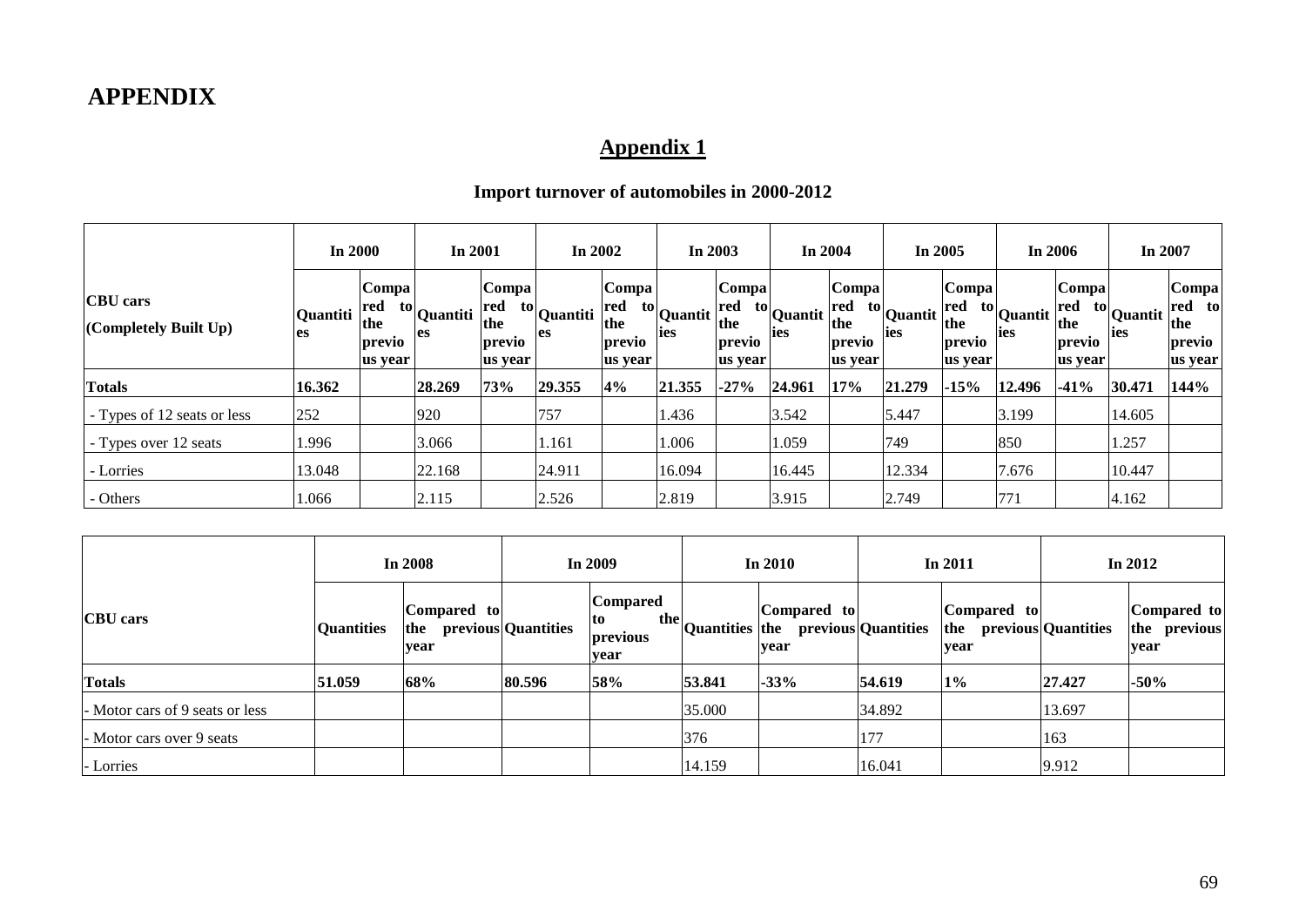# APPENDIX

## Appendix 1

### Import turnover of automobiles in 2000-2012

| CBU cars (Completely Built Up) | In 2000 | | In 2001 | | In 2002 | | In 2003 | | In 2004 | | In 2005 | | In 2006 | | In 2007 | |
|---|---|---|---|---|---|---|---|---|---|---|---|---|---|---|---|---|
| | Quantities | Compared to the previous year | Quantities | Compared to the previous year | Quantities | Compared to the previous year | Quantities | Compared to the previous year | Quantities | Compared to the previous year | Quantities | Compared to the previous year | Quantities | Compared to the previous year | Quantities | Compared to the previous year |
| **Totals** | **16.362** | | **28.269** | **73%** | **29.355** | **4%** | **21.355** | **-27%** | **24.961** | **17%** | **21.279** | **-15%** | **12.496** | **-41%** | **30.471** | **144%** |
| - Types of 12 seats or less | 252 | | 920 | | 757 | | 1.436 | | 3.542 | | 5.447 | | 3.199 | | 14.605 | |
| - Types over 12 seats | 1.996 | | 3.066 | | 1.161 | | 1.006 | | 1.059 | | 749 | | 850 | | 1.257 | |
| - Lorries | 13.048 | | 22.168 | | 24.911 | | 16.094 | | 16.445 | | 12.334 | | 7.676 | | 10.447 | |
| - Others | 1.066 | | 2.115 | | 2.526 | | 2.819 | | 3.915 | | 2.749 | | 771 | | 4.162 | |

| CBU cars | In 2008 | | In 2009 | | In 2010 | | In 2011 | | In 2012 | |
|---|---|---|---|---|---|---|---|---|---|---|
| | Quantities | Compared to the previous year | Quantities | Compared to the previous year | Quantities | Compared to the previous year | Quantities | Compared to the previous year | Quantities | Compared to the previous year |
| **Totals** | **51.059** | **68%** | **80.596** | **58%** | **53.841** | **-33%** | **54.619** | **1%** | **27.427** | **-50%** |
| - Motor cars of 9 seats or less | | | | | 35.000 | | 34.892 | | 13.697 | |
| - Motor cars over 9 seats | | | | | 376 | | 177 | | 163 | |
| - Lorries | | | | | 14.159 | | 16.041 | | 9.912 | |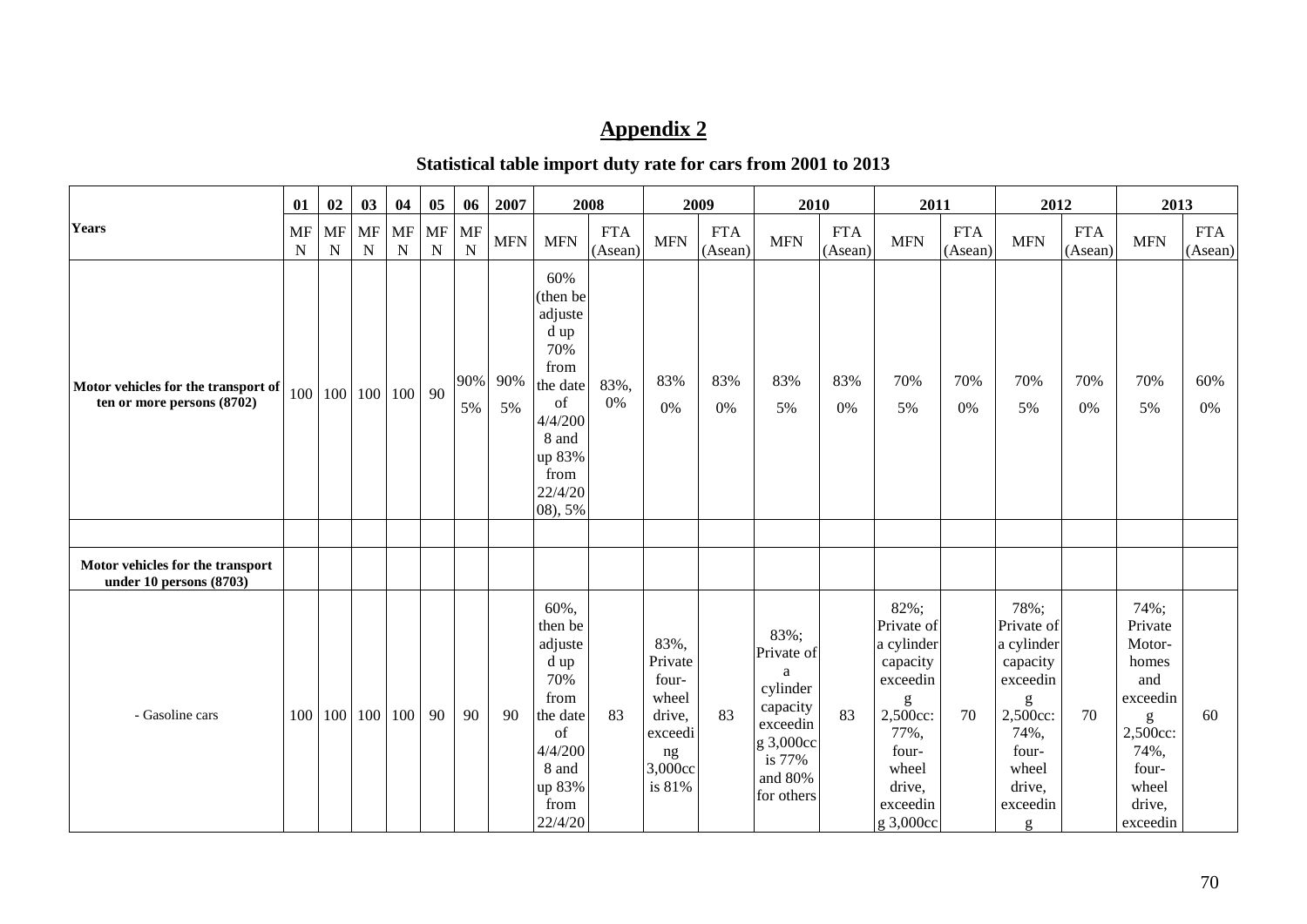## Appendix 2

### Statistical table import duty rate for cars from 2001 to 2013

| Years | 01 | 02 | 03 | 04 | 05 | 06 | 2007 | 2008 | | 2009 | | 2010 | | 2011 | | 2012 | | 2013 | |
|---|---|---|---|---|---|---|---|---|---|---|---|---|---|---|---|---|---|---|---|
| | MFN | MFN | MFN | MFN | MFN | MFN | MFN | MFN | FTA (Asean) | MFN | FTA (Asean) | MFN | FTA (Asean) | MFN | FTA (Asean) | MFN | FTA (Asean) | MFN | FTA (Asean) |
| **Motor vehicles for the transport of ten or more persons (8702)** | 100 | 100 | 100 | 100 | 90 | 90% 5% | 90% 5% | 60% (then be adjusted up 70% from the date of 4/4/2008 and up 83% from 22/4/2008), 5% | 83%, 0% | 83% 0% | 83% 0% | 83% 5% | 83% 0% | 70% 5% | 70% 0% | 70% 5% | 70% 0% | 70% 5% | 60% 0% |
| | | | | | | | | | | | | | | | | | | | |
| **Motor vehicles for the transport under 10 persons (8703)** | | | | | | | | | | | | | | | | | | | |
| - Gasoline cars | 100 | 100 | 100 | 100 | 90 | 90 | 90 | 60%, then be adjusted up 70% from the date of 4/4/2008 and up 83% from 22/4/20 | 83 | 83%, Private four-wheel drive, exceeding 3,000cc is 81% | 83 | 83%; Private of a cylinder capacity exceeding 3,000cc is 77% and 80% for others | 83 | 82%; Private of a cylinder capacity exceeding 2,500cc: 77%, four-wheel drive, exceeding 3,000cc | 70 | 78%; Private of a cylinder capacity exceeding 2,500cc: 74%, four-wheel drive, exceeding | 70 | 74%; Private Motor-homes and exceeding 2,500cc: 74%, four-wheel drive, exceedin | 60 |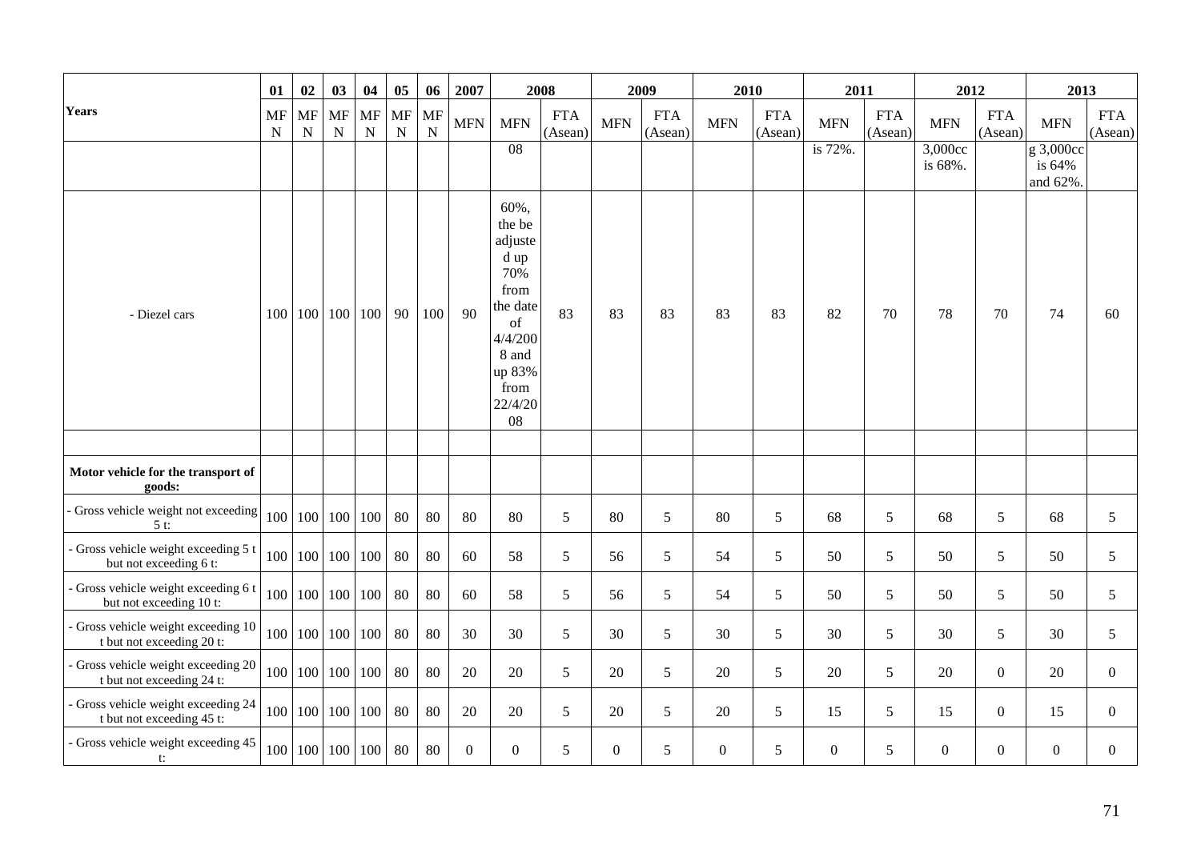| Years | 01 | 02 | 03 | 04 | 05 | 06 | 2007 | 2008 | | 2009 | | 2010 | | 2011 | | 2012 | | 2013 | |
|---|---|---|---|---|---|---|---|---|---|---|---|---|---|---|---|---|---|---|---|
| | MFN | MFN | MFN | MFN | MFN | MFN | MFN | MFN | FTA (Asean) | MFN | FTA (Asean) | MFN | FTA (Asean) | MFN | FTA (Asean) | MFN | FTA (Asean) | MFN | FTA (Asean) |
| | | | | | | | | 08 | | | | | | is 72%. | | 3,000cc is 68%. | | g 3,000cc is 64% and 62%. | |
| - Diesel cars | 100 | 100 | 100 | 100 | 90 | 100 | 90 | 60%, the be adjusted up 70% from the date of 4/4/2008 and up 83% from 22/4/2008 | 83 | 83 | 83 | 83 | 83 | 82 | 70 | 78 | 70 | 74 | 60 |
| | | | | | | | | | | | | | | | | | | | |
| **Motor vehicle for the transport of goods:** | | | | | | | | | | | | | | | | | | | |
| - Gross vehicle weight not exceeding 5 t: | 100 | 100 | 100 | 100 | 80 | 80 | 80 | 80 | 5 | 80 | 5 | 80 | 5 | 68 | 5 | 68 | 5 | 68 | 5 |
| - Gross vehicle weight exceeding 5 t but not exceeding 6 t: | 100 | 100 | 100 | 100 | 80 | 80 | 60 | 58 | 5 | 56 | 5 | 54 | 5 | 50 | 5 | 50 | 5 | 50 | 5 |
| - Gross vehicle weight exceeding 6 t but not exceeding 10 t: | 100 | 100 | 100 | 100 | 80 | 80 | 60 | 58 | 5 | 56 | 5 | 54 | 5 | 50 | 5 | 50 | 5 | 50 | 5 |
| - Gross vehicle weight exceeding 10 t but not exceeding 20 t: | 100 | 100 | 100 | 100 | 80 | 80 | 30 | 30 | 5 | 30 | 5 | 30 | 5 | 30 | 5 | 30 | 5 | 30 | 5 |
| - Gross vehicle weight exceeding 20 t but not exceeding 24 t: | 100 | 100 | 100 | 100 | 80 | 80 | 20 | 20 | 5 | 20 | 5 | 20 | 5 | 20 | 5 | 20 | 0 | 20 | 0 |
| - Gross vehicle weight exceeding 24 t but not exceeding 45 t: | 100 | 100 | 100 | 100 | 80 | 80 | 20 | 20 | 5 | 20 | 5 | 20 | 5 | 15 | 5 | 15 | 0 | 15 | 0 |
| - Gross vehicle weight exceeding 45 t: | 100 | 100 | 100 | 100 | 80 | 80 | 0 | 0 | 5 | 0 | 5 | 0 | 5 | 0 | 5 | 0 | 0 | 0 | 0 |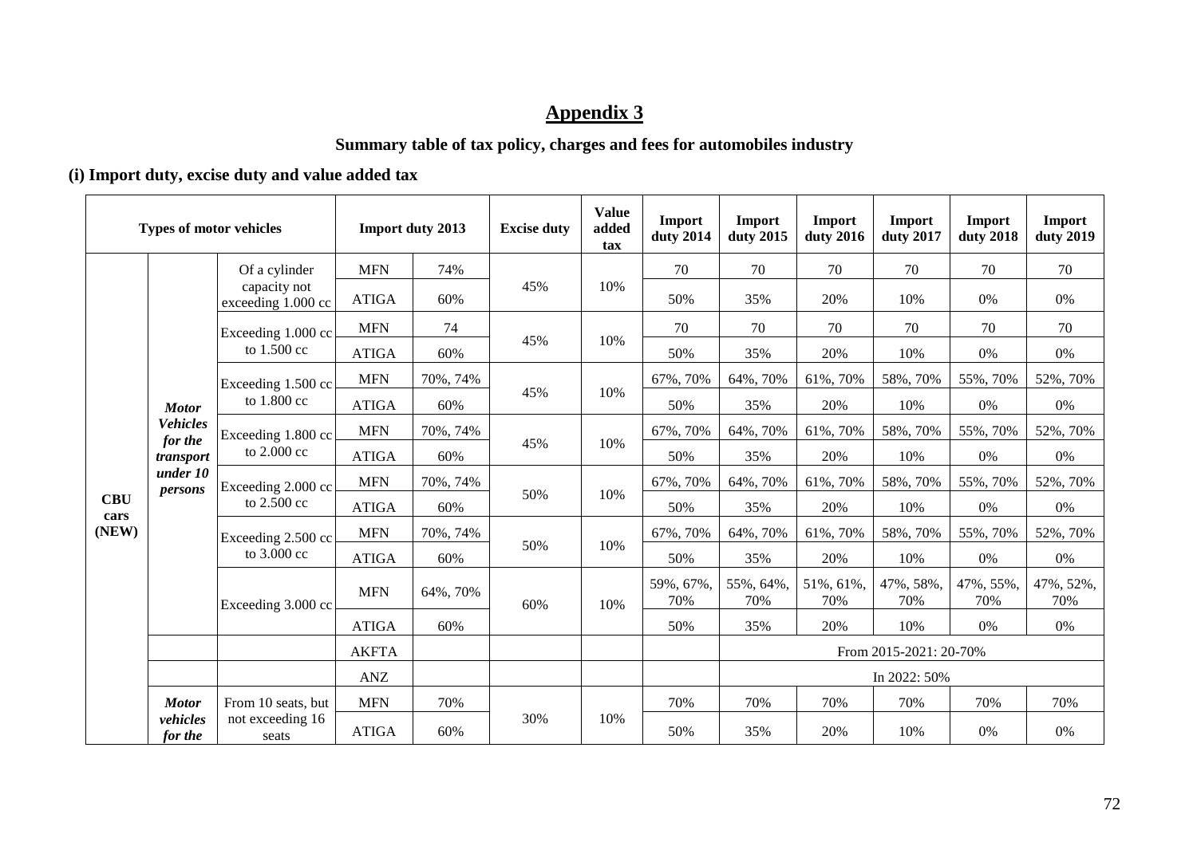# Appendix 3

**Summary table of tax policy, charges and fees for automobiles industry**

**(i) Import duty, excise duty and value added tax**

| Types of motor vehicles | | | Import duty 2013 | | Excise duty | Value added tax | Import duty 2014 | Import duty 2015 | Import duty 2016 | Import duty 2017 | Import duty 2018 | Import duty 2019 |
|---|---|---|---|---|---|---|---|---|---|---|---|---|
| **CBU cars (NEW)** | ***Motor Vehicles for the transport under 10 persons*** | Of a cylinder capacity not exceeding 1.000 cc | MFN | 74% | 45% | 10% | 70 | 70 | 70 | 70 | 70 | 70 |
| | | | ATIGA | 60% | | | 50% | 35% | 20% | 10% | 0% | 0% |
| | | Exceeding 1.000 cc to 1.500 cc | MFN | 74 | 45% | 10% | 70 | 70 | 70 | 70 | 70 | 70 |
| | | | ATIGA | 60% | | | 50% | 35% | 20% | 10% | 0% | 0% |
| | | Exceeding 1.500 cc to 1.800 cc | MFN | 70%, 74% | 45% | 10% | 67%, 70% | 64%, 70% | 61%, 70% | 58%, 70% | 55%, 70% | 52%, 70% |
| | | | ATIGA | 60% | | | 50% | 35% | 20% | 10% | 0% | 0% |
| | | Exceeding 1.800 cc to 2.000 cc | MFN | 70%, 74% | 45% | 10% | 67%, 70% | 64%, 70% | 61%, 70% | 58%, 70% | 55%, 70% | 52%, 70% |
| | | | ATIGA | 60% | | | 50% | 35% | 20% | 10% | 0% | 0% |
| | | Exceeding 2.000 cc to 2.500 cc | MFN | 70%, 74% | 50% | 10% | 67%, 70% | 64%, 70% | 61%, 70% | 58%, 70% | 55%, 70% | 52%, 70% |
| | | | ATIGA | 60% | | | 50% | 35% | 20% | 10% | 0% | 0% |
| | | Exceeding 2.500 cc to 3.000 cc | MFN | 70%, 74% | 50% | 10% | 67%, 70% | 64%, 70% | 61%, 70% | 58%, 70% | 55%, 70% | 52%, 70% |
| | | | ATIGA | 60% | | | 50% | 35% | 20% | 10% | 0% | 0% |
| | | Exceeding 3.000 cc | MFN | 64%, 70% | 60% | 10% | 59%, 67%, 70% | 55%, 64%, 70% | 51%, 61%, 70% | 47%, 58%, 70% | 47%, 55%, 70% | 47%, 52%, 70% |
| | | | ATIGA | 60% | | | 50% | 35% | 20% | 10% | 0% | 0% |
| | | | AKFTA | | | | | From 2015-2021: 20-70% | | | | |
| | | | ANZ | | | | | In 2022: 50% | | | | |
| | ***Motor vehicles for the*** | From 10 seats, but not exceeding 16 seats | MFN | 70% | 30% | 10% | 70% | 70% | 70% | 70% | 70% | 70% |
| | | | ATIGA | 60% | | | 50% | 35% | 20% | 10% | 0% | 0% |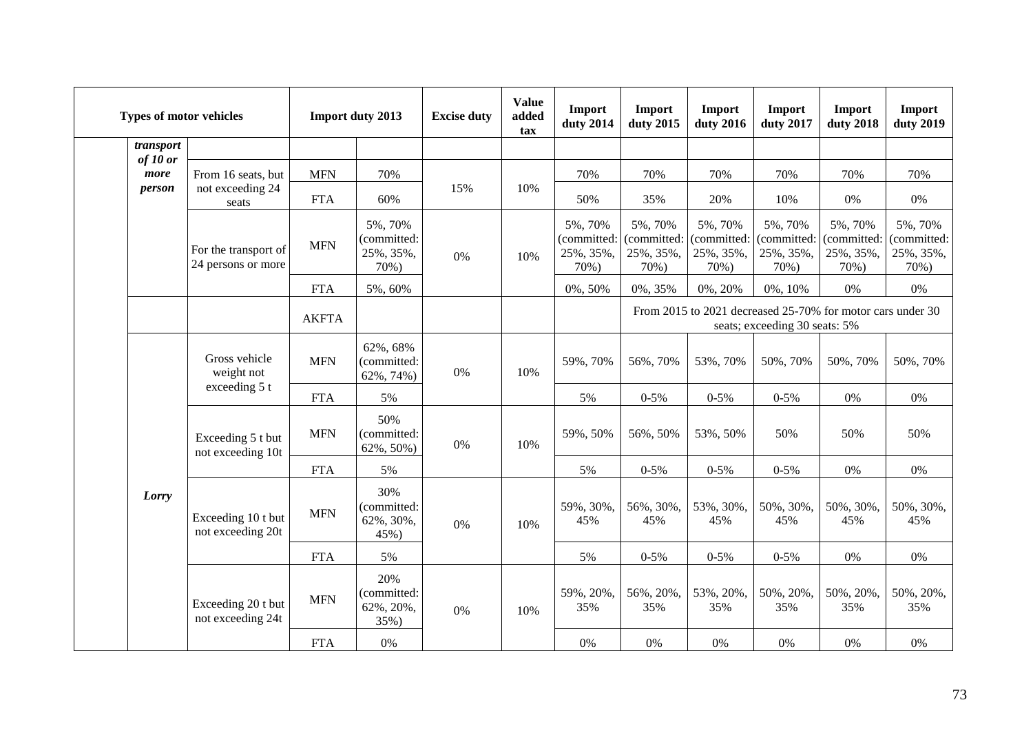| Types of motor vehicles | | | Import duty 2013 | | Excise duty | Value added tax | Import duty 2014 | Import duty 2015 | Import duty 2016 | Import duty 2017 | Import duty 2018 | Import duty 2019 |
|---|---|---|---|---|---|---|---|---|---|---|---|---|
| | ***transport of 10 or more person*** | | | | | | | | | | | |
| | | From 16 seats, but not exceeding 24 seats | MFN | 70% | 15% | 10% | 70% | 70% | 70% | 70% | 70% | 70% |
| | | | FTA | 60% | | | 50% | 35% | 20% | 10% | 0% | 0% |
| | | For the transport of 24 persons or more | MFN | 5%, 70% (committed: 25%, 35%, 70%) | 0% | 10% | 5%, 70% (committed: 25%, 35%, 70%) | 5%, 70% (committed: 25%, 35%, 70%) | 5%, 70% (committed: 25%, 35%, 70%) | 5%, 70% (committed: 25%, 35%, 70%) | 5%, 70% (committed: 25%, 35%, 70%) | 5%, 70% (committed: 25%, 35%, 70%) |
| | | | FTA | 5%, 60% | | | 0%, 50% | 0%, 35% | 0%, 20% | 0%, 10% | 0% | 0% |
| | | | AKFTA | | | | | From 2015 to 2021 decreased 25-70% for motor cars under 30 seats; exceeding 30 seats: 5% | | | | |
| | ***Lorry*** | Gross vehicle weight not exceeding 5 t | MFN | 62%, 68% (committed: 62%, 74%) | 0% | 10% | 59%, 70% | 56%, 70% | 53%, 70% | 50%, 70% | 50%, 70% | 50%, 70% |
| | | | FTA | 5% | | | 5% | 0-5% | 0-5% | 0-5% | 0% | 0% |
| | | Exceeding 5 t but not exceeding 10t | MFN | 50% (committed: 62%, 50%) | 0% | 10% | 59%, 50% | 56%, 50% | 53%, 50% | 50% | 50% | 50% |
| | | | FTA | 5% | | | 5% | 0-5% | 0-5% | 0-5% | 0% | 0% |
| | | Exceeding 10 t but not exceeding 20t | MFN | 30% (committed: 62%, 30%, 45%) | 0% | 10% | 59%, 30%, 45% | 56%, 30%, 45% | 53%, 30%, 45% | 50%, 30%, 45% | 50%, 30%, 45% | 50%, 30%, 45% |
| | | | FTA | 5% | | | 5% | 0-5% | 0-5% | 0-5% | 0% | 0% |
| | | Exceeding 20 t but not exceeding 24t | MFN | 20% (committed: 62%, 20%, 35%) | 0% | 10% | 59%, 20%, 35% | 56%, 20%, 35% | 53%, 20%, 35% | 50%, 20%, 35% | 50%, 20%, 35% | 50%, 20%, 35% |
| | | | FTA | 0% | | | 0% | 0% | 0% | 0% | 0% | 0% |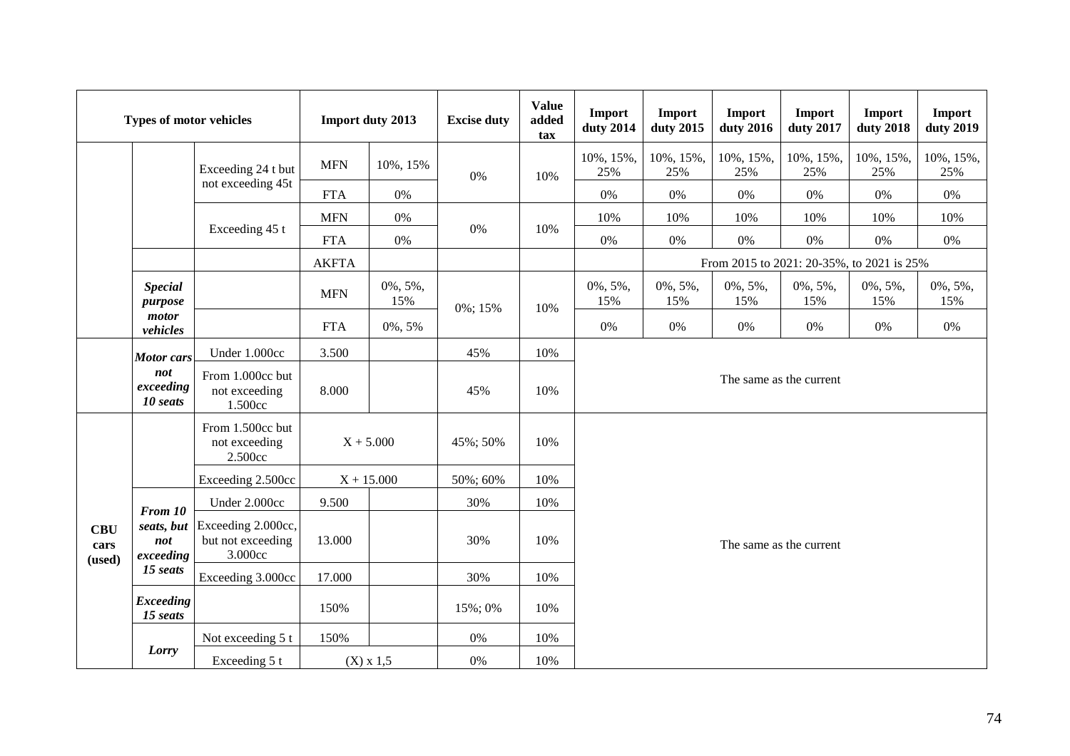| Types of motor vehicles | | | Import duty 2013 | | Excise duty | Value added tax | Import duty 2014 | Import duty 2015 | Import duty 2016 | Import duty 2017 | Import duty 2018 | Import duty 2019 |
|---|---|---|---|---|---|---|---|---|---|---|---|---|
| | | Exceeding 24 t but not exceeding 45t | MFN | 10%, 15% | 0% | 10% | 10%, 15%, 25% | 10%, 15%, 25% | 10%, 15%, 25% | 10%, 15%, 25% | 10%, 15%, 25% | 10%, 15%, 25% |
| | | | FTA | 0% | | | 0% | 0% | 0% | 0% | 0% | 0% |
| | | Exceeding 45 t | MFN | 0% | 0% | 10% | 10% | 10% | 10% | 10% | 10% | 10% |
| | | | FTA | 0% | | | 0% | 0% | 0% | 0% | 0% | 0% |
| | | | AKFTA | | | | | From 2015 to 2021: 20-35%, to 2021 is 25% | | | | |
| | ***Special purpose motor vehicles*** | | MFN | 0%, 5%, 15% | 0%; 15% | 10% | 0%, 5%, 15% | 0%, 5%, 15% | 0%, 5%, 15% | 0%, 5%, 15% | 0%, 5%, 15% | 0%, 5%, 15% |
| | | | FTA | 0%, 5% | | | 0% | 0% | 0% | 0% | 0% | 0% |
| | ***Motor cars not exceeding 10 seats*** | Under 1.000cc | 3.500 | | 45% | 10% | The same as the current | | | | | |
| | | From 1.000cc but not exceeding 1.500cc | 8.000 | | 45% | 10% | | | | | | |
| **CBU cars (used)** | | From 1.500cc but not exceeding 2.500cc | X + 5.000 | | 45%; 50% | 10% | The same as the current | | | | | |
| | | Exceeding 2.500cc | X + 15.000 | | 50%; 60% | 10% | | | | | | |
| | ***From 10 seats, but not exceeding 15 seats*** | Under 2.000cc | 9.500 | | 30% | 10% | | | | | | |
| | | Exceeding 2.000cc, but not exceeding 3.000cc | 13.000 | | 30% | 10% | | | | | | |
| | | Exceeding 3.000cc | 17.000 | | 30% | 10% | | | | | | |
| | ***Exceeding 15 seats*** | | 150% | | 15%; 0% | 10% | | | | | | |
| | ***Lorry*** | Not exceeding 5 t | 150% | | 0% | 10% | | | | | | |
| | | Exceeding 5 t | (X) x 1,5 | | 0% | 10% | | | | | | |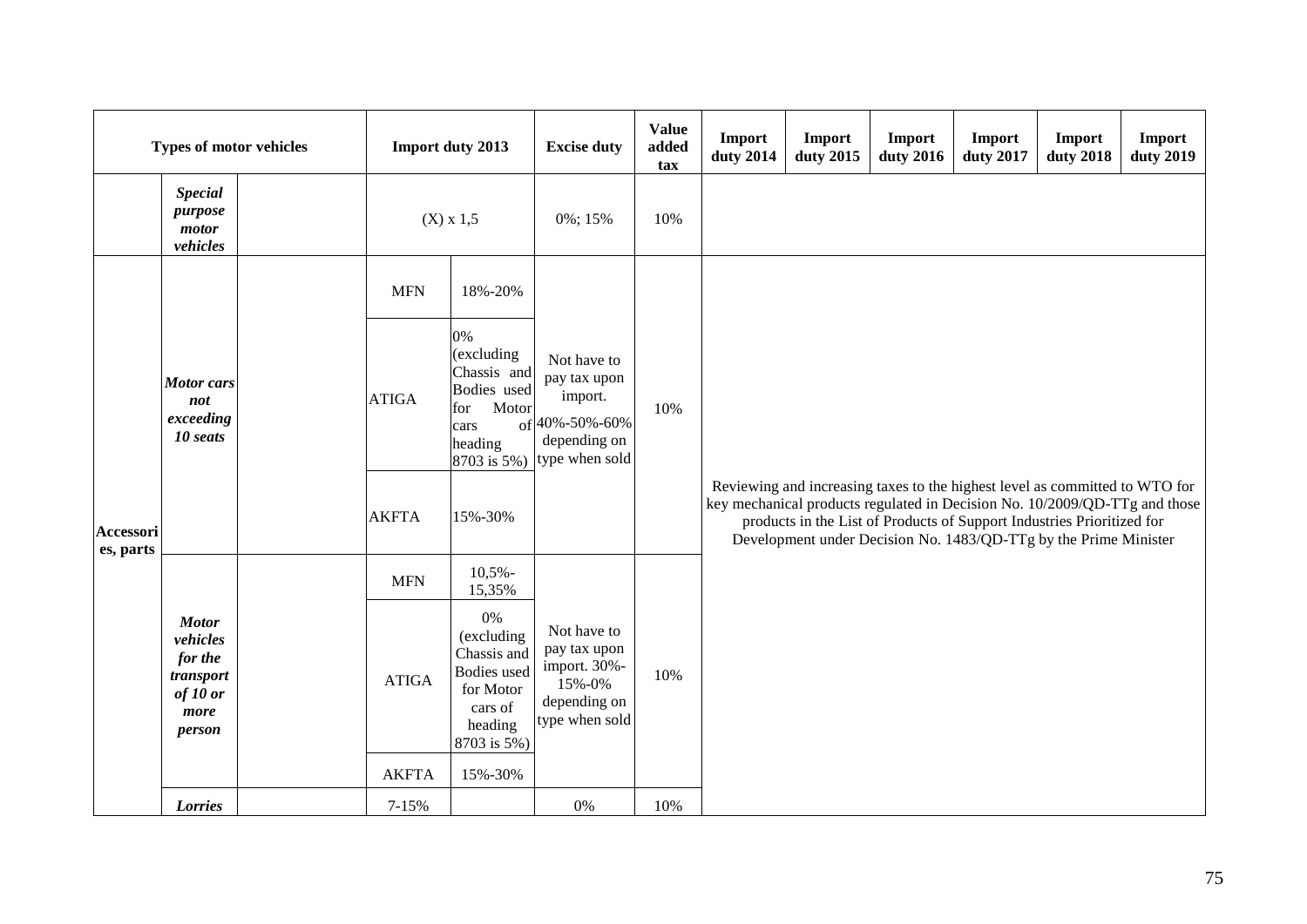| Types of motor vehicles | | | Import duty 2013 | | Excise duty | Value added tax | Import duty 2014 | Import duty 2015 | Import duty 2016 | Import duty 2017 | Import duty 2018 | Import duty 2019 |
|---|---|---|---|---|---|---|---|---|---|---|---|---|
| | ***Special purpose motor vehicles*** | | (X) x 1,5 | | 0%; 15% | 10% | | | | | | |
| **Accessories, parts** | ***Motor cars not exceeding 10 seats*** | | MFN | 18%-20% | Not have to pay tax upon import. 40%-50%-60% depending on type when sold | 10% | Reviewing and increasing taxes to the highest level as committed to WTO for key mechanical products regulated in Decision No. 10/2009/QD-TTg and those products in the List of Products of Support Industries Prioritized for Development under Decision No. 1483/QD-TTg by the Prime Minister | | | | | |
| | | | ATIGA | 0% (excluding Chassis and Bodies used for Motor cars of heading 8703 is 5%) | | | | | | | | |
| | | | AKFTA | 15%-30% | | | | | | | | |
| | ***Motor vehicles for the transport of 10 or more person*** | | MFN | 10,5%-15,35% | Not have to pay tax upon import. 30%-15%-0% depending on type when sold | 10% | | | | | | |
| | | | ATIGA | 0% (excluding Chassis and Bodies used for Motor cars of heading 8703 is 5%) | | | | | | | | |
| | | | AKFTA | 15%-30% | | | | | | | | |
| | ***Lorries*** | | 7-15% | | 0% | 10% | | | | | | |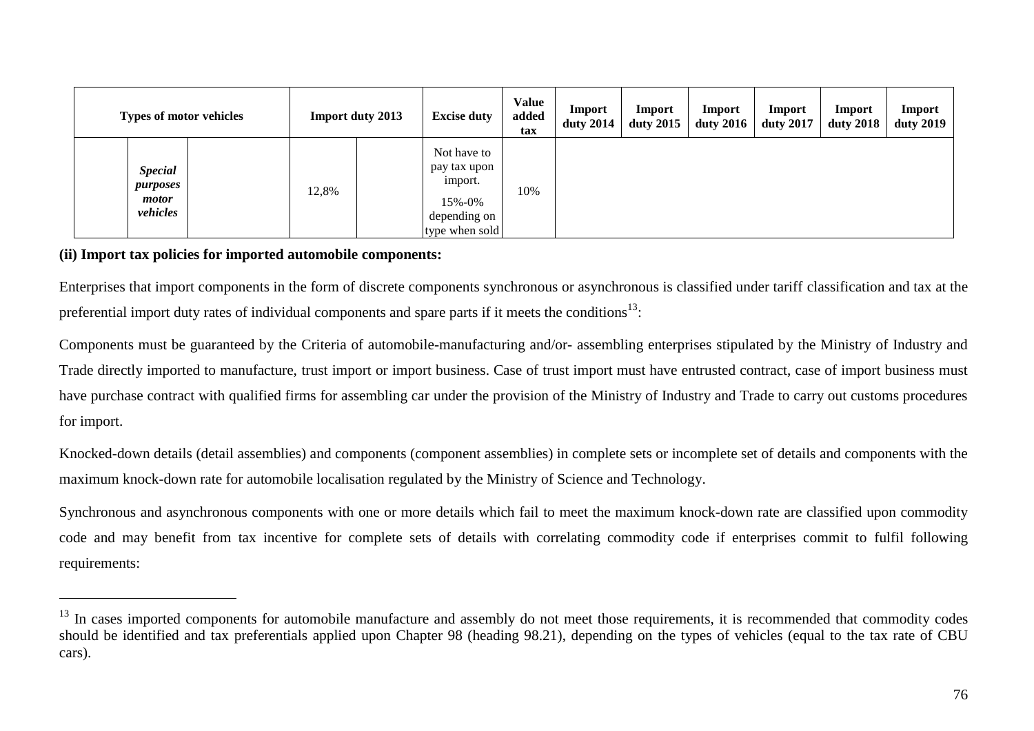| Types of motor vehicles | | | Import duty 2013 | | Excise duty | Value added tax | Import duty 2014 | Import duty 2015 | Import duty 2016 | Import duty 2017 | Import duty 2018 | Import duty 2019 |
|---|---|---|---|---|---|---|---|---|---|---|---|---|
| | ***Special purposes motor vehicles*** | | 12,8% | | Not have to pay tax upon import. 15%-0% depending on type when sold | 10% | | | | | | |

**(ii) Import tax policies for imported automobile components:**

Enterprises that import components in the form of discrete components synchronous or asynchronous is classified under tariff classification and tax at the preferential import duty rates of individual components and spare parts if it meets the conditions[13]:

Components must be guaranteed by the Criteria of automobile-manufacturing and/or- assembling enterprises stipulated by the Ministry of Industry and Trade directly imported to manufacture, trust import or import business. Case of trust import must have entrusted contract, case of import business must have purchase contract with qualified firms for assembling car under the provision of the Ministry of Industry and Trade to carry out customs procedures for import.

Knocked-down details (detail assemblies) and components (component assemblies) in complete sets or incomplete set of details and components with the maximum knock-down rate for automobile localisation regulated by the Ministry of Science and Technology.

Synchronous and asynchronous components with one or more details which fail to meet the maximum knock-down rate are classified upon commodity code and may benefit from tax incentive for complete sets of details with correlating commodity code if enterprises commit to fulfil following requirements:

---

[13] In cases imported components for automobile manufacture and assembly do not meet those requirements, it is recommended that commodity codes should be identified and tax preferentials applied upon Chapter 98 (heading 98.21), depending on the types of vehicles (equal to the tax rate of CBU cars).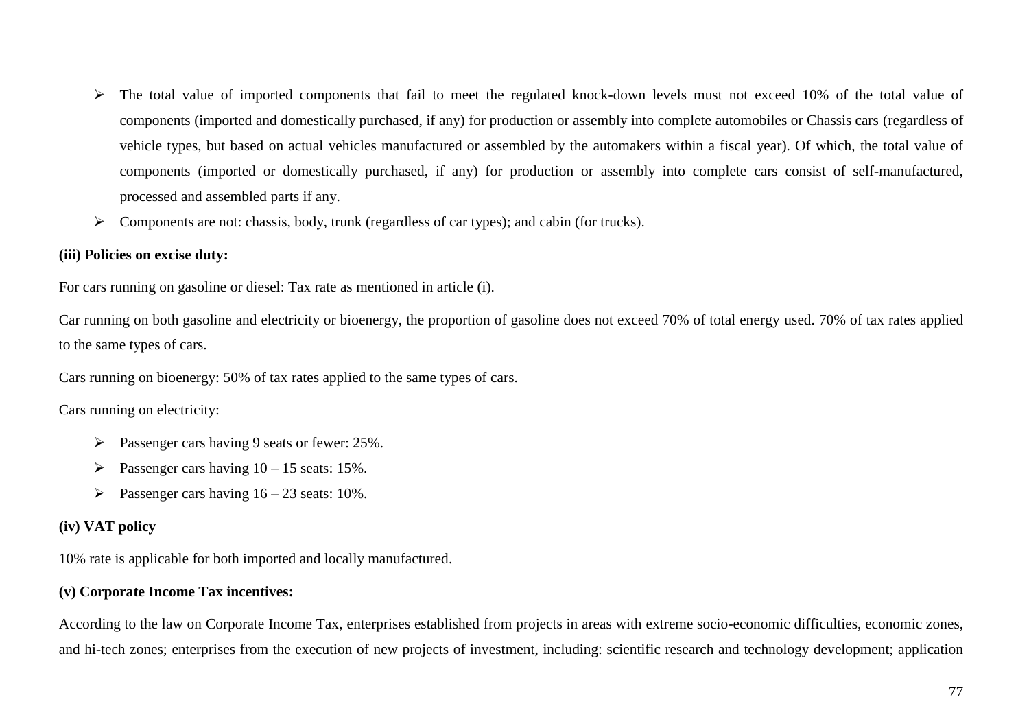- The total value of imported components that fail to meet the regulated knock-down levels must not exceed 10% of the total value of components (imported and domestically purchased, if any) for production or assembly into complete automobiles or Chassis cars (regardless of vehicle types, but based on actual vehicles manufactured or assembled by the automakers within a fiscal year). Of which, the total value of components (imported or domestically purchased, if any) for production or assembly into complete cars consist of self-manufactured, processed and assembled parts if any.
- Components are not: chassis, body, trunk (regardless of car types); and cabin (for trucks).

**(iii) Policies on excise duty:**

For cars running on gasoline or diesel: Tax rate as mentioned in article (i).

Car running on both gasoline and electricity or bioenergy, the proportion of gasoline does not exceed 70% of total energy used. 70% of tax rates applied to the same types of cars.

Cars running on bioenergy: 50% of tax rates applied to the same types of cars.

Cars running on electricity:

- Passenger cars having 9 seats or fewer: 25%.
- Passenger cars having 10 – 15 seats: 15%.
- Passenger cars having 16 – 23 seats: 10%.

**(iv) VAT policy**

10% rate is applicable for both imported and locally manufactured.

**(v) Corporate Income Tax incentives:**

According to the law on Corporate Income Tax, enterprises established from projects in areas with extreme socio-economic difficulties, economic zones, and hi-tech zones; enterprises from the execution of new projects of investment, including: scientific research and technology development; application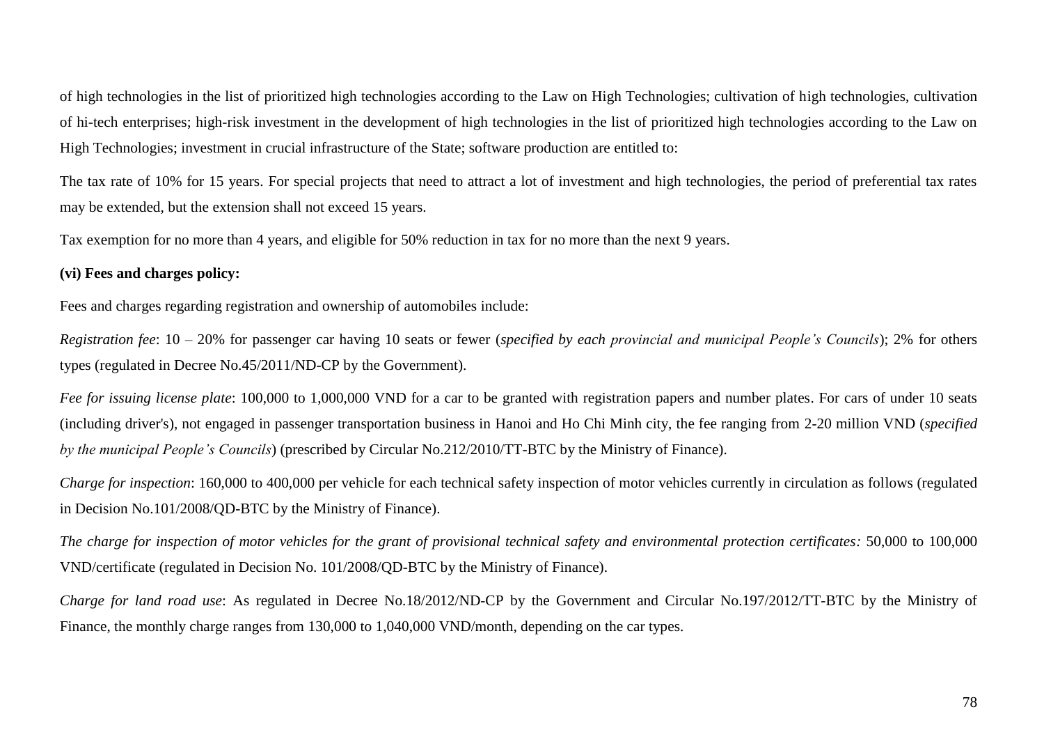of high technologies in the list of prioritized high technologies according to the Law on High Technologies; cultivation of high technologies, cultivation of hi-tech enterprises; high-risk investment in the development of high technologies in the list of prioritized high technologies according to the Law on High Technologies; investment in crucial infrastructure of the State; software production are entitled to:

The tax rate of 10% for 15 years. For special projects that need to attract a lot of investment and high technologies, the period of preferential tax rates may be extended, but the extension shall not exceed 15 years.

Tax exemption for no more than 4 years, and eligible for 50% reduction in tax for no more than the next 9 years.

**(vi) Fees and charges policy:**

Fees and charges regarding registration and ownership of automobiles include:

*Registration fee*: 10 – 20% for passenger car having 10 seats or fewer (*specified by each provincial and municipal People's Councils*); 2% for others types (regulated in Decree No.45/2011/ND-CP by the Government).

*Fee for issuing license plate*: 100,000 to 1,000,000 VND for a car to be granted with registration papers and number plates. For cars of under 10 seats (including driver's), not engaged in passenger transportation business in Hanoi and Ho Chi Minh city, the fee ranging from 2-20 million VND (*specified by the municipal People's Councils*) (prescribed by Circular No.212/2010/TT-BTC by the Ministry of Finance).

*Charge for inspection*: 160,000 to 400,000 per vehicle for each technical safety inspection of motor vehicles currently in circulation as follows (regulated in Decision No.101/2008/QD-BTC by the Ministry of Finance).

*The charge for inspection of motor vehicles for the grant of provisional technical safety and environmental protection certificates:* 50,000 to 100,000 VND/certificate (regulated in Decision No. 101/2008/QD-BTC by the Ministry of Finance).

*Charge for land road use*: As regulated in Decree No.18/2012/ND-CP by the Government and Circular No.197/2012/TT-BTC by the Ministry of Finance, the monthly charge ranges from 130,000 to 1,040,000 VND/month, depending on the car types.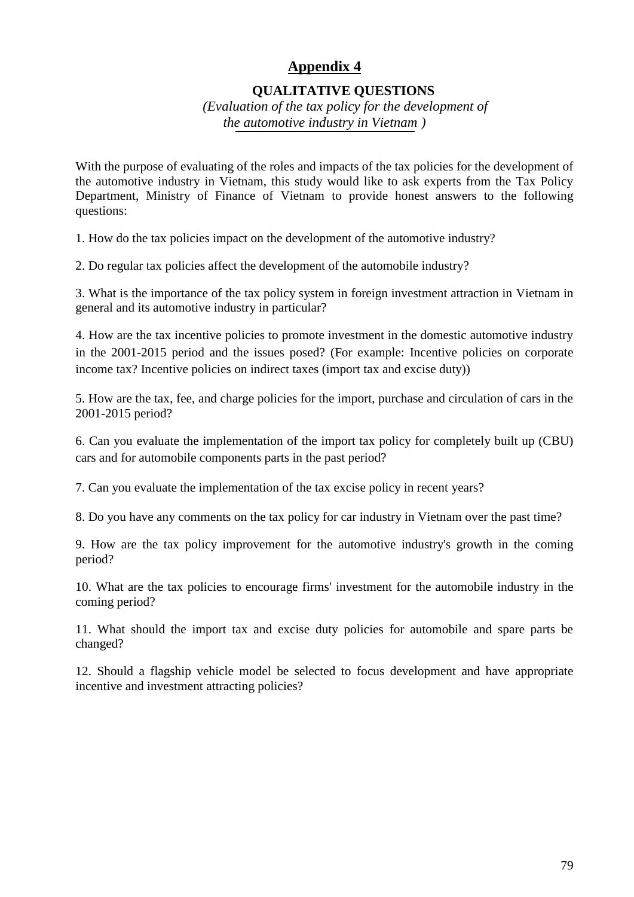# Appendix 4

## QUALITATIVE QUESTIONS

*(Evaluation of the tax policy for the development of the automotive industry in Vietnam )*

With the purpose of evaluating of the roles and impacts of the tax policies for the development of the automotive industry in Vietnam, this study would like to ask experts from the Tax Policy Department, Ministry of Finance of Vietnam to provide honest answers to the following questions:

1. How do the tax policies impact on the development of the automotive industry?

2. Do regular tax policies affect the development of the automobile industry?

3. What is the importance of the tax policy system in foreign investment attraction in Vietnam in general and its automotive industry in particular?

4. How are the tax incentive policies to promote investment in the domestic automotive industry in the 2001-2015 period and the issues posed? (For example: Incentive policies on corporate income tax? Incentive policies on indirect taxes (import tax and excise duty))

5. How are the tax, fee, and charge policies for the import, purchase and circulation of cars in the 2001-2015 period?

6. Can you evaluate the implementation of the import tax policy for completely built up (CBU) cars and for automobile components parts in the past period?

7. Can you evaluate the implementation of the tax excise policy in recent years?

8. Do you have any comments on the tax policy for car industry in Vietnam over the past time?

9. How are the tax policy improvement for the automotive industry's growth in the coming period?

10. What are the tax policies to encourage firms' investment for the automobile industry in the coming period?

11. What should the import tax and excise duty policies for automobile and spare parts be changed?

12. Should a flagship vehicle model be selected to focus development and have appropriate incentive and investment attracting policies?